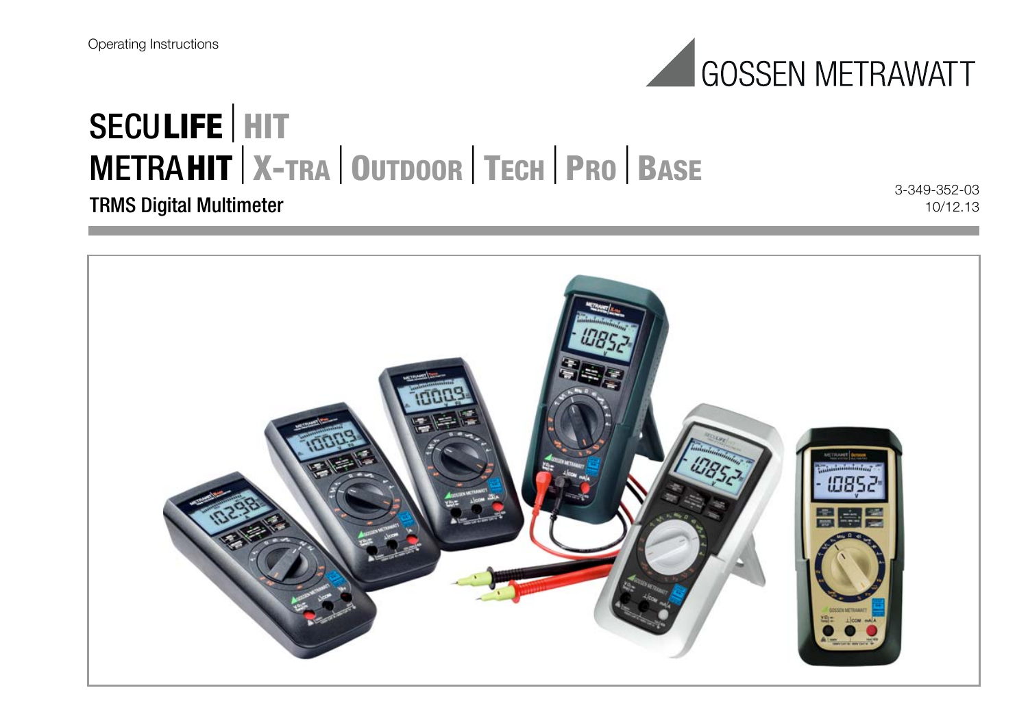Operating Instructions

GOSSEN METRAWATT

# SECULIFE | HIT

# METRAHIT | X-TRA | OUTDOOR | TECH | PRO | BASE

## TRMS Digital Multimeter

3-349-352-03
10/12.13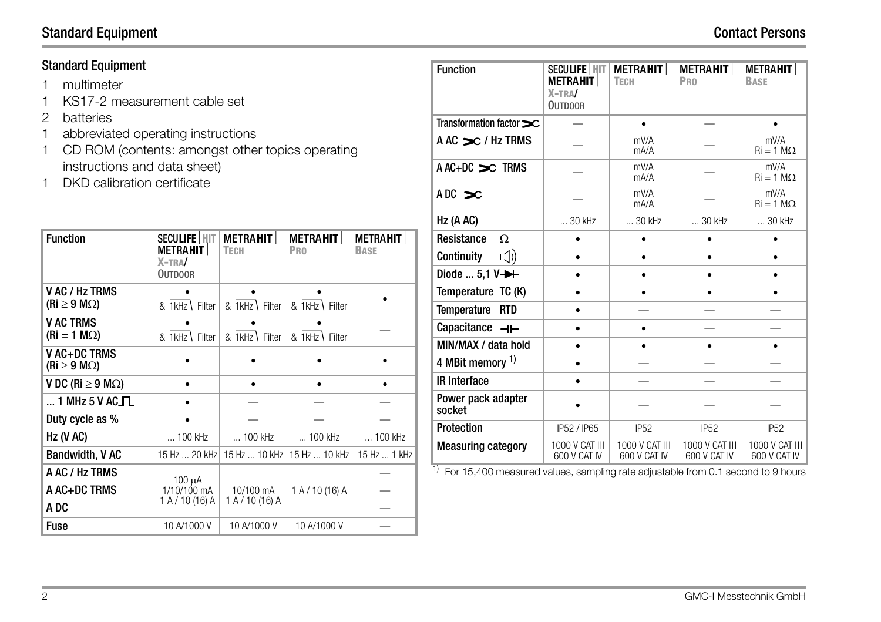## Standard Equipment

1 multimeter
1 KS17-2 measurement cable set
2 batteries
1 abbreviated operating instructions
1 CD ROM (contents: amongst other topics operating instructions and data sheet)
1 DKD calibration certificate

| Function | SECULIFE HIT METRAHIT X-TRA/ OUTDOOR | METRAHIT TECH | METRAHIT PRO | METRAHIT BASE |
|---|---|---|---|---|
| V AC / Hz TRMS (Ri ≥ 9 MΩ) | • & 1kHz Filter | • & 1kHz Filter | • & 1kHz Filter | • |
| V AC TRMS (Ri = 1 MΩ) | • & 1kHz Filter | • & 1kHz Filter | • & 1kHz Filter | — |
| V AC+DC TRMS (Ri ≥ 9 MΩ) | • | • | • | • |
| V DC (Ri ≥ 9 MΩ) | • | • | • | • |
| ... 1 MHz 5 V AC ⊓⊔ | • | — | — | — |
| Duty cycle as % | • | — | — | — |
| Hz (V AC) | ... 100 kHz | ... 100 kHz | ... 100 kHz | ... 100 kHz |
| Bandwidth, V AC | 15 Hz ... 20 kHz | 15 Hz ... 10 kHz | 15 Hz ... 10 kHz | 15 Hz ... 1 kHz |
| A AC / Hz TRMS | 100 µA 1/10/100 mA 1 A / 10 (16) A | 10/100 mA 1 A / 10 (16) A | 1 A / 10 (16) A | — |
| A AC+DC TRMS | | | | — |
| A DC | | | | — |
| Fuse | 10 A/1000 V | 10 A/1000 V | 10 A/1000 V | — |
| Transformation factor ⫘ | — | • | — | • |
| A AC ⫘ / Hz TRMS | — | mV/A mA/A | — | mV/A Ri = 1 MΩ |
| A AC+DC ⫘ TRMS | — | mV/A mA/A | — | mV/A Ri = 1 MΩ |
| A DC ⫘ | — | mV/A mA/A | — | mV/A Ri = 1 MΩ |
| Hz (A AC) | ... 30 kHz | ... 30 kHz | ... 30 kHz | ... 30 kHz |
| Resistance Ω | • | • | • | • |
| Continuity | • | • | • | • |
| Diode ... 5,1 V | • | • | • | • |
| Temperature TC (K) | • | • | • | • |
| Temperature RTD | • | — | — | — |
| Capacitance | • | • | — | — |
| MIN/MAX / data hold | • | • | • | • |
| 4 MBit memory [1] | • | — | — | — |
| IR Interface | • | — | — | — |
| Power pack adapter socket | • | — | — | — |
| Protection | IP52 / IP65 | IP52 | IP52 | IP52 |
| Measuring category | 1000 V CAT III 600 V CAT IV | 1000 V CAT III 600 V CAT IV | 1000 V CAT III 600 V CAT IV | 1000 V CAT III 600 V CAT IV |

[1] For 15,400 measured values, sampling rate adjustable from 0.1 second to 9 hours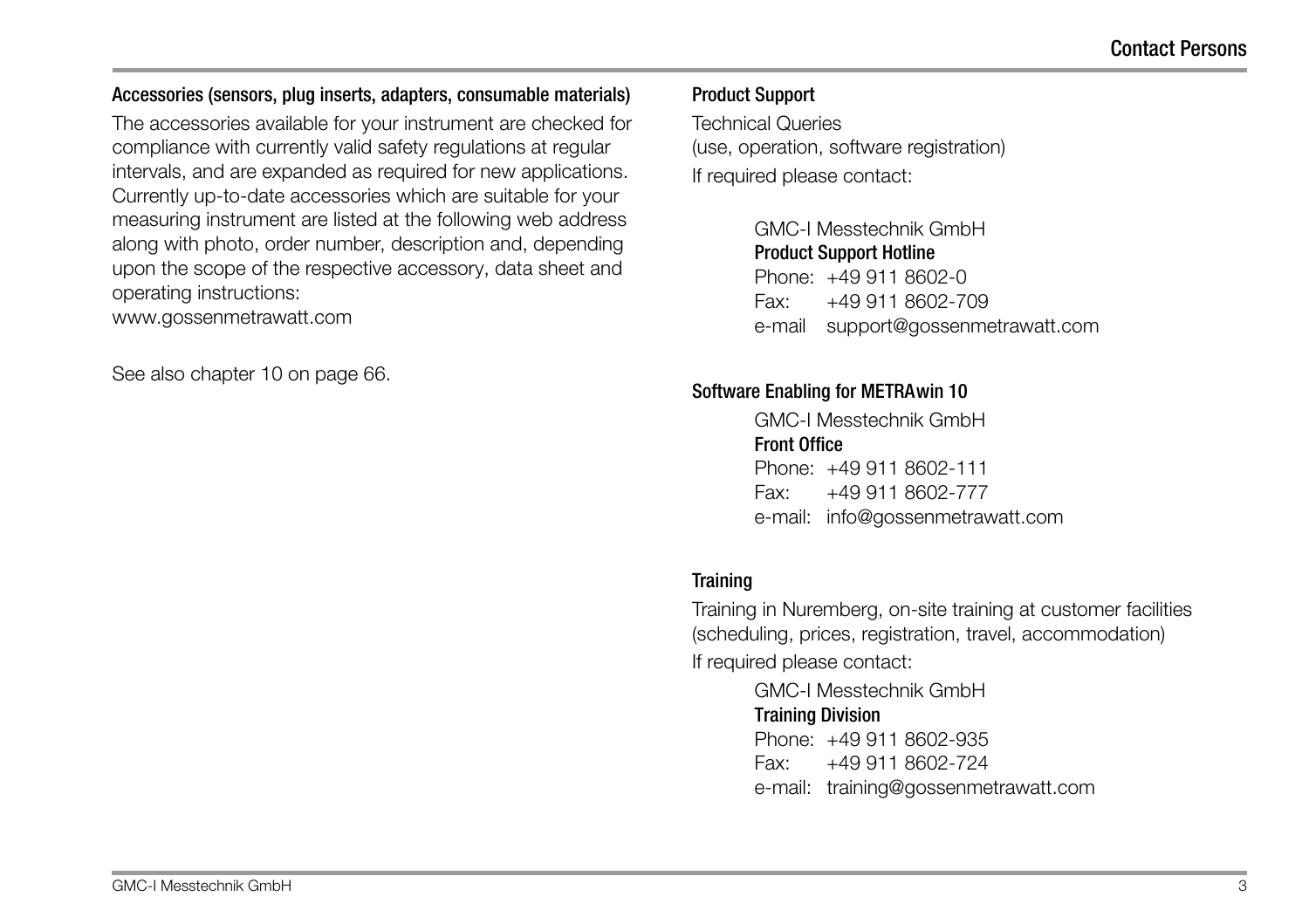### Accessories (sensors, plug inserts, adapters, consumable materials)

The accessories available for your instrument are checked for compliance with currently valid safety regulations at regular intervals, and are expanded as required for new applications. Currently up-to-date accessories which are suitable for your measuring instrument are listed at the following web address along with photo, order number, description and, depending upon the scope of the respective accessory, data sheet and operating instructions:
www.gossenmetrawatt.com

See also chapter 10 on page 66.

### Product Support

Technical Queries
(use, operation, software registration)

If required please contact:

GMC-I Messtechnik GmbH
**Product Support Hotline**
Phone: +49 911 8602-0
Fax: +49 911 8602-709
e-mail support@gossenmetrawatt.com

### Software Enabling for METRAwin 10

GMC-I Messtechnik GmbH
**Front Office**
Phone: +49 911 8602-111
Fax: +49 911 8602-777
e-mail: info@gossenmetrawatt.com

### Training

Training in Nuremberg, on-site training at customer facilities
(scheduling, prices, registration, travel, accommodation)

If required please contact:

GMC-I Messtechnik GmbH
**Training Division**
Phone: +49 911 8602-935
Fax: +49 911 8602-724
e-mail: training@gossenmetrawatt.com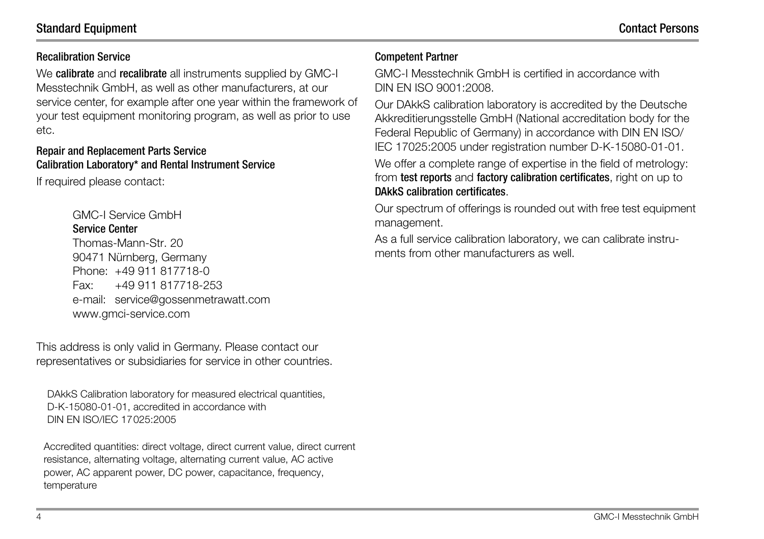### Recalibration Service

We **calibrate** and **recalibrate** all instruments supplied by GMC-I Messtechnik GmbH, as well as other manufacturers, at our service center, for example after one year within the framework of your test equipment monitoring program, as well as prior to use etc.

### Repair and Replacement Parts Service
### Calibration Laboratory* and Rental Instrument Service

If required please contact:

GMC-I Service GmbH
**Service Center**
Thomas-Mann-Str. 20
90471 Nürnberg, Germany
Phone: +49 911 817718-0
Fax: +49 911 817718-253
e-mail: service@gossenmetrawatt.com
www.gmci-service.com

This address is only valid in Germany. Please contact our representatives or subsidiaries for service in other countries.

DAkkS Calibration laboratory for measured electrical quantities, D-K-15080-01-01, accredited in accordance with DIN EN ISO/IEC 17025:2005

Accredited quantities: direct voltage, direct current value, direct current resistance, alternating voltage, alternating current value, AC active power, AC apparent power, DC power, capacitance, frequency, temperature

### Competent Partner

GMC-I Messtechnik GmbH is certified in accordance with DIN EN ISO 9001:2008.

Our DAkkS calibration laboratory is accredited by the Deutsche Akkreditierungsstelle GmbH (National accreditation body for the Federal Republic of Germany) in accordance with DIN EN ISO/IEC 17025:2005 under registration number D-K-15080-01-01.

We offer a complete range of expertise in the field of metrology: from **test reports** and **factory calibration certificates**, right on up to **DAkkS calibration certificates**.

Our spectrum of offerings is rounded out with free test equipment management.

As a full service calibration laboratory, we can calibrate instruments from other manufacturers as well.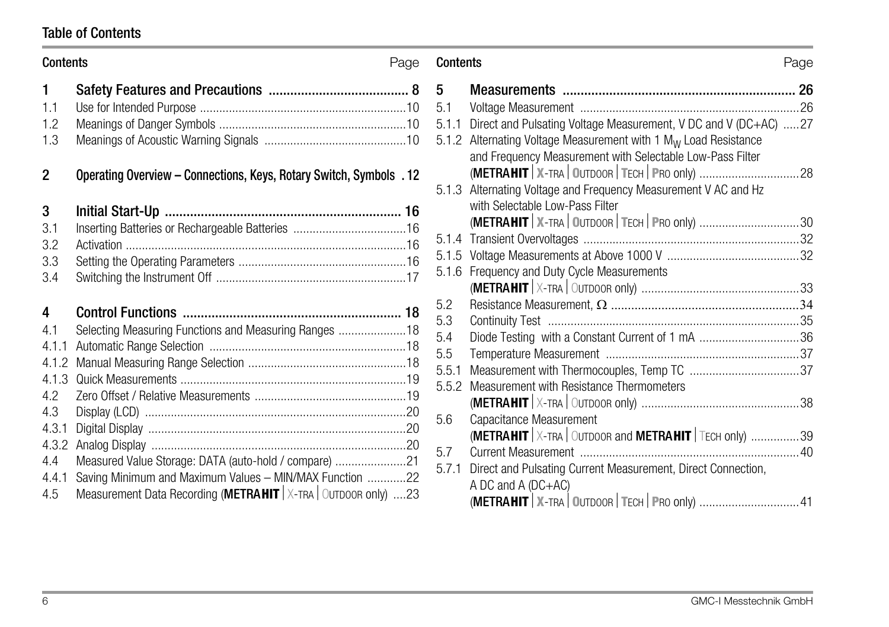## Table of Contents

| Contents | | Page |
|---|---|---|
| **1** | **Safety Features and Precautions** | **8** |
| 1.1 | Use for Intended Purpose | 10 |
| 1.2 | Meanings of Danger Symbols | 10 |
| 1.3 | Meanings of Acoustic Warning Signals | 10 |
| **2** | **Operating Overview – Connections, Keys, Rotary Switch, Symbols** | **12** |
| **3** | **Initial Start-Up** | **16** |
| 3.1 | Inserting Batteries or Rechargeable Batteries | 16 |
| 3.2 | Activation | 16 |
| 3.3 | Setting the Operating Parameters | 16 |
| 3.4 | Switching the Instrument Off | 17 |
| **4** | **Control Functions** | **18** |
| 4.1 | Selecting Measuring Functions and Measuring Ranges | 18 |
| 4.1.1 | Automatic Range Selection | 18 |
| 4.1.2 | Manual Measuring Range Selection | 18 |
| 4.1.3 | Quick Measurements | 19 |
| 4.2 | Zero Offset / Relative Measurements | 19 |
| 4.3 | Display (LCD) | 20 |
| 4.3.1 | Digital Display | 20 |
| 4.3.2 | Analog Display | 20 |
| 4.4 | Measured Value Storage: DATA (auto-hold / compare) | 21 |
| 4.4.1 | Saving Minimum and Maximum Values – MIN/MAX Function | 22 |
| 4.5 | Measurement Data Recording (**METRAHIT** \| X-TRA \| OUTDOOR only) | 23 |
| **5** | **Measurements** | **26** |
| 5.1 | Voltage Measurement | 26 |
| 5.1.1 | Direct and Pulsating Voltage Measurement, V DC and V (DC+AC) | 27 |
| 5.1.2 | Alternating Voltage Measurement with 1 $M_W$ Load Resistance and Frequency Measurement with Selectable Low-Pass Filter (**METRAHIT** \| X-TRA \| OUTDOOR \| TECH \| PRO only) | 28 |
| 5.1.3 | Alternating Voltage and Frequency Measurement V AC and Hz with Selectable Low-Pass Filter (**METRAHIT** \| X-TRA \| OUTDOOR \| TECH \| PRO only) | 30 |
| 5.1.4 | Transient Overvoltages | 32 |
| 5.1.5 | Voltage Measurements at Above 1000 V | 32 |
| 5.1.6 | Frequency and Duty Cycle Measurements (**METRAHIT** \| X-TRA \| OUTDOOR only) | 33 |
| 5.2 | Resistance Measurement, Ω | 34 |
| 5.3 | Continuity Test | 35 |
| 5.4 | Diode Testing with a Constant Current of 1 mA | 36 |
| 5.5 | Temperature Measurement | 37 |
| 5.5.1 | Measurement with Thermocouples, Temp TC | 37 |
| 5.5.2 | Measurement with Resistance Thermometers (**METRAHIT** \| X-TRA \| OUTDOOR only) | 38 |
| 5.6 | Capacitance Measurement (**METRAHIT** \| X-TRA \| OUTDOOR and **METRAHIT** \| TECH only) | 39 |
| 5.7 | Current Measurement | 40 |
| 5.7.1 | Direct and Pulsating Current Measurement, Direct Connection, A DC and A (DC+AC) (**METRAHIT** \| X-TRA \| OUTDOOR \| TECH \| PRO only) | 41 |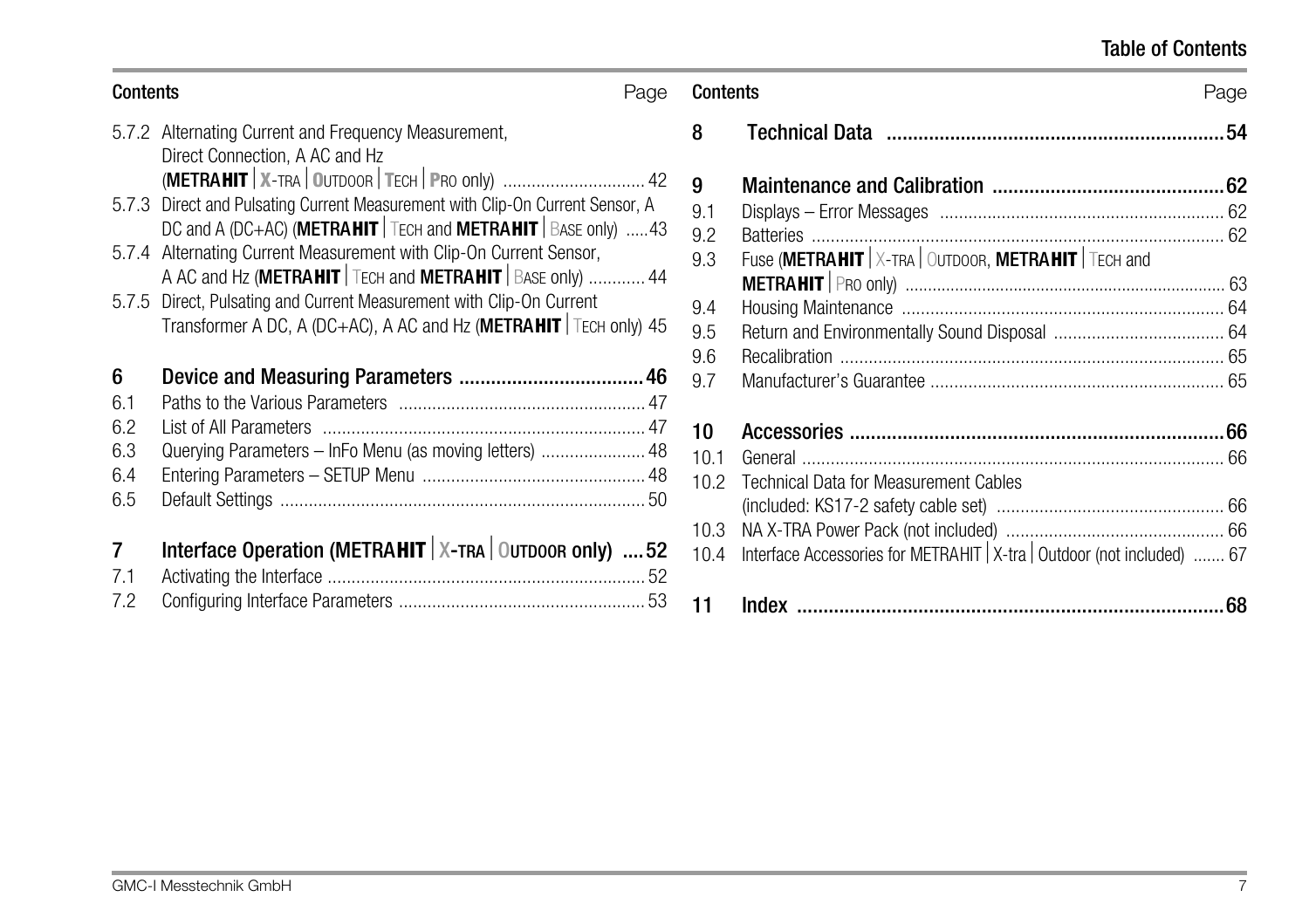| Contents | | Page |
|---|---|---|
| 5.7.2 | Alternating Current and Frequency Measurement, Direct Connection, A AC and Hz (**METRAHIT** \| X-TRA \| OUTDOOR \| TECH \| PRO only) | 42 |
| 5.7.3 | Direct and Pulsating Current Measurement with Clip-On Current Sensor, A DC and A (DC+AC) (**METRAHIT** \| TECH and **METRAHIT** \| BASE only) | 43 |
| 5.7.4 | Alternating Current Measurement with Clip-On Current Sensor, A AC and Hz (**METRAHIT** \| TECH and **METRAHIT** \| BASE only) | 44 |
| 5.7.5 | Direct, Pulsating and Current Measurement with Clip-On Current Transformer A DC, A (DC+AC), A AC and Hz (**METRAHIT** \| TECH only) | 45 |
| **6** | **Device and Measuring Parameters** | **46** |
| 6.1 | Paths to the Various Parameters | 47 |
| 6.2 | List of All Parameters | 47 |
| 6.3 | Querying Parameters – InFo Menu (as moving letters) | 48 |
| 6.4 | Entering Parameters – SETUP Menu | 48 |
| 6.5 | Default Settings | 50 |
| **7** | **Interface Operation (METRAHIT \| X-TRA \| OUTDOOR only)** | **52** |
| 7.1 | Activating the Interface | 52 |
| 7.2 | Configuring Interface Parameters | 53 |
| **8** | **Technical Data** | **54** |
| **9** | **Maintenance and Calibration** | **62** |
| 9.1 | Displays – Error Messages | 62 |
| 9.2 | Batteries | 62 |
| 9.3 | Fuse (**METRAHIT** \| X-TRA \| OUTDOOR, **METRAHIT** \| TECH and **METRAHIT** \| PRO only) | 63 |
| 9.4 | Housing Maintenance | 64 |
| 9.5 | Return and Environmentally Sound Disposal | 64 |
| 9.6 | Recalibration | 65 |
| 9.7 | Manufacturer's Guarantee | 65 |
| **10** | **Accessories** | **66** |
| 10.1 | General | 66 |
| 10.2 | Technical Data for Measurement Cables (included: KS17-2 safety cable set) | 66 |
| 10.3 | NA X-TRA Power Pack (not included) | 66 |
| 10.4 | Interface Accessories for METRAHIT \| X-tra \| Outdoor (not included) | 67 |
| **11** | **Index** | **68** |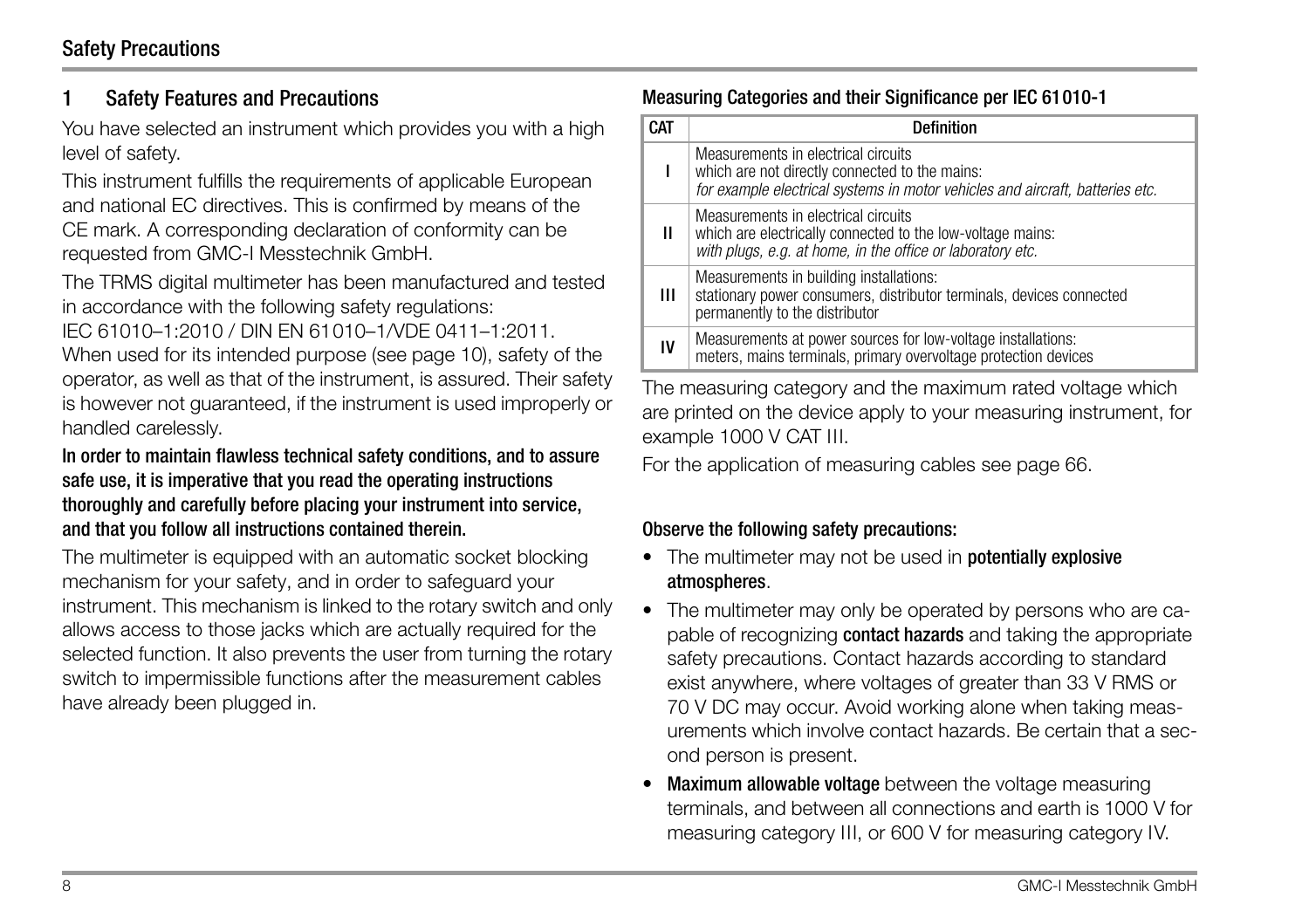# 1 Safety Features and Precautions

You have selected an instrument which provides you with a high level of safety.

This instrument fulfills the requirements of applicable European and national EC directives. This is confirmed by means of the CE mark. A corresponding declaration of conformity can be requested from GMC-I Messtechnik GmbH.

The TRMS digital multimeter has been manufactured and tested in accordance with the following safety regulations:
IEC 61010–1:2010 / DIN EN 61010–1/VDE 0411–1:2011.
When used for its intended purpose (see page 10), safety of the operator, as well as that of the instrument, is assured. Their safety is however not guaranteed, if the instrument is used improperly or handled carelessly.

**In order to maintain flawless technical safety conditions, and to assure safe use, it is imperative that you read the operating instructions thoroughly and carefully before placing your instrument into service, and that you follow all instructions contained therein.**

The multimeter is equipped with an automatic socket blocking mechanism for your safety, and in order to safeguard your instrument. This mechanism is linked to the rotary switch and only allows access to those jacks which are actually required for the selected function. It also prevents the user from turning the rotary switch to impermissible functions after the measurement cables have already been plugged in.

### Measuring Categories and their Significance per IEC 61010-1

| CAT | Definition |
|---|---|
| I | Measurements in electrical circuits which are not directly connected to the mains: *for example electrical systems in motor vehicles and aircraft, batteries etc.* |
| II | Measurements in electrical circuits which are electrically connected to the low-voltage mains: *with plugs, e.g. at home, in the office or laboratory etc.* |
| III | Measurements in building installations: stationary power consumers, distributor terminals, devices connected permanently to the distributor |
| IV | Measurements at power sources for low-voltage installations: meters, mains terminals, primary overvoltage protection devices |

The measuring category and the maximum rated voltage which are printed on the device apply to your measuring instrument, for example 1000 V CAT III.

For the application of measuring cables see page 66.

### Observe the following safety precautions:

- The multimeter may not be used in **potentially explosive atmospheres**.
- The multimeter may only be operated by persons who are capable of recognizing **contact hazards** and taking the appropriate safety precautions. Contact hazards according to standard exist anywhere, where voltages of greater than 33 V RMS or 70 V DC may occur. Avoid working alone when taking measurements which involve contact hazards. Be certain that a second person is present.
- **Maximum allowable voltage** between the voltage measuring terminals, and between all connections and earth is 1000 V for measuring category III, or 600 V for measuring category IV.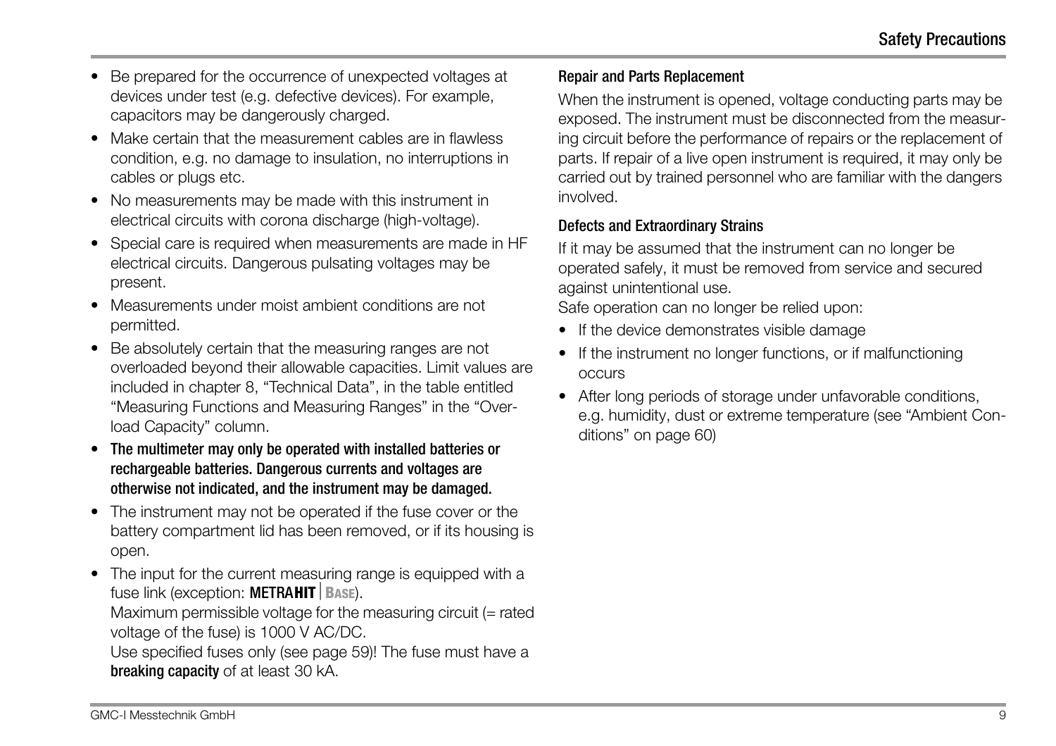- Be prepared for the occurrence of unexpected voltages at devices under test (e.g. defective devices). For example, capacitors may be dangerously charged.
- Make certain that the measurement cables are in flawless condition, e.g. no damage to insulation, no interruptions in cables or plugs etc.
- No measurements may be made with this instrument in electrical circuits with corona discharge (high-voltage).
- Special care is required when measurements are made in HF electrical circuits. Dangerous pulsating voltages may be present.
- Measurements under moist ambient conditions are not permitted.
- Be absolutely certain that the measuring ranges are not overloaded beyond their allowable capacities. Limit values are included in chapter 8, "Technical Data", in the table entitled "Measuring Functions and Measuring Ranges" in the "Overload Capacity" column.
- **The multimeter may only be operated with installed batteries or rechargeable batteries. Dangerous currents and voltages are otherwise not indicated, and the instrument may be damaged.**
- The instrument may not be operated if the fuse cover or the battery compartment lid has been removed, or if its housing is open.
- The input for the current measuring range is equipped with a fuse link (exception: **METRAHIT** | BASE).
  Maximum permissible voltage for the measuring circuit (= rated voltage of the fuse) is 1000 V AC/DC.
  Use specified fuses only (see page 59)! The fuse must have a **breaking capacity** of at least 30 kA.

### Repair and Parts Replacement

When the instrument is opened, voltage conducting parts may be exposed. The instrument must be disconnected from the measuring circuit before the performance of repairs or the replacement of parts. If repair of a live open instrument is required, it may only be carried out by trained personnel who are familiar with the dangers involved.

### Defects and Extraordinary Strains

If it may be assumed that the instrument can no longer be operated safely, it must be removed from service and secured against unintentional use.
Safe operation can no longer be relied upon:

- If the device demonstrates visible damage
- If the instrument no longer functions, or if malfunctioning occurs
- After long periods of storage under unfavorable conditions, e.g. humidity, dust or extreme temperature (see "Ambient Conditions" on page 60)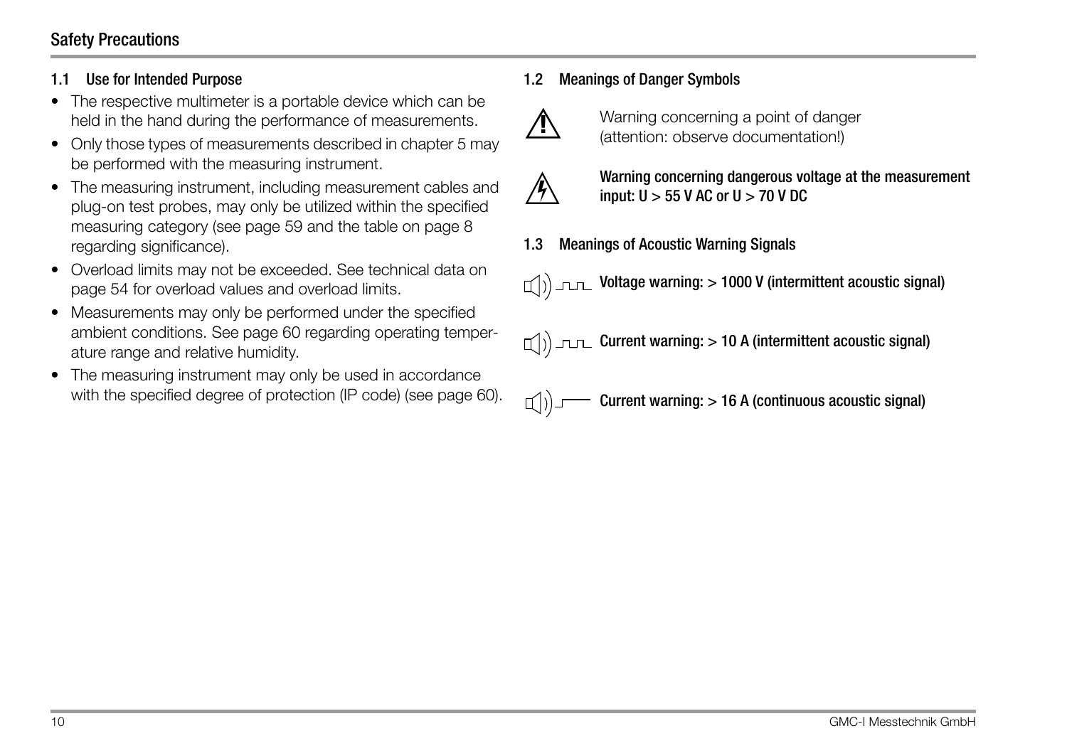## 1.1 Use for Intended Purpose

- The respective multimeter is a portable device which can be held in the hand during the performance of measurements.
- Only those types of measurements described in chapter 5 may be performed with the measuring instrument.
- The measuring instrument, including measurement cables and plug-on test probes, may only be utilized within the specified measuring category (see page 59 and the table on page 8 regarding significance).
- Overload limits may not be exceeded. See technical data on page 54 for overload values and overload limits.
- Measurements may only be performed under the specified ambient conditions. See page 60 regarding operating temperature range and relative humidity.
- The measuring instrument may only be used in accordance with the specified degree of protection (IP code) (see page 60).

## 1.2 Meanings of Danger Symbols

Warning concerning a point of danger (attention: observe documentation!)

**Warning concerning dangerous voltage at the measurement input: U > 55 V AC or U > 70 V DC**

## 1.3 Meanings of Acoustic Warning Signals

**Voltage warning: > 1000 V (intermittent acoustic signal)**

**Current warning: > 10 A (intermittent acoustic signal)**

**Current warning: > 16 A (continuous acoustic signal)**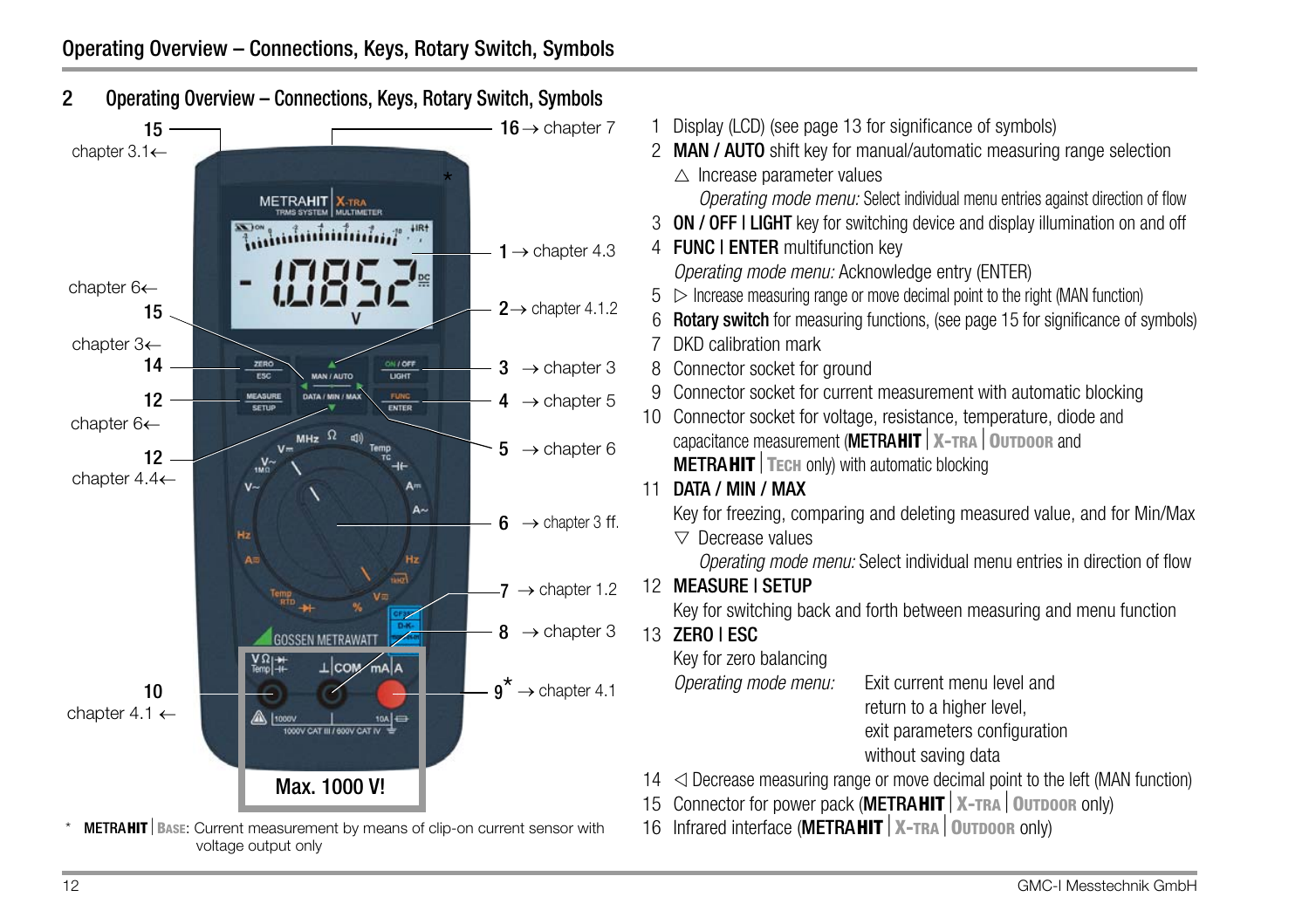## 2 Operating Overview – Connections, Keys, Rotary Switch, Symbols

15 chapter 3.1←

16 → chapter 7

chapter 6←
15

1 → chapter 4.3

2 → chapter 4.1.2

chapter 3←
14

3 → chapter 3

12

4 → chapter 5

chapter 6←

12
chapter 4.4←

5 → chapter 6

6 → chapter 3 ff.

7 → chapter 1.2

8 → chapter 3

10
chapter 4.1 ←

9* → chapter 4.1

Max. 1000 V!

\* METRAHIT | BASE: Current measurement by means of clip-on current sensor with voltage output only

1 Display (LCD) (see page 13 for significance of symbols)
2 **MAN / AUTO** shift key for manual/automatic measuring range selection
△ Increase parameter values
*Operating mode menu:* Select individual menu entries against direction of flow
3 **ON / OFF | LIGHT** key for switching device and display illumination on and off
4 **FUNC | ENTER** multifunction key
*Operating mode menu:* Acknowledge entry (ENTER)
5 ▷ Increase measuring range or move decimal point to the right (MAN function)
6 **Rotary switch** for measuring functions, (see page 15 for significance of symbols)
7 DKD calibration mark
8 Connector socket for ground
9 Connector socket for current measurement with automatic blocking
10 Connector socket for voltage, resistance, temperature, diode and capacitance measurement (**METRAHIT | X-TRA | OUTDOOR** and **METRAHIT | TECH** only) with automatic blocking
11 **DATA / MIN / MAX**
Key for freezing, comparing and deleting measured value, and for Min/Max
▽ Decrease values
*Operating mode menu:* Select individual menu entries in direction of flow
12 **MEASURE | SETUP**
Key for switching back and forth between measuring and menu function
13 **ZERO | ESC**
Key for zero balancing
*Operating mode menu:* Exit current menu level and return to a higher level, exit parameters configuration without saving data
14 ◁ Decrease measuring range or move decimal point to the left (MAN function)
15 Connector for power pack (**METRAHIT | X-TRA | OUTDOOR** only)
16 Infrared interface (**METRAHIT | X-TRA | OUTDOOR** only)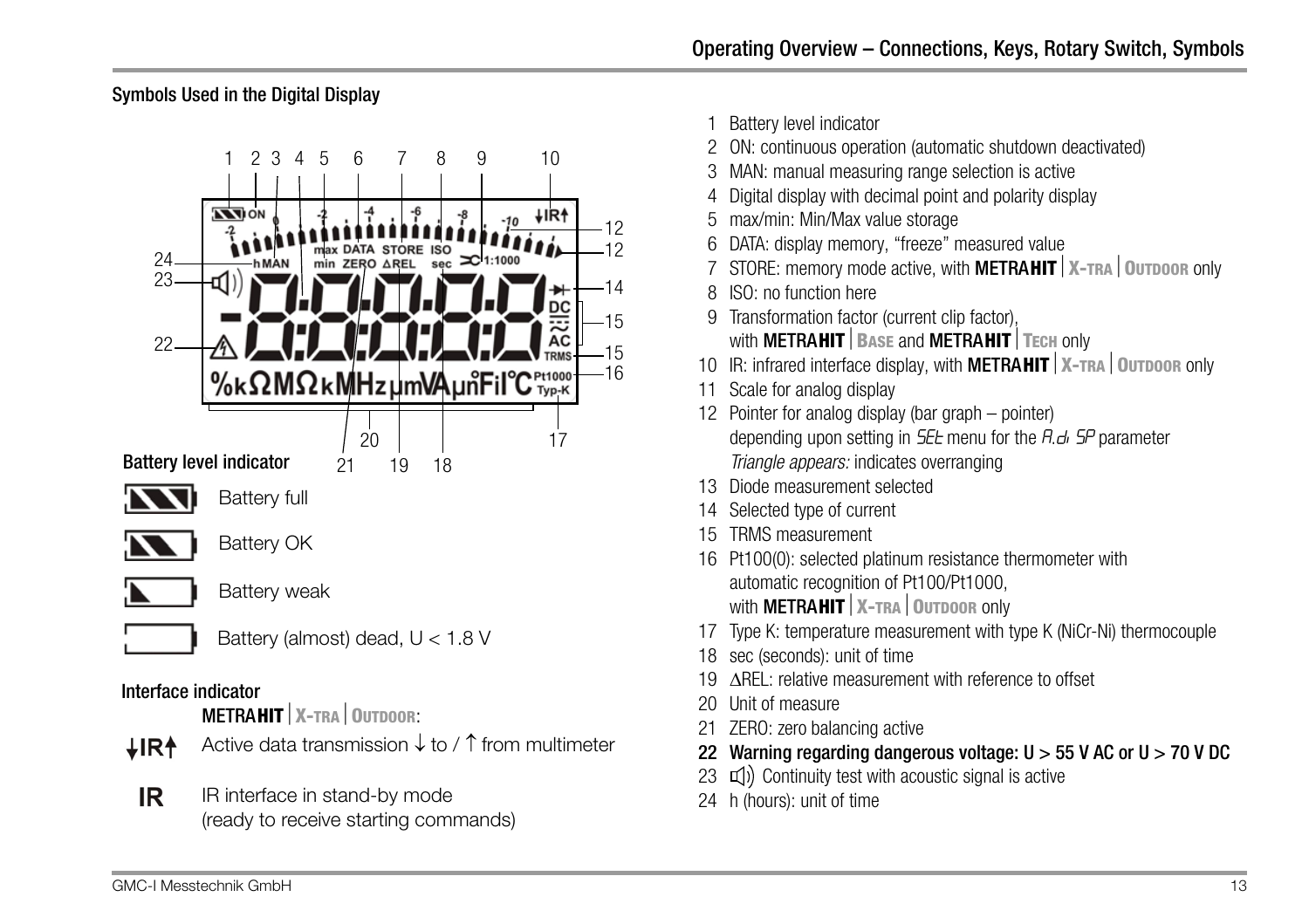## Symbols Used in the Digital Display

1 2 3 4 5 6 7 8 9 10

12
12
24
23
14
15
22
15
16

20
17
21 19 18

### Battery level indicator

Battery full

Battery OK

Battery weak

Battery (almost) dead, U < 1.8 V

### Interface indicator

**METRAHIT | X-TRA | OUTDOOR**:

**↓IR↑** Active data transmission ↓ to / ↑ from multimeter

**IR** IR interface in stand-by mode (ready to receive starting commands)

1 Battery level indicator
2 ON: continuous operation (automatic shutdown deactivated)
3 MAN: manual measuring range selection is active
4 Digital display with decimal point and polarity display
5 max/min: Min/Max value storage
6 DATA: display memory, "freeze" measured value
7 STORE: memory mode active, with **METRAHIT | X-TRA | OUTDOOR** only
8 ISO: no function here
9 Transformation factor (current clip factor), with **METRAHIT | BASE** and **METRAHIT | TECH** only
10 IR: infrared interface display, with **METRAHIT | X-TRA | OUTDOOR** only
11 Scale for analog display
12 Pointer for analog display (bar graph – pointer) depending upon setting in SEt menu for the A.di SP parameter
*Triangle appears:* indicates overranging
13 Diode measurement selected
14 Selected type of current
15 TRMS measurement
16 Pt100(0): selected platinum resistance thermometer with automatic recognition of Pt100/Pt1000, with **METRAHIT | X-TRA | OUTDOOR** only
17 Type K: temperature measurement with type K (NiCr-Ni) thermocouple
18 sec (seconds): unit of time
19 ΔREL: relative measurement with reference to offset
20 Unit of measure
21 ZERO: zero balancing active
22 **Warning regarding dangerous voltage: U > 55 V AC or U > 70 V DC**
23 Continuity test with acoustic signal is active
24 h (hours): unit of time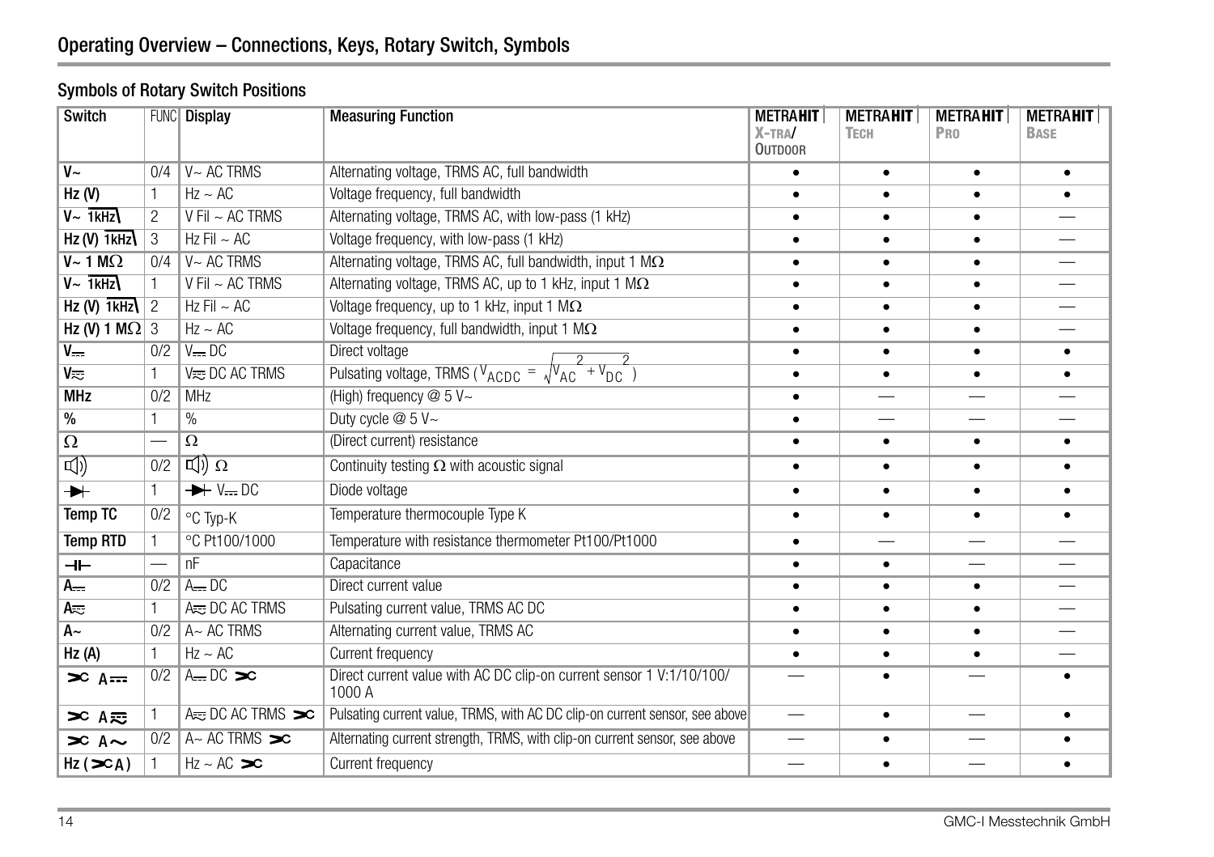## Operating Overview – Connections, Keys, Rotary Switch, Symbols

### Symbols of Rotary Switch Positions

| Switch | FUNC | Display | Measuring Function | METRAHIT X-TRA/ OUTDOOR | METRAHIT TECH | METRAHIT PRO | METRAHIT BASE |
|---|---|---|---|---|---|---|---|
| V~ | 0/4 | V~ AC TRMS | Alternating voltage, TRMS AC, full bandwidth | • | • | • | • |
| Hz (V) | 1 | Hz ~ AC | Voltage frequency, full bandwidth | • | • | • | • |
| V~ 1kHz | 2 | V Fil ~ AC TRMS | Alternating voltage, TRMS AC, with low-pass (1 kHz) | • | • | • | — |
| Hz (V) 1kHz | 3 | Hz Fil ~ AC | Voltage frequency, with low-pass (1 kHz) | • | • | • | — |
| V~ 1 MΩ | 0/4 | V~ AC TRMS | Alternating voltage, TRMS AC, full bandwidth, input 1 MΩ | • | • | • | — |
| V~ 1kHz | 1 | V Fil ~ AC TRMS | Alternating voltage, TRMS AC, up to 1 kHz, input 1 MΩ | • | • | • | — |
| Hz (V) 1kHz | 2 | Hz Fil ~ AC | Voltage frequency, up to 1 kHz, input 1 MΩ | • | • | • | — |
| Hz (V) 1 MΩ | 3 | Hz ~ AC | Voltage frequency, full bandwidth, input 1 MΩ | • | • | • | — |
| V⎓ | 0/2 | V⎓ DC | Direct voltage | • | • | • | • |
| V≂ | 1 | V≂ DC AC TRMS | Pulsating voltage, TRMS ( $V_{ACDC} = \sqrt{V_{AC}^2 + V_{DC}^2}$ ) | • | • | • | • |
| MHz | 0/2 | MHz | (High) frequency @ 5 V~ | • | — | — | — |
| % | 1 | % | Duty cycle @ 5 V~ | • | — | — | — |
| Ω | — | Ω | (Direct current) resistance | • | • | • | • |
| 🔊 | 0/2 | 🔊 Ω | Continuity testing Ω with acoustic signal | • | • | • | • |
| ⯈⊢ | 1 | ⯈⊢ V⎓ DC | Diode voltage | • | • | • | • |
| Temp TC | 0/2 | °C Typ-K | Temperature thermocouple Type K | • | • | • | • |
| Temp RTD | 1 | °C Pt100/1000 | Temperature with resistance thermometer Pt100/Pt1000 | • | — | — | — |
| ⊣⊢ | — | nF | Capacitance | • | • | — | — |
| A⎓ | 0/2 | A⎓ DC | Direct current value | • | • | • | — |
| A≂ | 1 | A≂ DC AC TRMS | Pulsating current value, TRMS AC DC | • | • | • | — |
| A~ | 0/2 | A~ AC TRMS | Alternating current value, TRMS AC | • | • | • | — |
| Hz (A) | 1 | Hz ~ AC | Current frequency | • | • | • | — |
| ⫘ A⎓ | 0/2 | A⎓ DC ⫘ | Direct current value with AC DC clip-on current sensor 1 V:1/10/100/ 1000 A | — | • | — | • |
| ⫘ A≂ | 1 | A≂ DC AC TRMS ⫘ | Pulsating current value, TRMS, with AC DC clip-on current sensor, see above | — | • | — | • |
| ⫘ A~ | 0/2 | A~ AC TRMS ⫘ | Alternating current strength, TRMS, with clip-on current sensor, see above | — | • | — | • |
| Hz (⫘A) | 1 | Hz ~ AC ⫘ | Current frequency | — | • | — | • |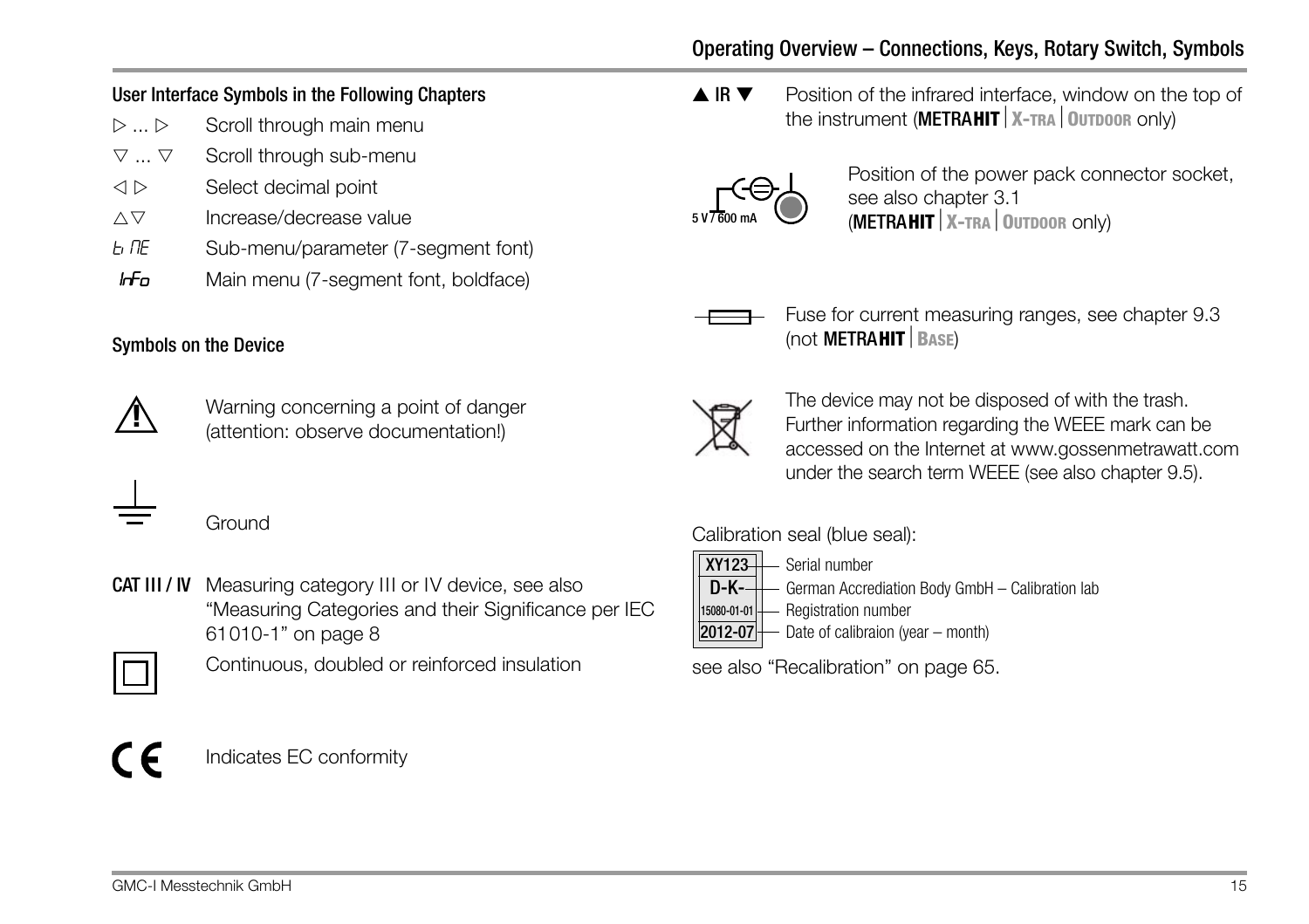### User Interface Symbols in the Following Chapters

▷ ... ▷ Scroll through main menu

▽ ... ▽ Scroll through sub-menu

◁ ▷ Select decimal point

△▽ Increase/decrease value

*b. ΠE* Sub-menu/parameter (7-segment font)

**InFo** Main menu (7-segment font, boldface)

### Symbols on the Device

⚠ Warning concerning a point of danger (attention: observe documentation!)

⏚ Ground

**CAT III / IV** Measuring category III or IV device, see also "Measuring Categories and their Significance per IEC 61010-1" on page 8

⧈ Continuous, doubled or reinforced insulation

CE Indicates EC conformity

**▲ IR ▼** Position of the infrared interface, window on the top of the instrument (**METRAHIT** | X-TRA | OUTDOOR only)

5 V / 600 mA — Position of the power pack connector socket, see also chapter 3.1 (**METRAHIT** | X-TRA | OUTDOOR only)

Fuse for current measuring ranges, see chapter 9.3 (not **METRAHIT** | BASE)

The device may not be disposed of with the trash. Further information regarding the WEEE mark can be accessed on the Internet at www.gossenmetrawatt.com under the search term WEEE (see also chapter 9.5).

Calibration seal (blue seal):

| | |
|---|---|
| XY123 | Serial number |
| D-K- | German Accrediation Body GmbH – Calibration lab |
| 15080-01-01 | Registration number |
| 2012-07 | Date of calibraion (year – month) |

see also "Recalibration" on page 65.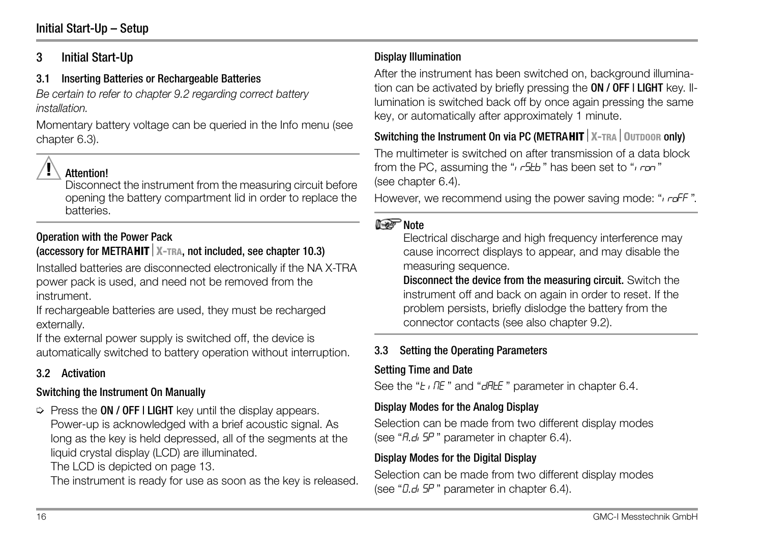## 3 Initial Start-Up

### 3.1 Inserting Batteries or Rechargeable Batteries

*Be certain to refer to chapter 9.2 regarding correct battery installation.*

Momentary battery voltage can be queried in the Info menu (see chapter 6.3).

> **Attention!**
> Disconnect the instrument from the measuring circuit before opening the battery compartment lid in order to replace the batteries.

#### Operation with the Power Pack (accessory for METRAHIT | X-TRA, not included, see chapter 10.3)

Installed batteries are disconnected electronically if the NA X-TRA power pack is used, and need not be removed from the instrument.
If rechargeable batteries are used, they must be recharged externally.
If the external power supply is switched off, the device is automatically switched to battery operation without interruption.

### 3.2 Activation

#### Switching the Instrument On Manually

⇨ Press the **ON / OFF | LIGHT** key until the display appears.
Power-up is acknowledged with a brief acoustic signal. As long as the key is held depressed, all of the segments at the liquid crystal display (LCD) are illuminated.
The LCD is depicted on page 13.
The instrument is ready for use as soon as the key is released.

#### Display Illumination

After the instrument has been switched on, background illumination can be activated by briefly pressing the **ON / OFF | LIGHT** key. Illumination is switched back off by once again pressing the same key, or automatically after approximately 1 minute.

#### Switching the Instrument On via PC (METRAHIT | X-TRA | OUTDOOR only)

The multimeter is switched on after transmission of a data block from the PC, assuming the "irStb" has been set to "iron" (see chapter 6.4).

However, we recommend using the power saving mode: "iroFF".

> **Note**
> Electrical discharge and high frequency interference may cause incorrect displays to appear, and may disable the measuring sequence.
> **Disconnect the device from the measuring circuit.** Switch the instrument off and back on again in order to reset. If the problem persists, briefly dislodge the battery from the connector contacts (see also chapter 9.2).

### 3.3 Setting the Operating Parameters

#### Setting Time and Date

See the "tiME" and "dAtE" parameter in chapter 6.4.

#### Display Modes for the Analog Display

Selection can be made from two different display modes (see "A.diSP" parameter in chapter 6.4).

#### Display Modes for the Digital Display

Selection can be made from two different display modes (see "D.diSP" parameter in chapter 6.4).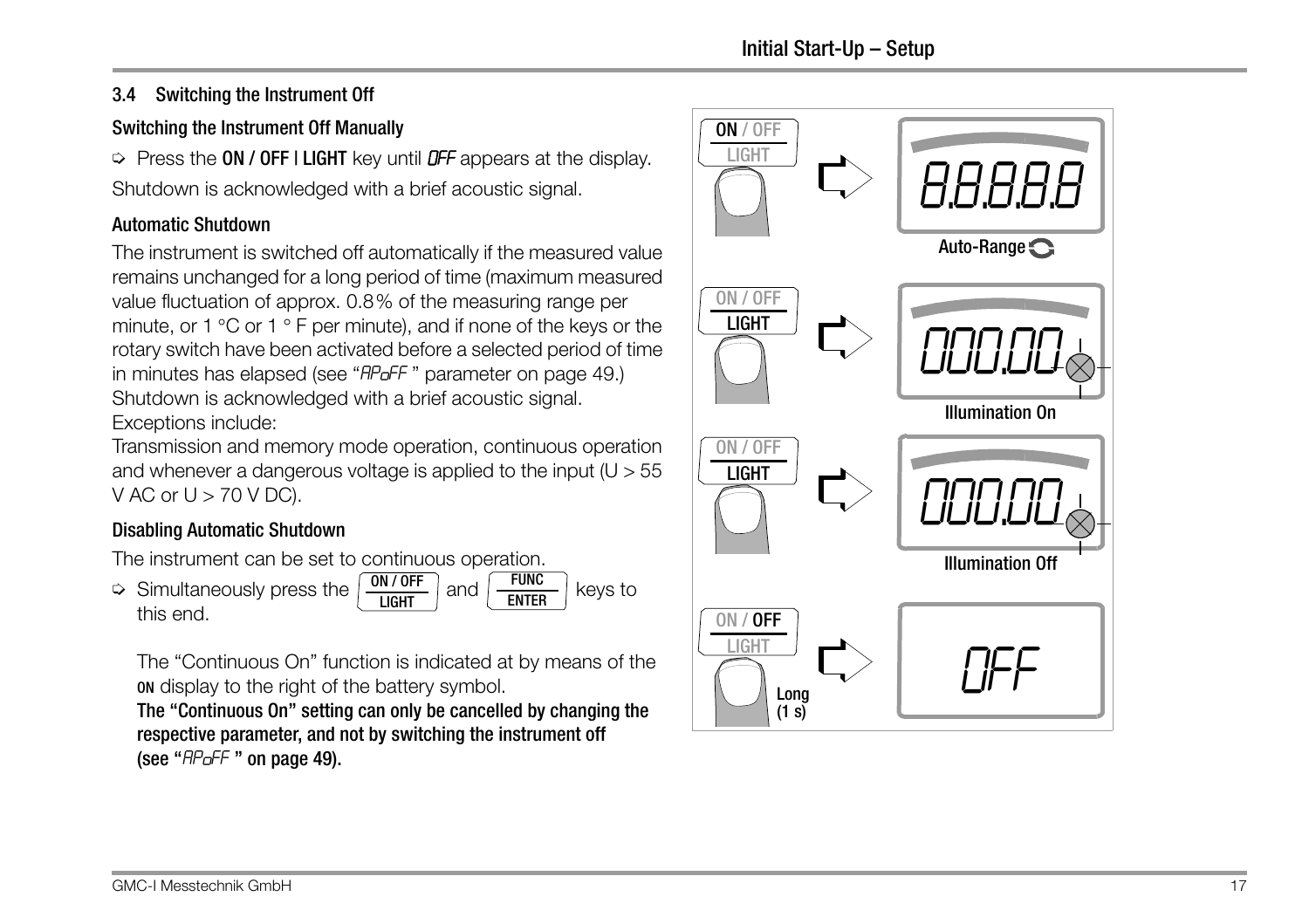### 3.4 Switching the Instrument Off

**Switching the Instrument Off Manually**

➩ Press the **ON / OFF | LIGHT** key until *OFF* appears at the display.

Shutdown is acknowledged with a brief acoustic signal.

**Automatic Shutdown**

The instrument is switched off automatically if the measured value remains unchanged for a long period of time (maximum measured value fluctuation of approx. 0.8% of the measuring range per minute, or 1 °C or 1 ° F per minute), and if none of the keys or the rotary switch have been activated before a selected period of time in minutes has elapsed (see "APoFF" parameter on page 49.)
Shutdown is acknowledged with a brief acoustic signal.
Exceptions include:
Transmission and memory mode operation, continuous operation and whenever a dangerous voltage is applied to the input (U > 55 V AC or U > 70 V DC).

**Disabling Automatic Shutdown**

The instrument can be set to continuous operation.

➩ Simultaneously press the ON / OFF | LIGHT and FUNC | ENTER keys to this end.

The "Continuous On" function is indicated at by means of the ON display to the right of the battery symbol.
**The "Continuous On" setting can only be cancelled by changing the respective parameter, and not by switching the instrument off (see "APoFF " on page 49).**

ON / OFF
LIGHT
8.8.8.8.8
Auto-Range

ON / OFF
LIGHT
000.00
Illumination On

ON / OFF
LIGHT
000.00
Illumination Off

ON / OFF
LIGHT
Long (1 s)
OFF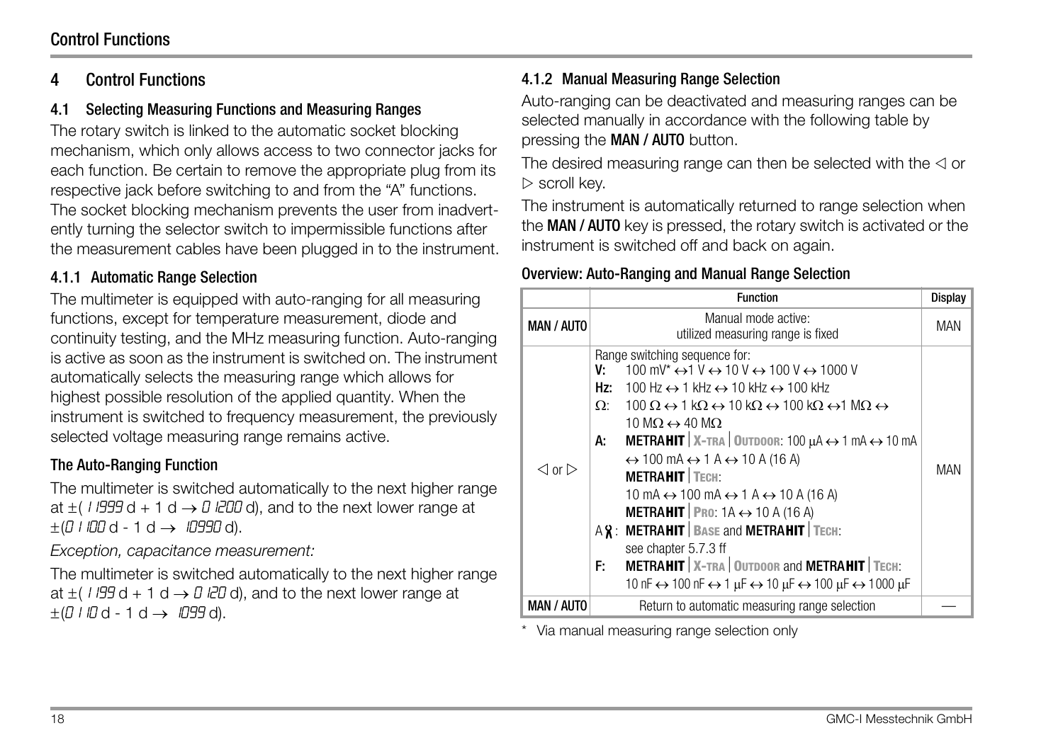# 4 Control Functions

## 4.1 Selecting Measuring Functions and Measuring Ranges

The rotary switch is linked to the automatic socket blocking mechanism, which only allows access to two connector jacks for each function. Be certain to remove the appropriate plug from its respective jack before switching to and from the "A" functions. The socket blocking mechanism prevents the user from inadvertently turning the selector switch to impermissible functions after the measurement cables have been plugged in to the instrument.

### 4.1.1 Automatic Range Selection

The multimeter is equipped with auto-ranging for all measuring functions, except for temperature measurement, diode and continuity testing, and the MHz measuring function. Auto-ranging is active as soon as the instrument is switched on. The instrument automatically selects the measuring range which allows for highest possible resolution of the applied quantity. When the instrument is switched to frequency measurement, the previously selected voltage measuring range remains active.

#### The Auto-Ranging Function

The multimeter is switched automatically to the next higher range at ±( 11999 d + 1 d → 01200 d), and to the next lower range at ±(01100 d - 1 d → 10990 d).

*Exception, capacitance measurement:*

The multimeter is switched automatically to the next higher range at ±( 1199 d + 1 d → 0120 d), and to the next lower range at ±(0110 d - 1 d → 1099 d).

### 4.1.2 Manual Measuring Range Selection

Auto-ranging can be deactivated and measuring ranges can be selected manually in accordance with the following table by pressing the **MAN / AUTO** button.

The desired measuring range can then be selected with the ◁ or ▷ scroll key.

The instrument is automatically returned to range selection when the **MAN / AUTO** key is pressed, the rotary switch is activated or the instrument is switched off and back on again.

#### Overview: Auto-Ranging and Manual Range Selection

| | Function | Display |
|---|---|---|
| **MAN / AUTO** | Manual mode active: utilized measuring range is fixed | MAN |
| ◁ or ▷ | Range switching sequence for:<br>**V:** 100 mV* ↔ 1 V ↔ 10 V ↔ 100 V ↔ 1000 V<br>**Hz:** 100 Hz ↔ 1 kHz ↔ 10 kHz ↔ 100 kHz<br>**Ω:** 100 Ω ↔ 1 kΩ ↔ 10 kΩ ↔ 100 kΩ ↔ 1 MΩ ↔ 10 MΩ ↔ 40 MΩ<br>**A:** **METRAHIT** \| X-TRA \| OUTDOOR: 100 µA ↔ 1 mA ↔ 10 mA ↔ 100 mA ↔ 1 A ↔ 10 A (16 A)<br>**METRAHIT** \| TECH: 10 mA ↔ 100 mA ↔ 1 A ↔ 10 A (16 A)<br>**METRAHIT** \| PRO: 1A ↔ 10 A (16 A)<br>A (clamp): **METRAHIT** \| BASE and **METRAHIT** \| TECH: see chapter 5.7.3 ff<br>**F:** **METRAHIT** \| X-TRA \| OUTDOOR and **METRAHIT** \| TECH: 10 nF ↔ 100 nF ↔ 1 µF ↔ 10 µF ↔ 100 µF ↔ 1000 µF | MAN |
| **MAN / AUTO** | Return to automatic measuring range selection | — |

\* Via manual measuring range selection only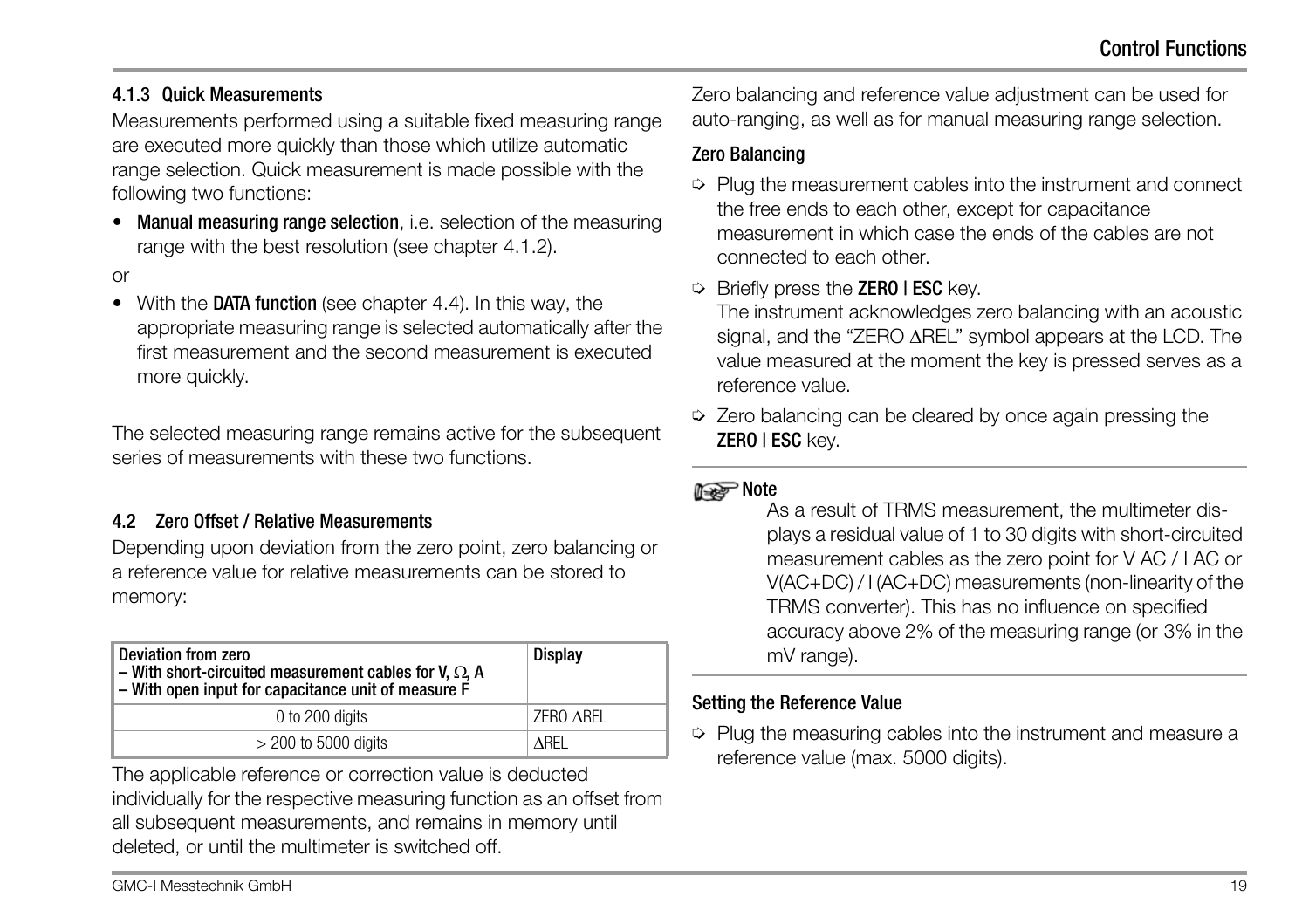### 4.1.3 Quick Measurements

Measurements performed using a suitable fixed measuring range are executed more quickly than those which utilize automatic range selection. Quick measurement is made possible with the following two functions:

- **Manual measuring range selection**, i.e. selection of the measuring range with the best resolution (see chapter 4.1.2).

or

- With the **DATA function** (see chapter 4.4). In this way, the appropriate measuring range is selected automatically after the first measurement and the second measurement is executed more quickly.

The selected measuring range remains active for the subsequent series of measurements with these two functions.

## 4.2 Zero Offset / Relative Measurements

Depending upon deviation from the zero point, zero balancing or a reference value for relative measurements can be stored to memory:

| Deviation from zero<br>– With short-circuited measurement cables for V, Ω, A<br>– With open input for capacitance unit of measure F | Display |
|---|---|
| 0 to 200 digits | ZERO ΔREL |
| > 200 to 5000 digits | ΔREL |

The applicable reference or correction value is deducted individually for the respective measuring function as an offset from all subsequent measurements, and remains in memory until deleted, or until the multimeter is switched off.

Zero balancing and reference value adjustment can be used for auto-ranging, as well as for manual measuring range selection.

### Zero Balancing

- ⇨ Plug the measurement cables into the instrument and connect the free ends to each other, except for capacitance measurement in which case the ends of the cables are not connected to each other.
- ⇨ Briefly press the **ZERO | ESC** key.
  The instrument acknowledges zero balancing with an acoustic signal, and the "ZERO ΔREL" symbol appears at the LCD. The value measured at the moment the key is pressed serves as a reference value.
- ⇨ Zero balancing can be cleared by once again pressing the **ZERO | ESC** key.

**Note**

As a result of TRMS measurement, the multimeter displays a residual value of 1 to 30 digits with short-circuited measurement cables as the zero point for V AC / I AC or V(AC+DC) / I (AC+DC) measurements (non-linearity of the TRMS converter). This has no influence on specified accuracy above 2% of the measuring range (or 3% in the mV range).

### Setting the Reference Value

- ⇨ Plug the measuring cables into the instrument and measure a reference value (max. 5000 digits).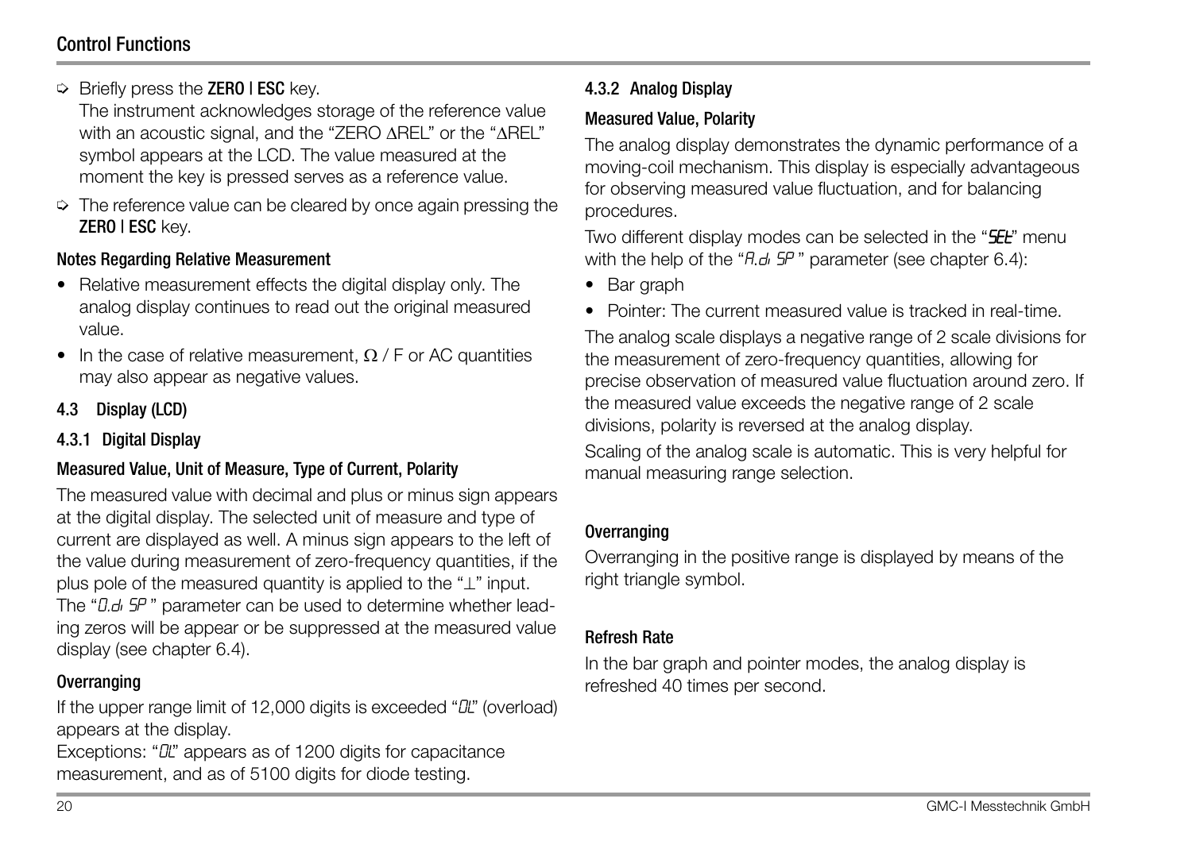- ➩ Briefly press the **ZERO | ESC** key.
  The instrument acknowledges storage of the reference value with an acoustic signal, and the "ZERO ΔREL" or the "ΔREL" symbol appears at the LCD. The value measured at the moment the key is pressed serves as a reference value.
- ➩ The reference value can be cleared by once again pressing the **ZERO | ESC** key.

#### Notes Regarding Relative Measurement

- Relative measurement effects the digital display only. The analog display continues to read out the original measured value.
- In the case of relative measurement, Ω / F or AC quantities may also appear as negative values.

## 4.3 Display (LCD)

### 4.3.1 Digital Display

#### Measured Value, Unit of Measure, Type of Current, Polarity

The measured value with decimal and plus or minus sign appears at the digital display. The selected unit of measure and type of current are displayed as well. A minus sign appears to the left of the value during measurement of zero-frequency quantities, if the plus pole of the measured quantity is applied to the "⊥" input.
The "0.di SP" parameter can be used to determine whether leading zeros will be appear or be suppressed at the measured value display (see chapter 6.4).

#### Overranging

If the upper range limit of 12,000 digits is exceeded "OL" (overload) appears at the display.
Exceptions: "OL" appears as of 1200 digits for capacitance measurement, and as of 5100 digits for diode testing.

### 4.3.2 Analog Display

#### Measured Value, Polarity

The analog display demonstrates the dynamic performance of a moving-coil mechanism. This display is especially advantageous for observing measured value fluctuation, and for balancing procedures.

Two different display modes can be selected in the "SEt" menu with the help of the "A.di SP" parameter (see chapter 6.4):

- Bar graph
- Pointer: The current measured value is tracked in real-time.

The analog scale displays a negative range of 2 scale divisions for the measurement of zero-frequency quantities, allowing for precise observation of measured value fluctuation around zero. If the measured value exceeds the negative range of 2 scale divisions, polarity is reversed at the analog display.

Scaling of the analog scale is automatic. This is very helpful for manual measuring range selection.

#### Overranging

Overranging in the positive range is displayed by means of the right triangle symbol.

#### Refresh Rate

In the bar graph and pointer modes, the analog display is refreshed 40 times per second.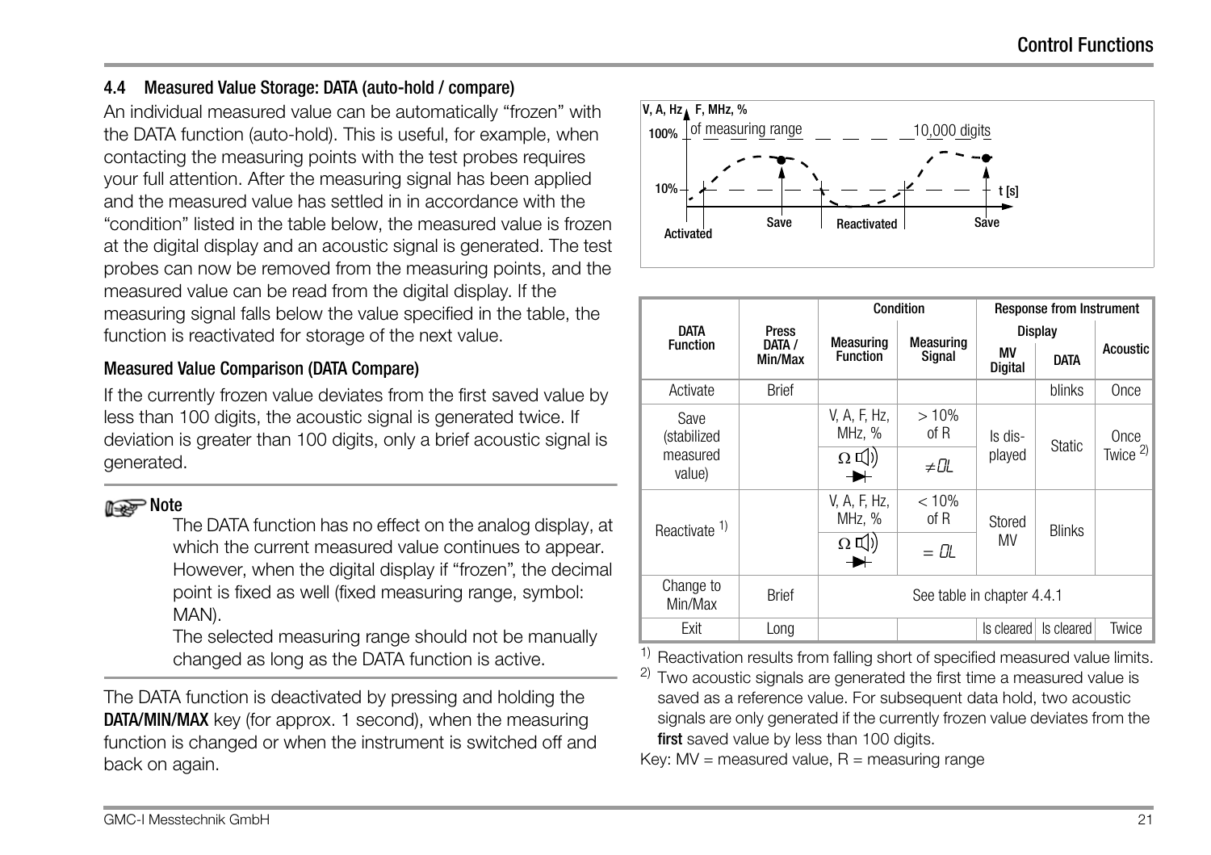## 4.4 Measured Value Storage: DATA (auto-hold / compare)

An individual measured value can be automatically “frozen” with the DATA function (auto-hold). This is useful, for example, when contacting the measuring points with the test probes requires your full attention. After the measuring signal has been applied and the measured value has settled in in accordance with the “condition” listed in the table below, the measured value is frozen at the digital display and an acoustic signal is generated. The test probes can now be removed from the measuring points, and the measured value can be read from the digital display. If the measuring signal falls below the value specified in the table, the function is reactivated for storage of the next value.

### Measured Value Comparison (DATA Compare)

If the currently frozen value deviates from the first saved value by less than 100 digits, the acoustic signal is generated twice. If deviation is greater than 100 digits, only a brief acoustic signal is generated.

**Note**

The DATA function has no effect on the analog display, at which the current measured value continues to appear. However, when the digital display if “frozen”, the decimal point is fixed as well (fixed measuring range, symbol: MAN).

The selected measuring range should not be manually changed as long as the DATA function is active.

The DATA function is deactivated by pressing and holding the **DATA/MIN/MAX** key (for approx. 1 second), when the measuring function is changed or when the instrument is switched off and back on again.

V, A, Hz F, MHz, %
100% of measuring range 10,000 digits
10%
t [s]
Activated Save Reactivated Save

| DATA Function | Press DATA / Min/Max | Condition | | Response from Instrument | | |
|---|---|---|---|---|---|---|
| | | Measuring Function | Measuring Signal | Display | | Acoustic |
| | | | | MV Digital | DATA | |
| Activate | Brief | | | | blinks | Once |
| Save (stabilized measured value) | | V, A, F, Hz, MHz, % | > 10% of R | Is displayed | Static | Once |
| | | Ω 🔊 ⯈ | ≠ OL | | | Twice [2] |
| Reactivate [1] | | V, A, F, Hz, MHz, % | < 10% of R | Stored MV | Blinks | |
| | | Ω 🔊 ⯈ | = OL | | | |
| Change to Min/Max | Brief | See table in chapter 4.4.1 | | | | |
| Exit | Long | | | Is cleared | Is cleared | Twice |

[1] Reactivation results from falling short of specified measured value limits.

[2] Two acoustic signals are generated the first time a measured value is saved as a reference value. For subsequent data hold, two acoustic signals are only generated if the currently frozen value deviates from the **first** saved value by less than 100 digits.

Key: MV = measured value, R = measuring range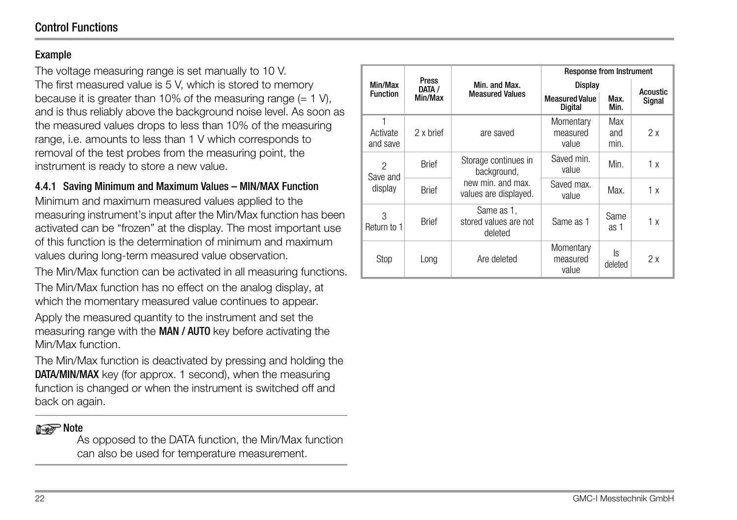### Example

The voltage measuring range is set manually to 10 V.
The first measured value is 5 V, which is stored to memory because it is greater than 10% of the measuring range (= 1 V), and is thus reliably above the background noise level. As soon as the measured values drops to less than 10% of the measuring range, i.e. amounts to less than 1 V which corresponds to removal of the test probes from the measuring point, the instrument is ready to store a new value.

### 4.4.1 Saving Minimum and Maximum Values – MIN/MAX Function

Minimum and maximum measured values applied to the measuring instrument's input after the Min/Max function has been activated can be "frozen" at the display. The most important use of this function is the determination of minimum and maximum values during long-term measured value observation.

The Min/Max function can be activated in all measuring functions.

The Min/Max function has no effect on the analog display, at which the momentary measured value continues to appear.

Apply the measured quantity to the instrument and set the measuring range with the **MAN / AUTO** key before activating the Min/Max function.

The Min/Max function is deactivated by pressing and holding the **DATA/MIN/MAX** key (for approx. 1 second), when the measuring function is changed or when the instrument is switched off and back on again.

**Note**
As opposed to the DATA function, the Min/Max function can also be used for temperature measurement.

| Min/Max Function | Press DATA / Min/Max | Min. and Max. Measured Values | Response from Instrument | | |
|---|---|---|---|---|---|
| | | | Display | | Acoustic Signal |
| | | | Measured Value Digital | Max. Min. | |
| 1 Activate and save | 2 x brief | are saved | Momentary measured value | Max and min. | 2 x |
| 2 Save and display | Brief | Storage continues in background, new min. and max. values are displayed. | Saved min. value | Min. | 1 x |
| | Brief | | Saved max. value | Max. | 1 x |
| 3 Return to 1 | Brief | Same as 1, stored values are not deleted | Same as 1 | Same as 1 | 1 x |
| Stop | Long | Are deleted | Momentary measured value | Is deleted | 2 x |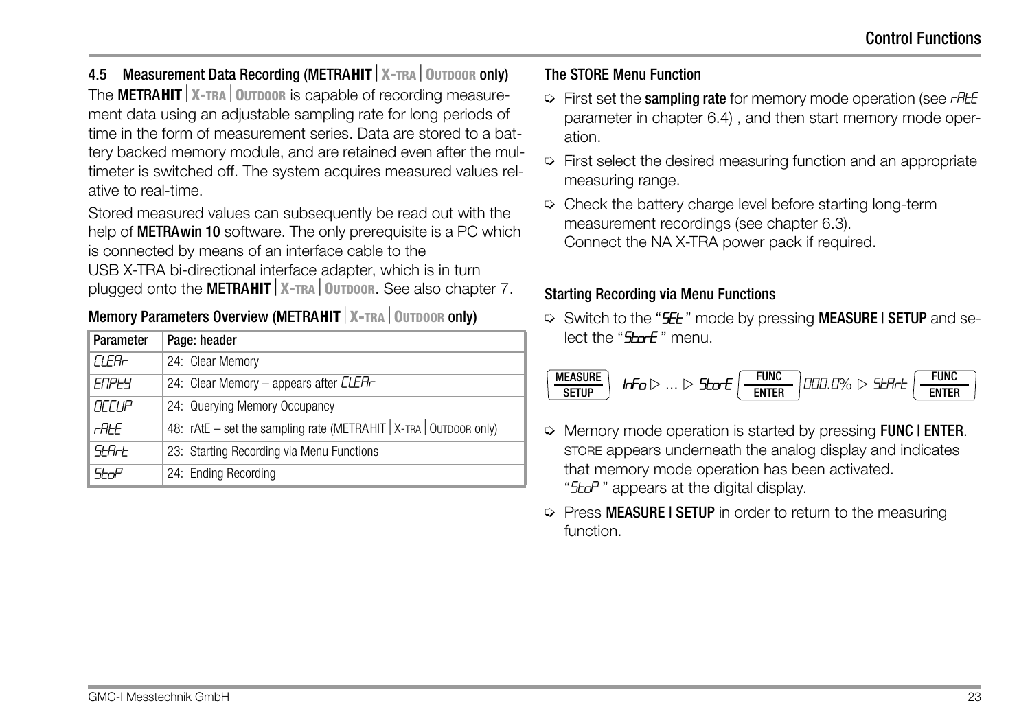## 4.5 Measurement Data Recording (METRAHIT | X-TRA | OUTDOOR only)

The **METRAHIT | X-TRA | OUTDOOR** is capable of recording measurement data using an adjustable sampling rate for long periods of time in the form of measurement series. Data are stored to a battery backed memory module, and are retained even after the multimeter is switched off. The system acquires measured values relative to real-time.

Stored measured values can subsequently be read out with the help of **METRAwin 10** software. The only prerequisite is a PC which is connected by means of an interface cable to the USB X-TRA bi-directional interface adapter, which is in turn plugged onto the **METRAHIT | X-TRA | OUTDOOR**. See also chapter 7.

### Memory Parameters Overview (METRAHIT | X-TRA | OUTDOOR only)

| Parameter | Page: header |
|---|---|
| CLEAr | 24: Clear Memory |
| EMPTY | 24: Clear Memory – appears after CLEAr |
| OCCUP | 24: Querying Memory Occupancy |
| rAtE | 48: rAtE – set the sampling rate (METRAHIT \| X-TRA \| OUTDOOR only) |
| StArt | 23: Starting Recording via Menu Functions |
| StoP | 24: Ending Recording |

### The STORE Menu Function

- First set the **sampling rate** for memory mode operation (see rAtE parameter in chapter 6.4) , and then start memory mode operation.
- First select the desired measuring function and an appropriate measuring range.
- Check the battery charge level before starting long-term measurement recordings (see chapter 6.3).
  Connect the NA X-TRA power pack if required.

### Starting Recording via Menu Functions

- Switch to the "SEt" mode by pressing **MEASURE | SETUP** and select the "StorE" menu.

MEASURE/SETUP InFo ▷ ... ▷ StorE FUNC/ENTER 000.0% ▷ StArt FUNC/ENTER

- Memory mode operation is started by pressing **FUNC | ENTER**. STORE appears underneath the analog display and indicates that memory mode operation has been activated.
  "StoP" appears at the digital display.
- Press **MEASURE | SETUP** in order to return to the measuring function.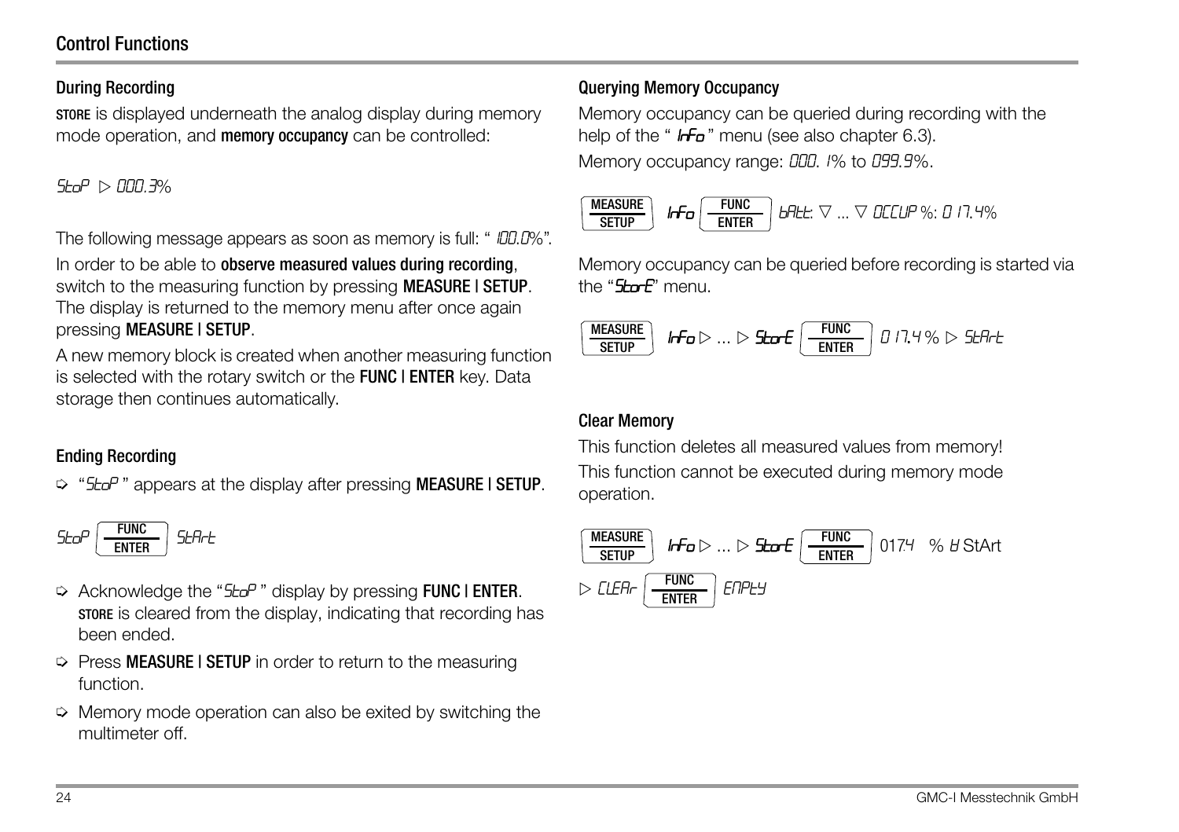## Control Functions

### During Recording

**STORE** is displayed underneath the analog display during memory mode operation, and **memory occupancy** can be controlled:

StoP ▷ 000.3%

The following message appears as soon as memory is full: " 100.0%".

In order to be able to **observe measured values during recording**, switch to the measuring function by pressing **MEASURE | SETUP**. The display is returned to the memory menu after once again pressing **MEASURE | SETUP**.

A new memory block is created when another measuring function is selected with the rotary switch or the **FUNC | ENTER** key. Data storage then continues automatically.

### Ending Recording

- "StoP " appears at the display after pressing **MEASURE | SETUP**.

StoP [FUNC / ENTER] StArt

- Acknowledge the "StoP " display by pressing **FUNC | ENTER**. **STORE** is cleared from the display, indicating that recording has been ended.
- Press **MEASURE | SETUP** in order to return to the measuring function.
- Memory mode operation can also be exited by switching the multimeter off.

### Querying Memory Occupancy

Memory occupancy can be queried during recording with the help of the " InFo " menu (see also chapter 6.3).

Memory occupancy range: 000. 1% to 099.9%.

[MEASURE / SETUP] InFo [FUNC / ENTER] bAtt: ▽ ... ▽ OCCUP %: 0 17.4%

Memory occupancy can be queried before recording is started via the "StorE" menu.

[MEASURE / SETUP] InFo ▷ ... ▷ StorE [FUNC / ENTER] 0 17.4 % ▷ StArt

### Clear Memory

This function deletes all measured values from memory!

This function cannot be executed during memory mode operation.

[MEASURE / SETUP] InFo ▷ ... ▷ StorE [FUNC / ENTER] 017.4 % ▽ StArt

▷ CLEAr [FUNC / ENTER] EMPty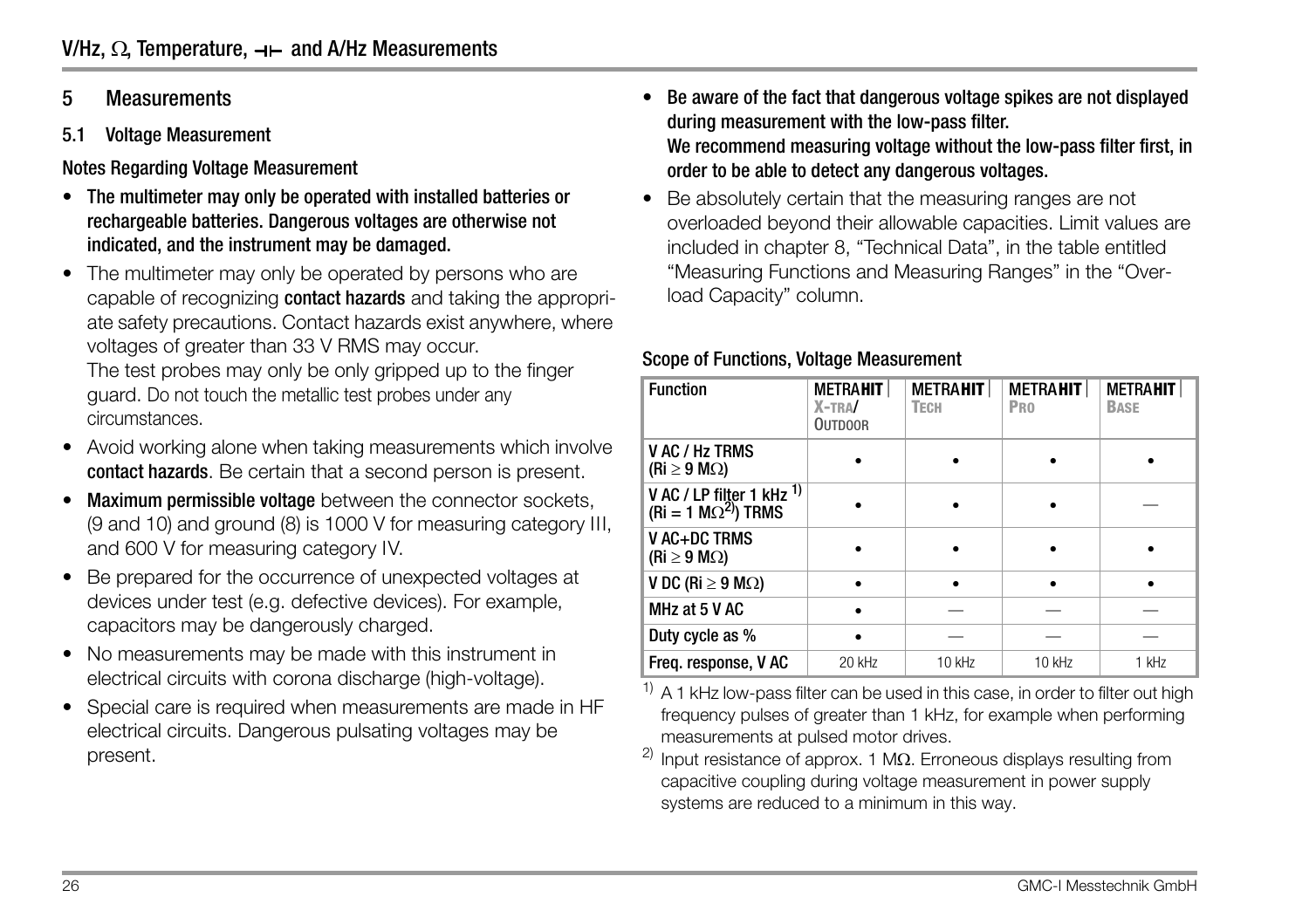# 5 Measurements

## 5.1 Voltage Measurement

### Notes Regarding Voltage Measurement

- **The multimeter may only be operated with installed batteries or rechargeable batteries. Dangerous voltages are otherwise not indicated, and the instrument may be damaged.**
- The multimeter may only be operated by persons who are capable of recognizing **contact hazards** and taking the appropriate safety precautions. Contact hazards exist anywhere, where voltages of greater than 33 V RMS may occur.
  The test probes may only be only gripped up to the finger guard. Do not touch the metallic test probes under any circumstances.
- Avoid working alone when taking measurements which involve **contact hazards**. Be certain that a second person is present.
- **Maximum permissible voltage** between the connector sockets, (9 and 10) and ground (8) is 1000 V for measuring category III, and 600 V for measuring category IV.
- Be prepared for the occurrence of unexpected voltages at devices under test (e.g. defective devices). For example, capacitors may be dangerously charged.
- No measurements may be made with this instrument in electrical circuits with corona discharge (high-voltage).
- Special care is required when measurements are made in HF electrical circuits. Dangerous pulsating voltages may be present.
- **Be aware of the fact that dangerous voltage spikes are not displayed during measurement with the low-pass filter.**
  **We recommend measuring voltage without the low-pass filter first, in order to be able to detect any dangerous voltages.**
- Be absolutely certain that the measuring ranges are not overloaded beyond their allowable capacities. Limit values are included in chapter 8, “Technical Data”, in the table entitled “Measuring Functions and Measuring Ranges” in the “Overload Capacity” column.

### Scope of Functions, Voltage Measurement

| Function | METRAHIT X-TRA/ OUTDOOR | METRAHIT TECH | METRAHIT PRO | METRAHIT BASE |
|---|---|---|---|---|
| V AC / Hz TRMS ($R_i \geq 9$ MΩ) | • | • | • | • |
| V AC / LP filter 1 kHz [1] ($R_i = 1$ MΩ[2]) TRMS | • | • | • | — |
| V AC+DC TRMS ($R_i \geq 9$ MΩ) | • | • | • | • |
| V DC ($R_i \geq 9$ MΩ) | • | • | • | • |
| MHz at 5 V AC | • | — | — | — |
| Duty cycle as % | • | — | — | — |
| Freq. response, V AC | 20 kHz | 10 kHz | 10 kHz | 1 kHz |

[1] A 1 kHz low-pass filter can be used in this case, in order to filter out high frequency pulses of greater than 1 kHz, for example when performing measurements at pulsed motor drives.

[2] Input resistance of approx. 1 MΩ. Erroneous displays resulting from capacitive coupling during voltage measurement in power supply systems are reduced to a minimum in this way.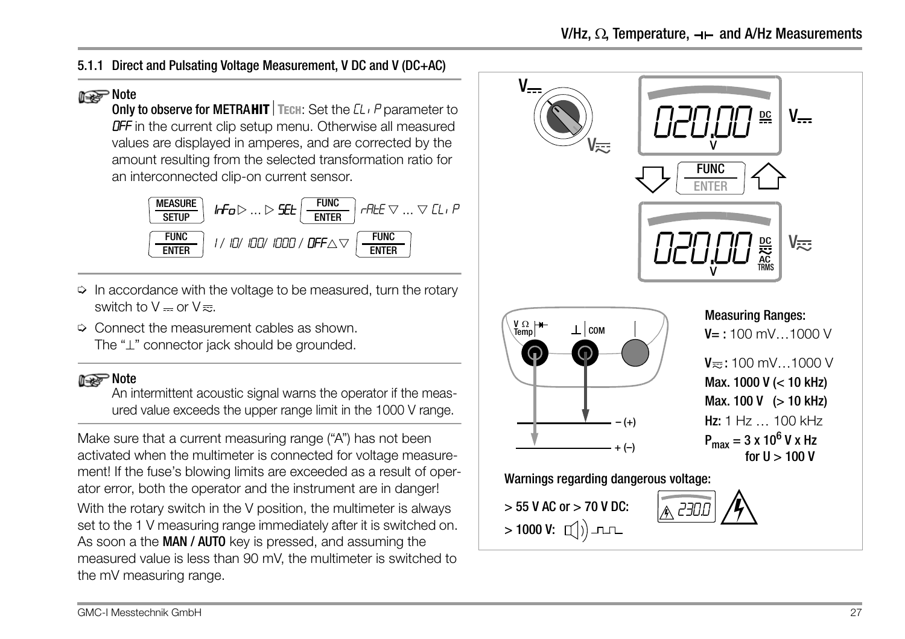### 5.1.1 Direct and Pulsating Voltage Measurement, V DC and V (DC+AC)

**Note**

**Only to observe for METRAHIT | TECH**: Set the *CLIP* parameter to *OFF* in the current clip setup menu. Otherwise all measured values are displayed in amperes, and are corrected by the amount resulting from the selected transformation ratio for an interconnected clip-on current sensor.

MEASURE/SETUP *InFo* ▷ ... ▷ *SEt* FUNC/ENTER *rAtE* ▽ ... ▽ *CLIP*

FUNC/ENTER *1 / 10/ 100/ 1000 / OFF* △▽ FUNC/ENTER

- ⇨ In accordance with the voltage to be measured, turn the rotary switch to V ⎓ or V ≂.
- ⇨ Connect the measurement cables as shown. The "⊥" connector jack should be grounded.

**Note**

An intermittent acoustic signal warns the operator if the measured value exceeds the upper range limit in the 1000 V range.

Make sure that a current measuring range ("A") has not been activated when the multimeter is connected for voltage measurement! If the fuse's blowing limits are exceeded as a result of operator error, both the operator and the instrument are in danger!

With the rotary switch in the V position, the multimeter is always set to the 1 V measuring range immediately after it is switched on. As soon a the **MAN / AUTO** key is pressed, and assuming the measured value is less than 90 mV, the multimeter is switched to the mV measuring range.

V⎓

V≂

020.00 DC V

FUNC / ENTER

020.00 DC AC TRMS V

V Ω Temp ⊥ COM

– (+)

+ (–)

**Measuring Ranges:**

**V= :** 100 mV…1000 V

**V≂ :** 100 mV…1000 V

**Max. 1000 V (< 10 kHz)**

**Max. 100 V (> 10 kHz)**

**Hz:** 1 Hz … 100 kHz

**$P_{max}$ = 3 x $10^6$ V x Hz for U > 100 V**

**Warnings regarding dangerous voltage:**

**> 55 V AC or > 70 V DC:** 230.0

**> 1000 V:**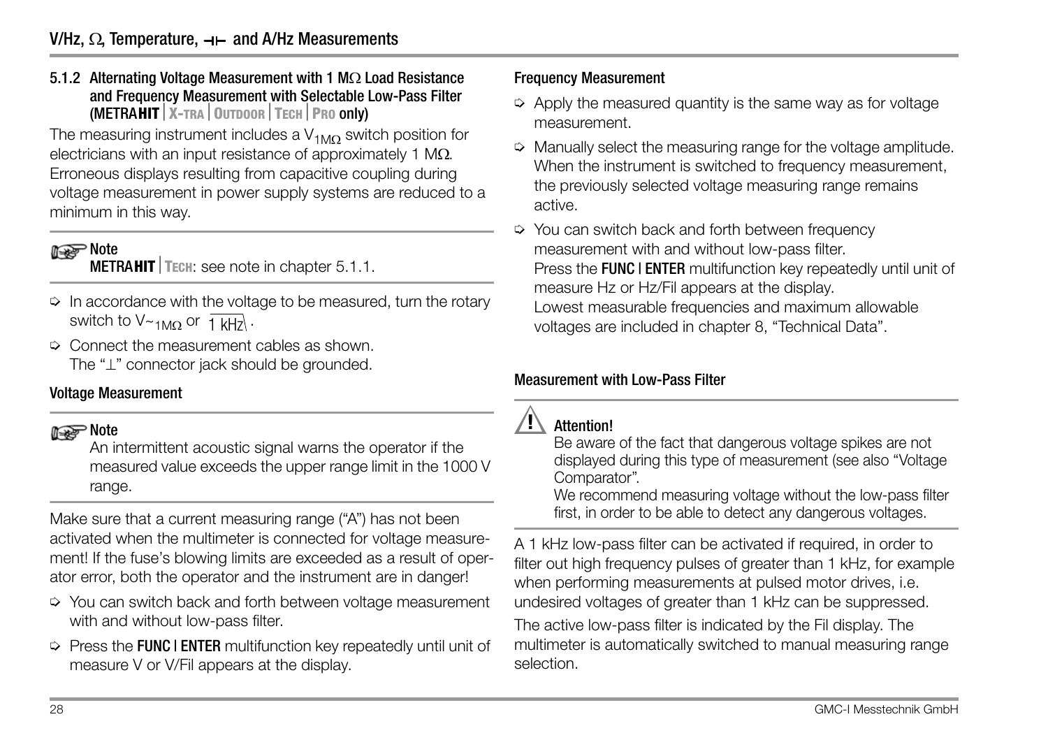### 5.1.2 Alternating Voltage Measurement with 1 MΩ Load Resistance and Frequency Measurement with Selectable Low-Pass Filter (METRAHIT | X-TRA | OUTDOOR | TECH | PRO only)

The measuring instrument includes a $V_{1M\Omega}$ switch position for electricians with an input resistance of approximately 1 MΩ. Erroneous displays resulting from capacitive coupling during voltage measurement in power supply systems are reduced to a minimum in this way.

**Note**
METRAHIT | TECH: see note in chapter 5.1.1.

- In accordance with the voltage to be measured, turn the rotary switch to $V\sim_{1M\Omega}$ or 1 kHz.
- Connect the measurement cables as shown.
  The "⊥" connector jack should be grounded.

#### Voltage Measurement

**Note**
An intermittent acoustic signal warns the operator if the measured value exceeds the upper range limit in the 1000 V range.

Make sure that a current measuring range ("A") has not been activated when the multimeter is connected for voltage measurement! If the fuse's blowing limits are exceeded as a result of operator error, both the operator and the instrument are in danger!

- You can switch back and forth between voltage measurement with and without low-pass filter.
- Press the **FUNC | ENTER** multifunction key repeatedly until unit of measure V or V/Fil appears at the display.

#### Frequency Measurement

- Apply the measured quantity is the same way as for voltage measurement.
- Manually select the measuring range for the voltage amplitude. When the instrument is switched to frequency measurement, the previously selected voltage measuring range remains active.
- You can switch back and forth between frequency measurement with and without low-pass filter.
  Press the **FUNC | ENTER** multifunction key repeatedly until unit of measure Hz or Hz/Fil appears at the display.
  Lowest measurable frequencies and maximum allowable voltages are included in chapter 8, "Technical Data".

#### Measurement with Low-Pass Filter

**Attention!**
Be aware of the fact that dangerous voltage spikes are not displayed during this type of measurement (see also "Voltage Comparator".
We recommend measuring voltage without the low-pass filter first, in order to be able to detect any dangerous voltages.

A 1 kHz low-pass filter can be activated if required, in order to filter out high frequency pulses of greater than 1 kHz, for example when performing measurements at pulsed motor drives, i.e. undesired voltages of greater than 1 kHz can be suppressed.

The active low-pass filter is indicated by the Fil display. The multimeter is automatically switched to manual measuring range selection.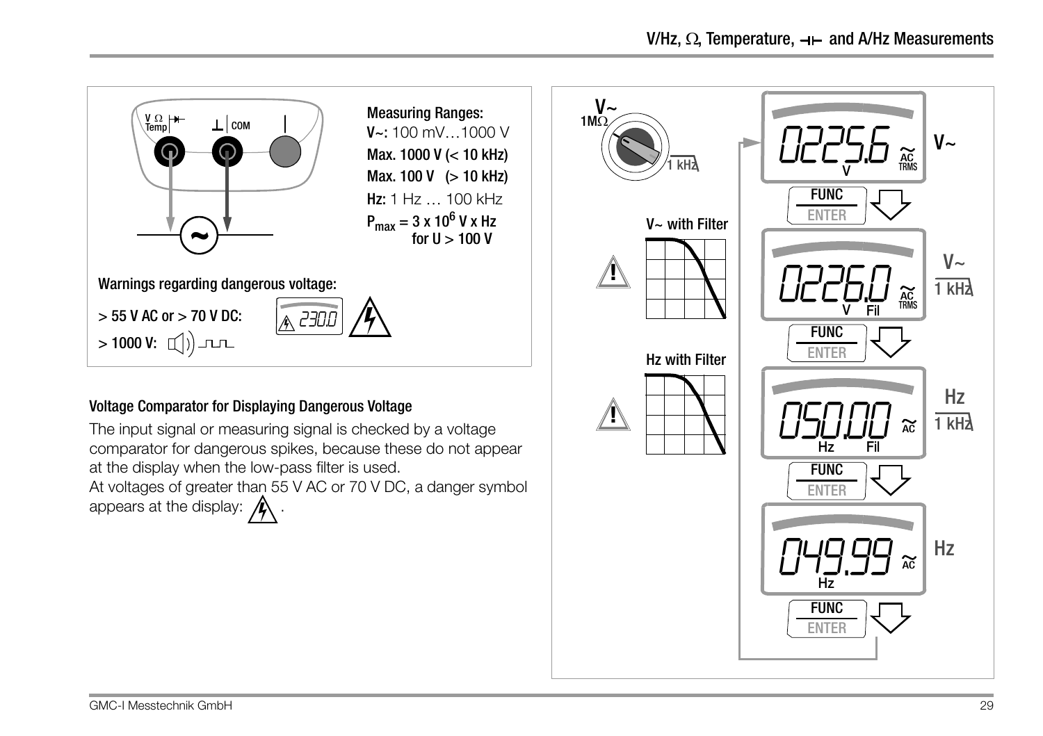V Ω Temp | ⊥ COM

**Measuring Ranges:**
**V~:** 100 mV…1000 V
**Max. 1000 V (< 10 kHz)**
**Max. 100 V (> 10 kHz)**
**Hz:** 1 Hz … 100 kHz
**$P_{max}$ = 3 x $10^6$ V x Hz for U > 100 V**

**Warnings regarding dangerous voltage:**

**> 55 V AC or > 70 V DC:**

**> 1000 V:**

230.0

### Voltage Comparator for Displaying Dangerous Voltage

The input signal or measuring signal is checked by a voltage comparator for dangerous spikes, because these do not appear at the display when the low-pass filter is used.
At voltages of greater than 55 V AC or 70 V DC, a danger symbol appears at the display: .

V~
1MΩ
1 kHz

V~ with Filter

Hz with Filter

0225.6 V AC TRMS — V~

FUNC ENTER

0226.0 V Fil AC TRMS — V~ 1 kHz

FUNC ENTER

050.00 Hz Fil AC — Hz 1 kHz

FUNC ENTER

049.99 Hz AC — Hz

FUNC ENTER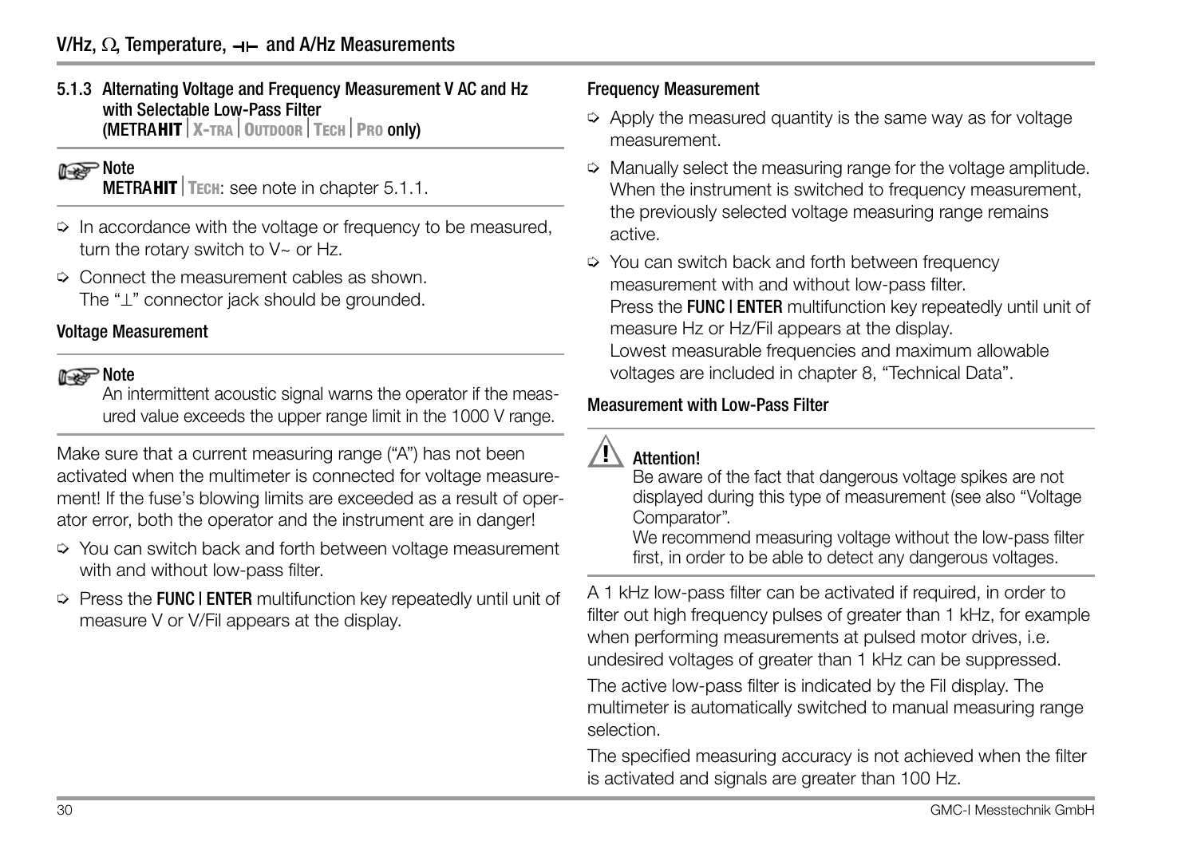### 5.1.3 Alternating Voltage and Frequency Measurement V AC and Hz with Selectable Low-Pass Filter (METRAHIT | X-TRA | OUTDOOR | TECH | PRO only)

**Note**
METRAHIT | TECH: see note in chapter 5.1.1.

- ➩ In accordance with the voltage or frequency to be measured, turn the rotary switch to V~ or Hz.
- ➩ Connect the measurement cables as shown.
  The "⊥" connector jack should be grounded.

#### Voltage Measurement

**Note**
An intermittent acoustic signal warns the operator if the measured value exceeds the upper range limit in the 1000 V range.

Make sure that a current measuring range ("A") has not been activated when the multimeter is connected for voltage measurement! If the fuse's blowing limits are exceeded as a result of operator error, both the operator and the instrument are in danger!

- ➩ You can switch back and forth between voltage measurement with and without low-pass filter.
- ➩ Press the **FUNC | ENTER** multifunction key repeatedly until unit of measure V or V/Fil appears at the display.

#### Frequency Measurement

- ➩ Apply the measured quantity is the same way as for voltage measurement.
- ➩ Manually select the measuring range for the voltage amplitude. When the instrument is switched to frequency measurement, the previously selected voltage measuring range remains active.
- ➩ You can switch back and forth between frequency measurement with and without low-pass filter.
  Press the **FUNC | ENTER** multifunction key repeatedly until unit of measure Hz or Hz/Fil appears at the display.
  Lowest measurable frequencies and maximum allowable voltages are included in chapter 8, "Technical Data".

#### Measurement with Low-Pass Filter

**Attention!**
Be aware of the fact that dangerous voltage spikes are not displayed during this type of measurement (see also "Voltage Comparator".
We recommend measuring voltage without the low-pass filter first, in order to be able to detect any dangerous voltages.

A 1 kHz low-pass filter can be activated if required, in order to filter out high frequency pulses of greater than 1 kHz, for example when performing measurements at pulsed motor drives, i.e. undesired voltages of greater than 1 kHz can be suppressed.

The active low-pass filter is indicated by the Fil display. The multimeter is automatically switched to manual measuring range selection.

The specified measuring accuracy is not achieved when the filter is activated and signals are greater than 100 Hz.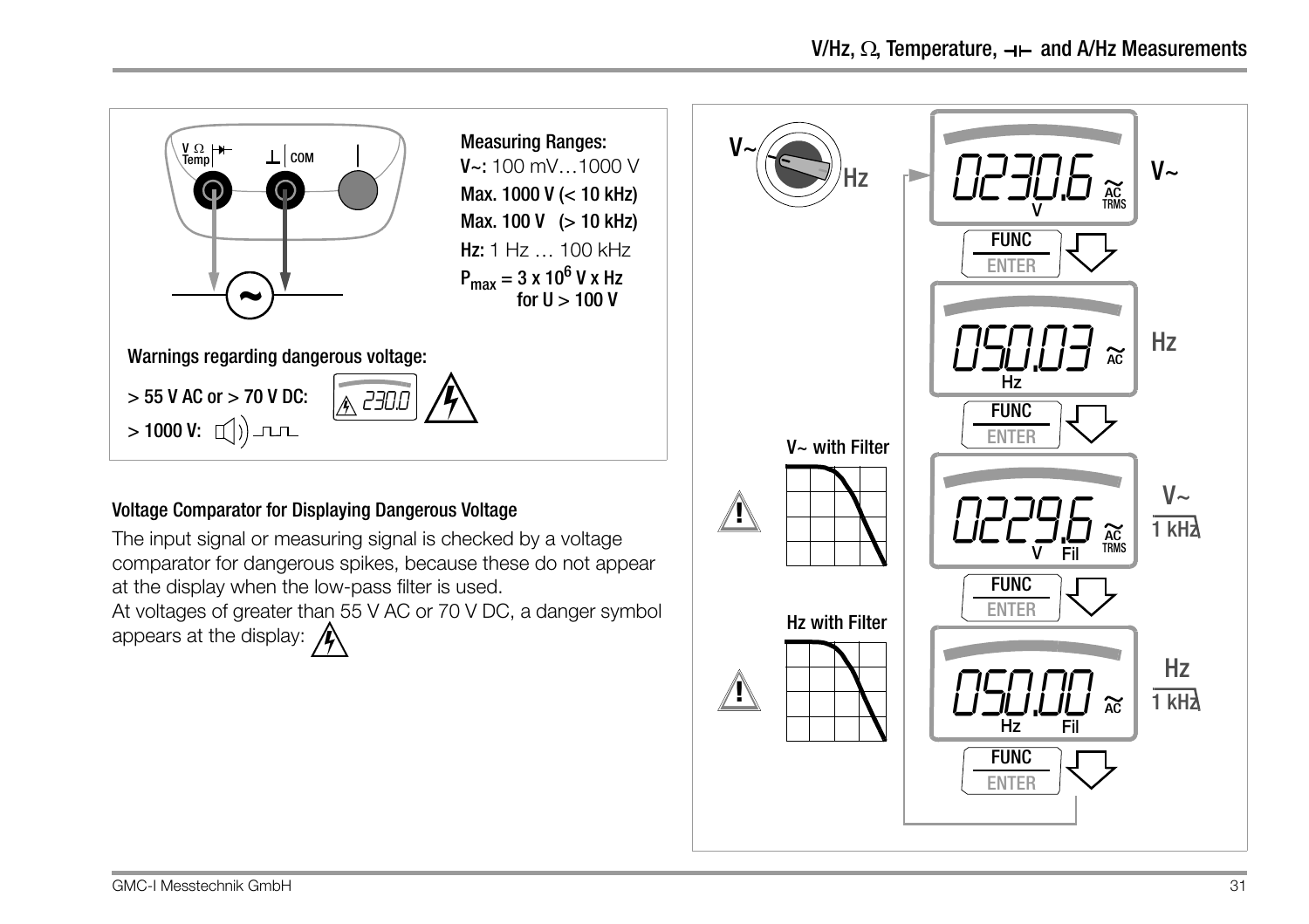**Measuring Ranges:**
**V~:** 100 mV…1000 V
**Max. 1000 V (< 10 kHz)**
**Max. 100 V (> 10 kHz)**
**Hz:** 1 Hz … 100 kHz
$P_{max} = 3 \times 10^6$ V x Hz
for U > 100 V

**Warnings regarding dangerous voltage:**

> 55 V AC or > 70 V DC:

> 1000 V:

V~ with Filter

Hz with Filter

V~

Hz

0230.6 V AC TRMS

050.03 Hz AC

0229.6 V Fil AC TRMS

050.00 Hz Fil AC

FUNC ENTER

V~ 1 kHz

Hz 1 kHz

### Voltage Comparator for Displaying Dangerous Voltage

The input signal or measuring signal is checked by a voltage comparator for dangerous spikes, because these do not appear at the display when the low-pass filter is used.
At voltages of greater than 55 V AC or 70 V DC, a danger symbol appears at the display: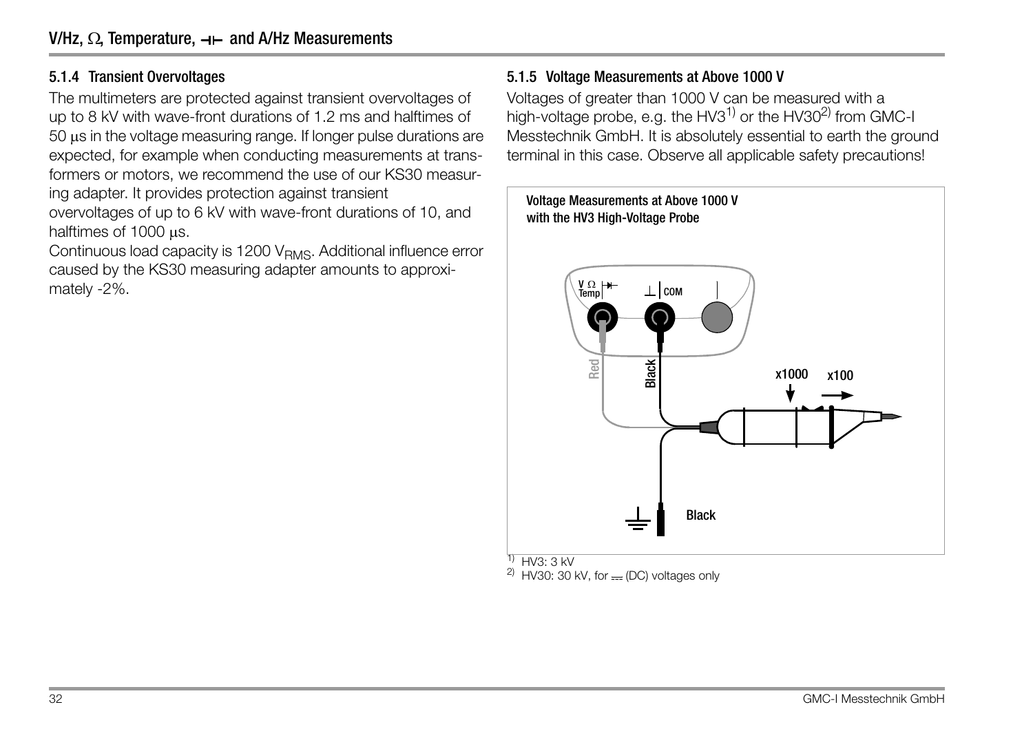### 5.1.4 Transient Overvoltages

The multimeters are protected against transient overvoltages of up to 8 kV with wave-front durations of 1.2 ms and halftimes of 50 μs in the voltage measuring range. If longer pulse durations are expected, for example when conducting measurements at transformers or motors, we recommend the use of our KS30 measuring adapter. It provides protection against transient overvoltages of up to 6 kV with wave-front durations of 10, and halftimes of 1000 μs.
Continuous load capacity is 1200 $V_{RMS}$. Additional influence error caused by the KS30 measuring adapter amounts to approximately -2%.

### 5.1.5 Voltage Measurements at Above 1000 V

Voltages of greater than 1000 V can be measured with a high-voltage probe, e.g. the HV3[1] or the HV30[2] from GMC-I Messtechnik GmbH. It is absolutely essential to earth the ground terminal in this case. Observe all applicable safety precautions!

Voltage Measurements at Above 1000 V with the HV3 High-Voltage Probe

V Ω Temp
COM
Red
Black
x1000
x100
Black

[1] HV3: 3 kV
[2] HV30: 30 kV, for ⎓ (DC) voltages only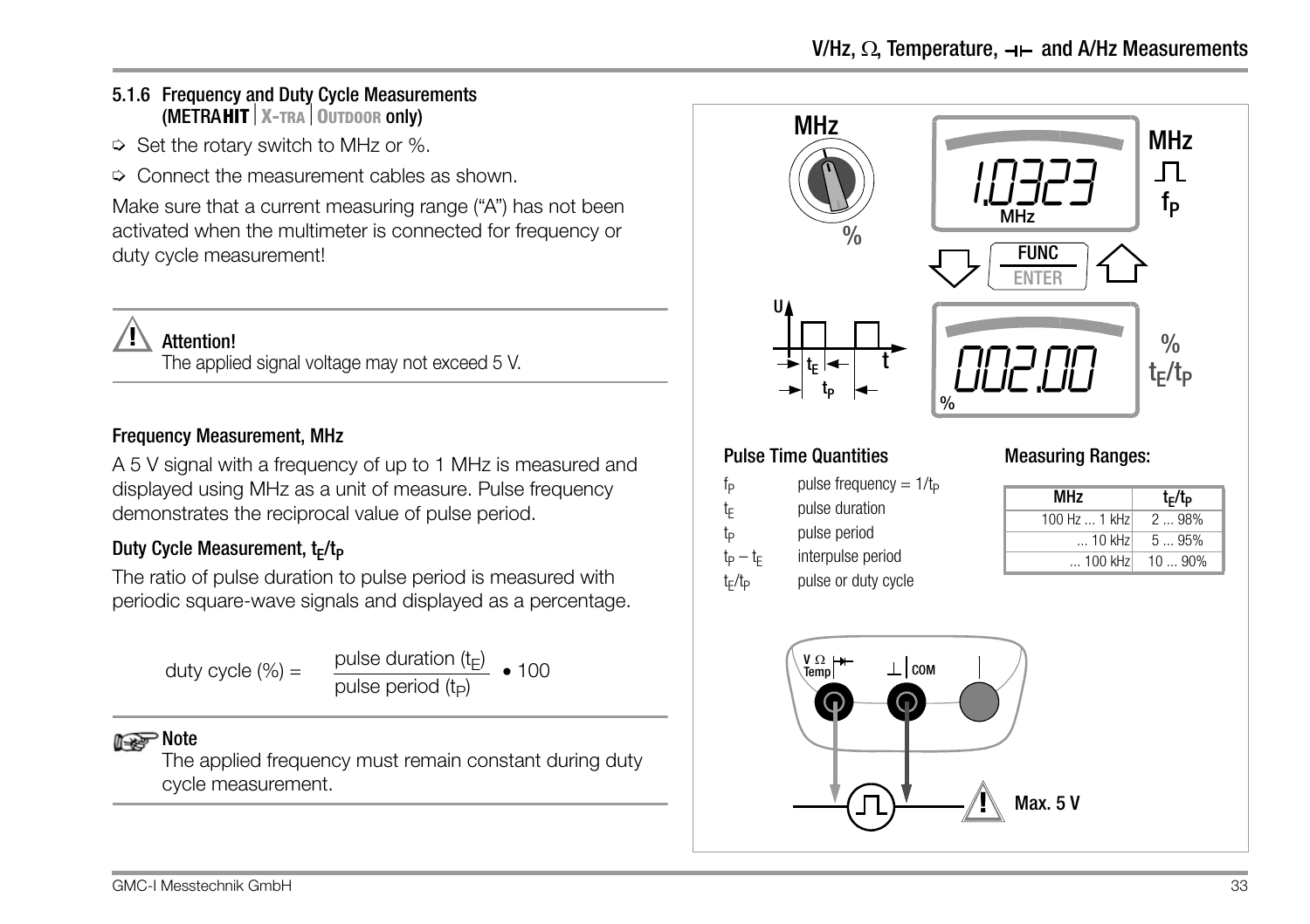### 5.1.6 Frequency and Duty Cycle Measurements (METRAHIT | X-TRA | OUTDOOR only)

- ⇨ Set the rotary switch to MHz or %.
- ⇨ Connect the measurement cables as shown.

Make sure that a current measuring range ("A") has not been activated when the multimeter is connected for frequency or duty cycle measurement!

**Attention!**
The applied signal voltage may not exceed 5 V.

#### Frequency Measurement, MHz

A 5 V signal with a frequency of up to 1 MHz is measured and displayed using MHz as a unit of measure. Pulse frequency demonstrates the reciprocal value of pulse period.

#### Duty Cycle Measurement, $t_E/t_P$

The ratio of pulse duration to pulse period is measured with periodic square-wave signals and displayed as a percentage.

$$\text{duty cycle (\%)} = \frac{\text{pulse duration } (t_E)}{\text{pulse period } (t_P)} \bullet 100$$

**Note**
The applied frequency must remain constant during duty cycle measurement.

MHz
%
1.0323
MHz
MHz
$f_P$
FUNC
ENTER
U
t
$t_E$
$t_P$
002.00
%
%
$t_E/t_P$

#### Pulse Time Quantities

| | |
|---|---|
| $f_P$ | pulse frequency = $1/t_P$ |
| $t_E$ | pulse duration |
| $t_P$ | pulse period |
| $t_P - t_E$ | interpulse period |
| $t_E/t_P$ | pulse or duty cycle |

#### Measuring Ranges:

| MHz | $t_E/t_P$ |
|---|---|
| 100 Hz ... 1 kHz | 2 ... 98% |
| ... 10 kHz | 5 ... 95% |
| ... 100 kHz | 10 ... 90% |

V Ω Temp
COM
Max. 5 V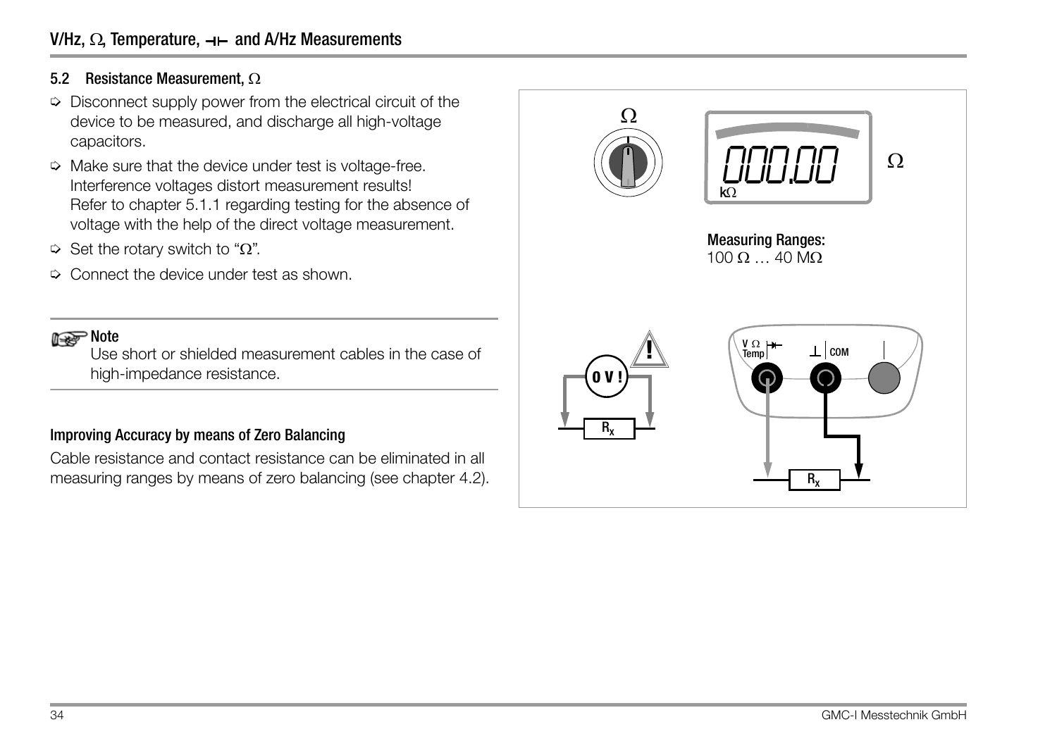## 5.2 Resistance Measurement, Ω

- Disconnect supply power from the electrical circuit of the device to be measured, and discharge all high-voltage capacitors.
- Make sure that the device under test is voltage-free. Interference voltages distort measurement results! Refer to chapter 5.1.1 regarding testing for the absence of voltage with the help of the direct voltage measurement.
- Set the rotary switch to "Ω".
- Connect the device under test as shown.

**Note**
Use short or shielded measurement cables in the case of high-impedance resistance.

### Improving Accuracy by means of Zero Balancing

Cable resistance and contact resistance can be eliminated in all measuring ranges by means of zero balancing (see chapter 4.2).

Ω

000.00

kΩ

Ω

**Measuring Ranges:**
100 Ω … 40 MΩ

0 V !

$R_x$

V Ω Temp

COM

$R_x$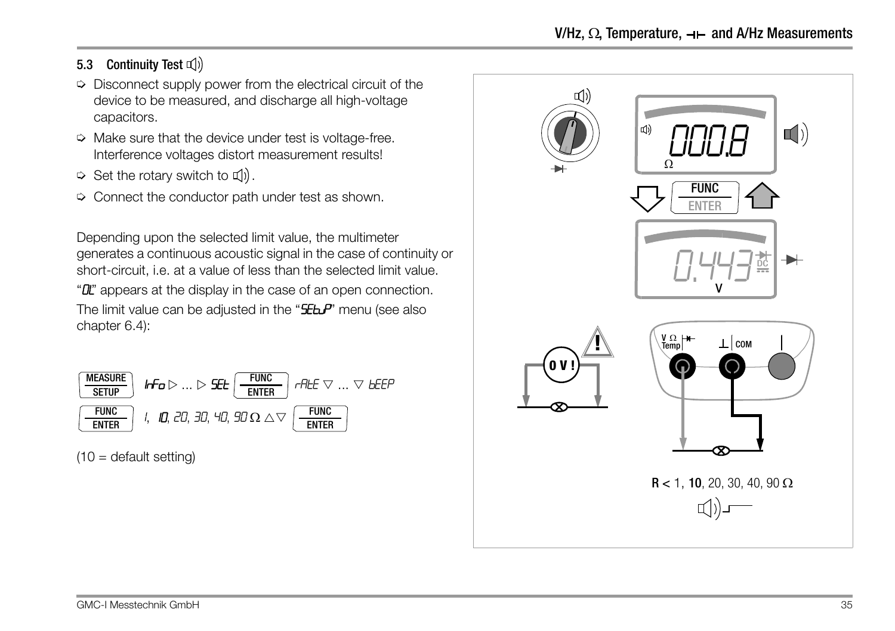## 5.3 Continuity Test 🔊

- ⇨ Disconnect supply power from the electrical circuit of the device to be measured, and discharge all high-voltage capacitors.
- ⇨ Make sure that the device under test is voltage-free. Interference voltages distort measurement results!
- ⇨ Set the rotary switch to 🔊.
- ⇨ Connect the conductor path under test as shown.

Depending upon the selected limit value, the multimeter generates a continuous acoustic signal in the case of continuity or short-circuit, i.e. at a value of less than the selected limit value.

"OL" appears at the display in the case of an open connection.

The limit value can be adjusted in the "SEtuP" menu (see also chapter 6.4):

MEASURE/SETUP InFo ▷ ... ▷ SEt FUNC/ENTER rAtE ▽ ... ▽ bEEP

FUNC/ENTER 1, **10**, 20, 30, 40, 90 Ω △▽ FUNC/ENTER

(10 = default setting)

000.8 Ω

FUNC/ENTER

0.443 V DC

0 V !

V Ω Temp ⊥ COM

**R** < 1, **10**, 20, 30, 40, 90 Ω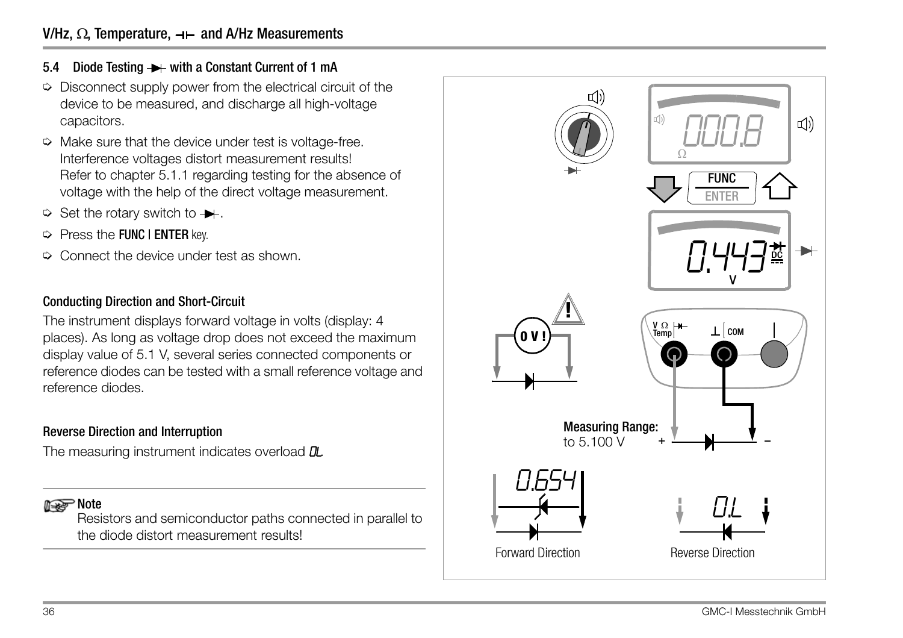## 5.4 Diode Testing with a Constant Current of 1 mA

- Disconnect supply power from the electrical circuit of the device to be measured, and discharge all high-voltage capacitors.
- Make sure that the device under test is voltage-free. Interference voltages distort measurement results! Refer to chapter 5.1.1 regarding testing for the absence of voltage with the help of the direct voltage measurement.
- Set the rotary switch to ⊳|.
- Press the **FUNC | ENTER** key.
- Connect the device under test as shown.

### Conducting Direction and Short-Circuit

The instrument displays forward voltage in volts (display: 4 places). As long as voltage drop does not exceed the maximum display value of 5.1 V, several series connected components or reference diodes can be tested with a small reference voltage and reference diodes.

### Reverse Direction and Interruption

The measuring instrument indicates overload *OL*.

**Note**
Resistors and semiconductor paths connected in parallel to the diode distort measurement results!

000.8
Ω
FUNC
ENTER
0.443
DC
V
0 V !
V Ω Temp
COM
Measuring Range:
to 5.100 V
\+
–
0.654
Forward Direction
0.L
Reverse Direction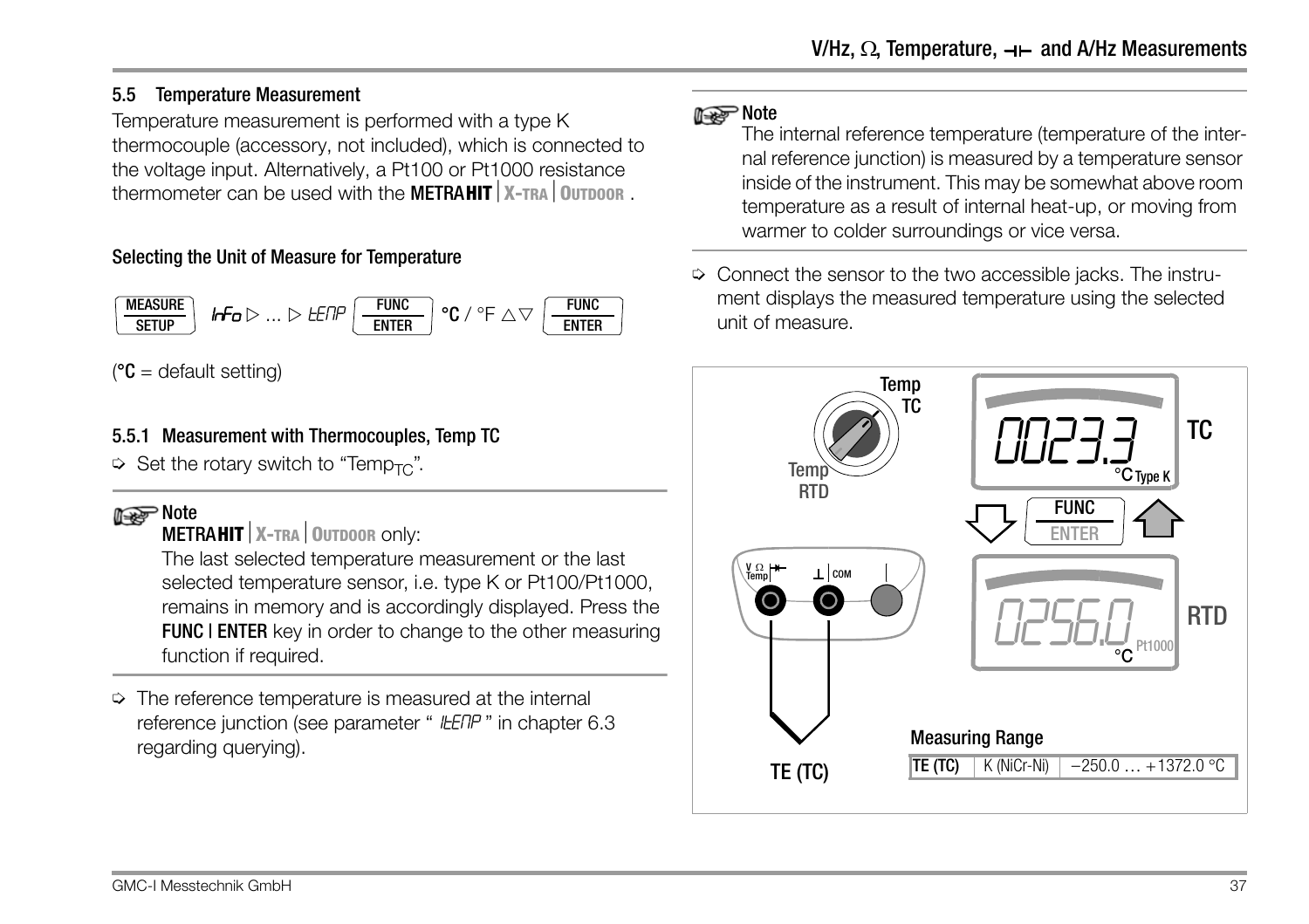### 5.5 Temperature Measurement

Temperature measurement is performed with a type K thermocouple (accessory, not included), which is connected to the voltage input. Alternatively, a Pt100 or Pt1000 resistance thermometer can be used with the **METRAHIT | X-TRA | OUTDOOR** .

**Selecting the Unit of Measure for Temperature**

MEASURE/SETUP InFo ▷ ... ▷ tEMP FUNC/ENTER **°C** / °F △▽ FUNC/ENTER

(**°C** = default setting)

#### 5.5.1 Measurement with Thermocouples, Temp TC

➩ Set the rotary switch to "$Temp_{TC}$".

**Note**
**METRAHIT | X-TRA | OUTDOOR** only:
The last selected temperature measurement or the last selected temperature sensor, i.e. type K or Pt100/Pt1000, remains in memory and is accordingly displayed. Press the **FUNC | ENTER** key in order to change to the other measuring function if required.

➩ The reference temperature is measured at the internal reference junction (see parameter " ItEMP " in chapter 6.3 regarding querying).

**Note**
The internal reference temperature (temperature of the internal reference junction) is measured by a temperature sensor inside of the instrument. This may be somewhat above room temperature as a result of internal heat-up, or moving from warmer to colder surroundings or vice versa.

➩ Connect the sensor to the two accessible jacks. The instrument displays the measured temperature using the selected unit of measure.

Temp TC
Temp RTD
0023.3 °C Type K
TC
FUNC
ENTER
0256.0 °C Pt1000
RTD
V Ω Temp
COM
TE (TC)

Measuring Range

| | | |
|---|---|---|
| TE (TC) | K (NiCr-Ni) | −250.0 … +1372.0 °C |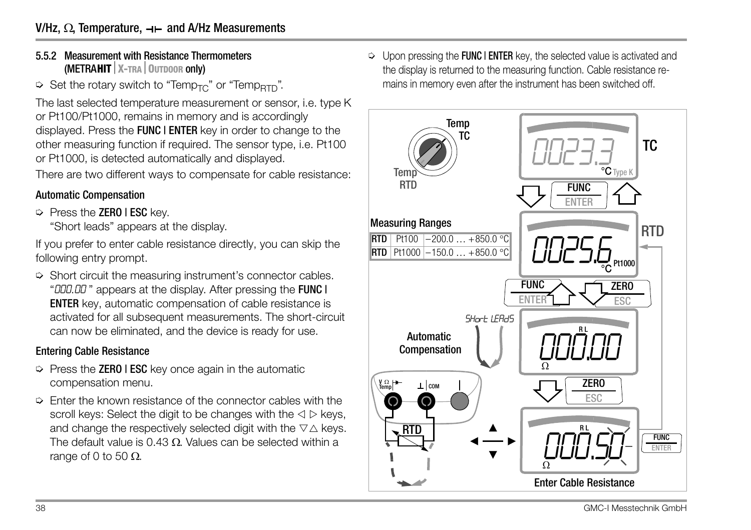### 5.5.2 Measurement with Resistance Thermometers (METRAHIT | X-TRA | OUTDOOR only)

➭ Set the rotary switch to "Temp$_{TC}$" or "Temp$_{RTD}$".

The last selected temperature measurement or sensor, i.e. type K or Pt100/Pt1000, remains in memory and is accordingly displayed. Press the **FUNC | ENTER** key in order to change to the other measuring function if required. The sensor type, i.e. Pt100 or Pt1000, is detected automatically and displayed.

There are two different ways to compensate for cable resistance:

#### Automatic Compensation

➭ Press the **ZERO | ESC** key.
"Short leads" appears at the display.

If you prefer to enter cable resistance directly, you can skip the following entry prompt.

➭ Short circuit the measuring instrument's connector cables. "000.00" appears at the display. After pressing the **FUNC | ENTER** key, automatic compensation of cable resistance is activated for all subsequent measurements. The short-circuit can now be eliminated, and the device is ready for use.

#### Entering Cable Resistance

➭ Press the **ZERO | ESC** key once again in the automatic compensation menu.

➭ Enter the known resistance of the connector cables with the scroll keys: Select the digit to be changes with the ◁ ▷ keys, and change the respectively selected digit with the ▽△ keys. The default value is 0.43 Ω. Values can be selected within a range of 0 to 50 Ω.

➭ Upon pressing the **FUNC | ENTER** key, the selected value is activated and the display is returned to the measuring function. Cable resistance remains in memory even after the instrument has been switched off.

Temp TC
Temp RTD
0023.3 °C Type K
TC
FUNC ENTER

Measuring Ranges

| | | |
|---|---|---|
| RTD | Pt100 | −200.0 … +850.0 °C |
| RTD | Pt1000 | −150.0 … +850.0 °C |

0025.6 °C Pt1000
RTD
FUNC ENTER
ZERO ESC
SHort LEAdS
Automatic Compensation
RL 000.00 Ω
ZERO ESC
V Ω Temp
COM
RTD
RL 000.50 Ω
FUNC ENTER
Enter Cable Resistance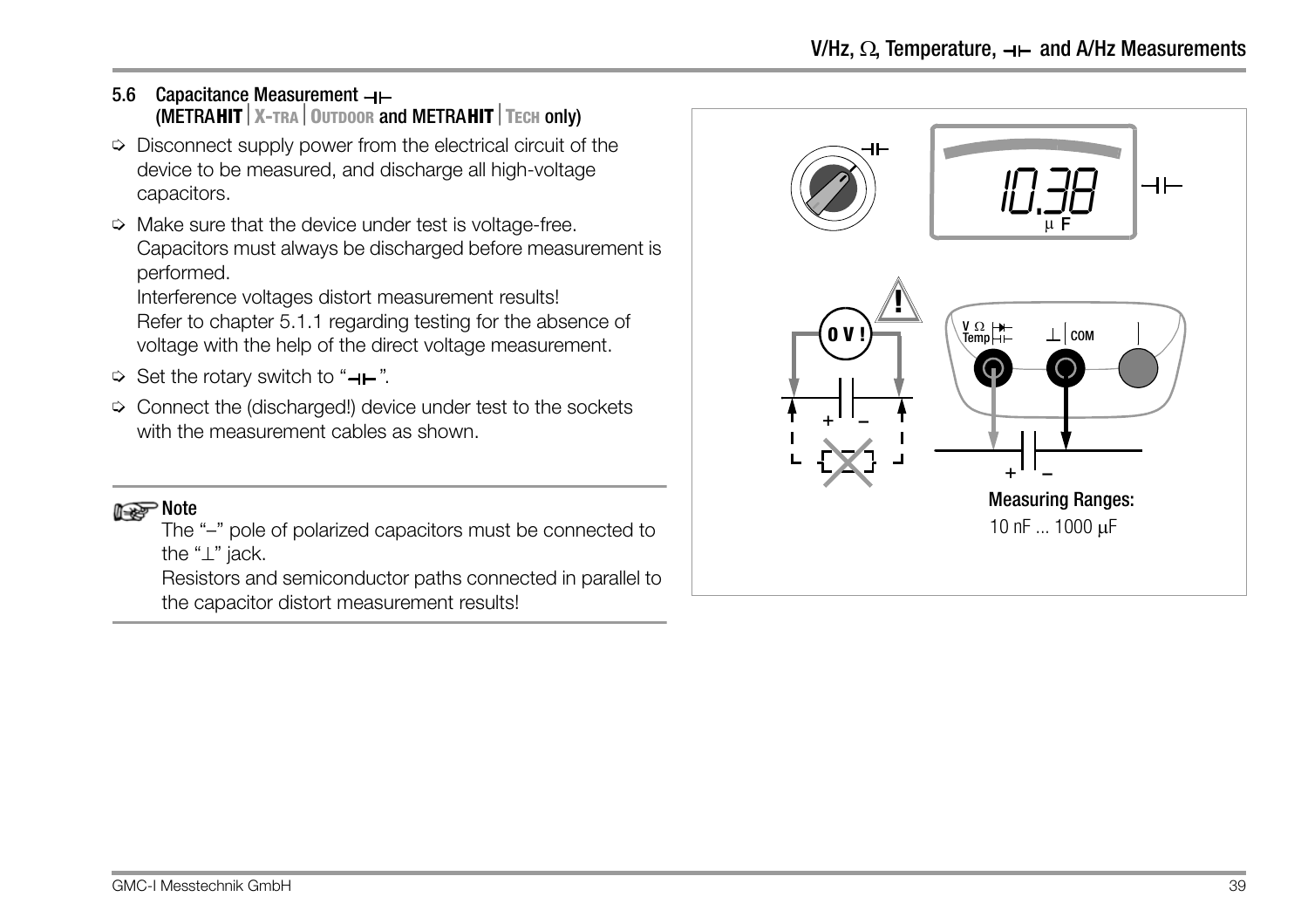## 5.6 Capacitance Measurement ⊣⊢ (METRAHIT | X-TRA | OUTDOOR and METRAHIT | TECH only)

- ⇨ Disconnect supply power from the electrical circuit of the device to be measured, and discharge all high-voltage capacitors.
- ⇨ Make sure that the device under test is voltage-free. Capacitors must always be discharged before measurement is performed.
  Interference voltages distort measurement results!
  Refer to chapter 5.1.1 regarding testing for the absence of voltage with the help of the direct voltage measurement.
- ⇨ Set the rotary switch to "⊣⊢".
- ⇨ Connect the (discharged!) device under test to the sockets with the measurement cables as shown.

**Note**
The "–" pole of polarized capacitors must be connected to the "⊥" jack.
Resistors and semiconductor paths connected in parallel to the capacitor distort measurement results!

10.38 µF

0 V !

V Ω Temp ⊣⊢ | ⊥ COM

**Measuring Ranges:**
10 nF ... 1000 µF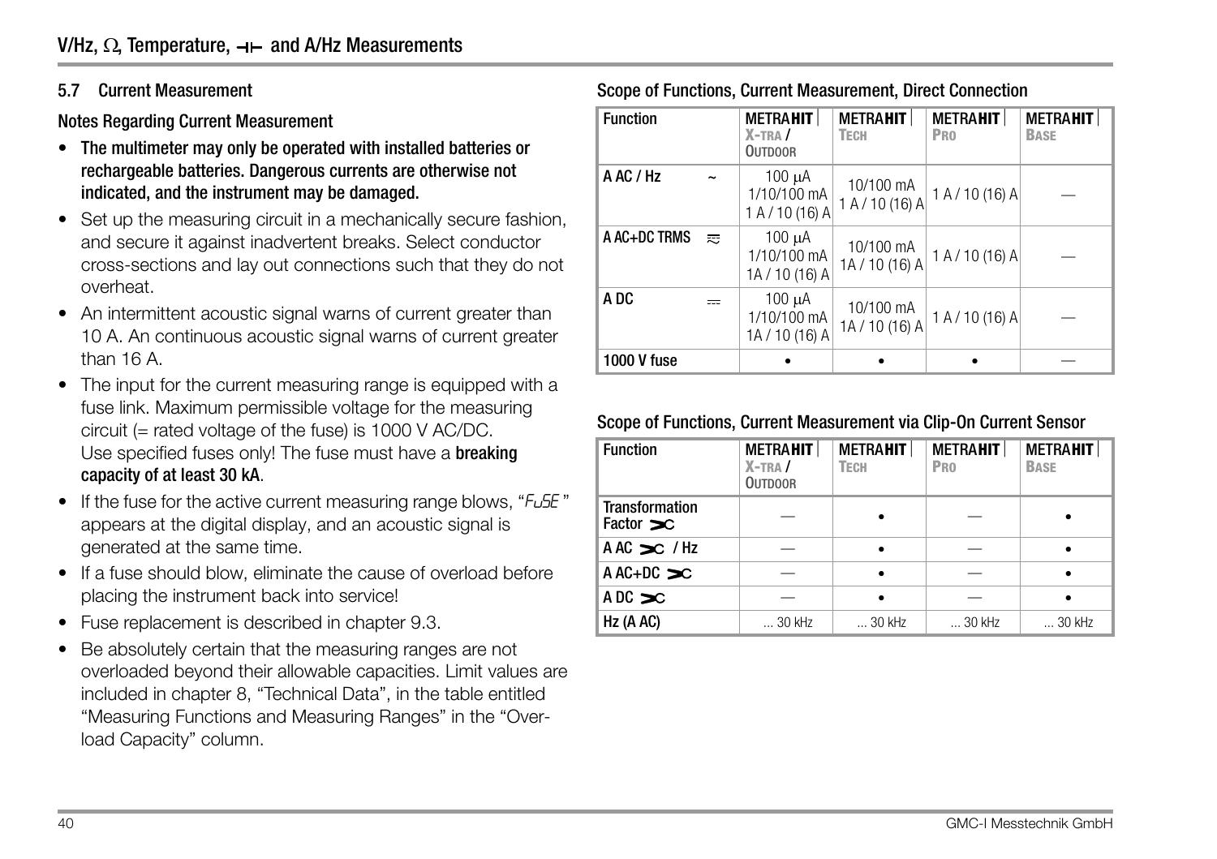### 5.7 Current Measurement

#### Notes Regarding Current Measurement

- **The multimeter may only be operated with installed batteries or rechargeable batteries. Dangerous currents are otherwise not indicated, and the instrument may be damaged.**
- Set up the measuring circuit in a mechanically secure fashion, and secure it against inadvertent breaks. Select conductor cross-sections and lay out connections such that they do not overheat.
- An intermittent acoustic signal warns of current greater than 10 A. An continuous acoustic signal warns of current greater than 16 A.
- The input for the current measuring range is equipped with a fuse link. Maximum permissible voltage for the measuring circuit (= rated voltage of the fuse) is 1000 V AC/DC.
  Use specified fuses only! The fuse must have a **breaking capacity of at least 30 kA**.
- If the fuse for the active current measuring range blows, "*FuSE*" appears at the digital display, and an acoustic signal is generated at the same time.
- If a fuse should blow, eliminate the cause of overload before placing the instrument back into service!
- Fuse replacement is described in chapter 9.3.
- Be absolutely certain that the measuring ranges are not overloaded beyond their allowable capacities. Limit values are included in chapter 8, "Technical Data", in the table entitled "Measuring Functions and Measuring Ranges" in the "Overload Capacity" column.

#### Scope of Functions, Current Measurement, Direct Connection

| Function | | METRAHIT X-TRA / OUTDOOR | METRAHIT TECH | METRAHIT PRO | METRAHIT BASE |
|---|---|---|---|---|---|
| A AC / Hz | ~ | 100 µA 1/10/100 mA 1 A / 10 (16) A | 10/100 mA 1 A / 10 (16) A | 1 A / 10 (16) A | — |
| A AC+DC TRMS | ≂ | 100 µA 1/10/100 mA 1A / 10 (16) A | 10/100 mA 1A / 10 (16) A | 1 A / 10 (16) A | — |
| A DC | ⎓ | 100 µA 1/10/100 mA 1A / 10 (16) A | 10/100 mA 1A / 10 (16) A | 1 A / 10 (16) A | — |
| 1000 V fuse | | • | • | • | — |

#### Scope of Functions, Current Measurement via Clip-On Current Sensor

| Function | METRAHIT X-TRA / OUTDOOR | METRAHIT TECH | METRAHIT PRO | METRAHIT BASE |
|---|---|---|---|---|
| Transformation Factor ⊃C | — | • | — | • |
| A AC ⊃C / Hz | — | • | — | • |
| A AC+DC ⊃C | — | • | — | • |
| A DC ⊃C | — | • | — | • |
| Hz (A AC) | ... 30 kHz | ... 30 kHz | ... 30 kHz | ... 30 kHz |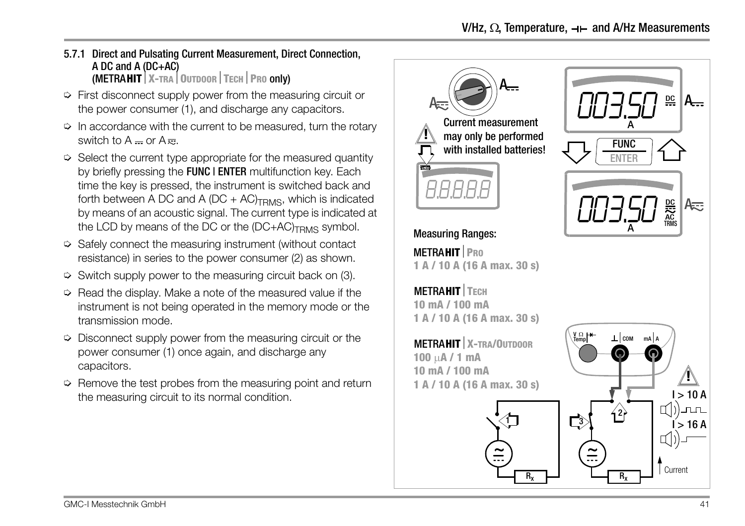### 5.7.1 Direct and Pulsating Current Measurement, Direct Connection, A DC and A (DC+AC) (METRAHIT | X-TRA | OUTDOOR | TECH | PRO only)

- ⇨ First disconnect supply power from the measuring circuit or the power consumer (1), and discharge any capacitors.
- ⇨ In accordance with the current to be measured, turn the rotary switch to A ⎓ or A ≂.
- ⇨ Select the current type appropriate for the measured quantity by briefly pressing the **FUNC | ENTER** multifunction key. Each time the key is pressed, the instrument is switched back and forth between A DC and A (DC + AC)$_{TRMS}$, which is indicated by means of an acoustic signal. The current type is indicated at the LCD by means of the DC or the (DC+AC)$_{TRMS}$ symbol.
- ⇨ Safely connect the measuring instrument (without contact resistance) in series to the power consumer (2) as shown.
- ⇨ Switch supply power to the measuring circuit back on (3).
- ⇨ Read the display. Make a note of the measured value if the instrument is not being operated in the memory mode or the transmission mode.
- ⇨ Disconnect supply power from the measuring circuit or the power consumer (1) once again, and discharge any capacitors.
- ⇨ Remove the test probes from the measuring point and return the measuring circuit to its normal condition.

Current measurement may only be performed with installed batteries!

**Measuring Ranges:**

METRAHIT | PRO
1 A / 10 A (16 A max. 30 s)

METRAHIT | TECH
10 mA / 100 mA
1 A / 10 A (16 A max. 30 s)

METRAHIT | X-TRA/OUTDOOR
100 µA / 1 mA
10 mA / 100 mA
1 A / 10 A (16 A max. 30 s)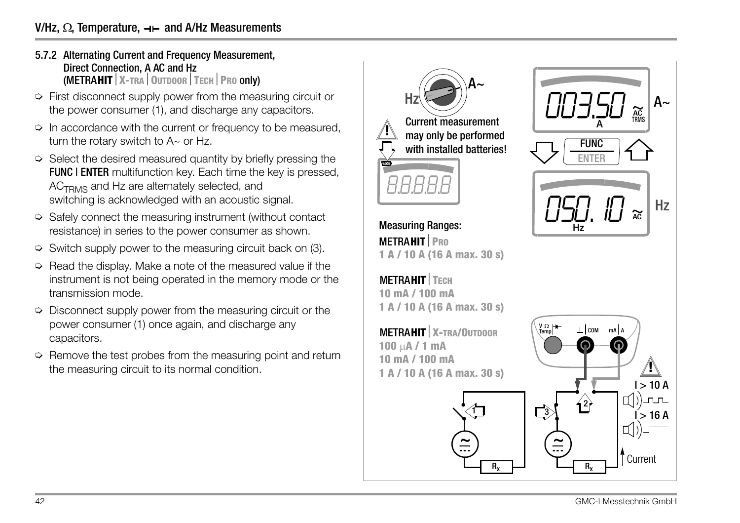### 5.7.2 Alternating Current and Frequency Measurement, Direct Connection, A AC and Hz (METRA**HIT** | X-TRA | OUTDOOR | TECH | PRO only)

- ⇨ First disconnect supply power from the measuring circuit or the power consumer (1), and discharge any capacitors.
- ⇨ In accordance with the current or frequency to be measured, turn the rotary switch to A~ or Hz.
- ⇨ Select the desired measured quantity by briefly pressing the **FUNC | ENTER** multifunction key. Each time the key is pressed, $AC_{TRMS}$ and Hz are alternately selected, and switching is acknowledged with an acoustic signal.
- ⇨ Safely connect the measuring instrument (without contact resistance) in series to the power consumer as shown.
- ⇨ Switch supply power to the measuring circuit back on (3).
- ⇨ Read the display. Make a note of the measured value if the instrument is not being operated in the memory mode or the transmission mode.
- ⇨ Disconnect supply power from the measuring circuit or the power consumer (1) once again, and discharge any capacitors.
- ⇨ Remove the test probes from the measuring point and return the measuring circuit to its normal condition.

Hz A~

Current measurement may only be performed with installed batteries!

003.50 A AC TRMS A~

FUNC ENTER

050.10 Hz AC Hz

**Measuring Ranges:**

METRA**HIT** | PRO
1 A / 10 A (16 A max. 30 s)

METRA**HIT** | TECH
10 mA / 100 mA
1 A / 10 A (16 A max. 30 s)

METRA**HIT** | X-TRA/OUTDOOR
100 µA / 1 mA
10 mA / 100 mA
1 A / 10 A (16 A max. 30 s)

V Ω Temp | COM | mA A

I > 10 A

I > 16 A

Current

1 2 3 $R_x$ $R_x$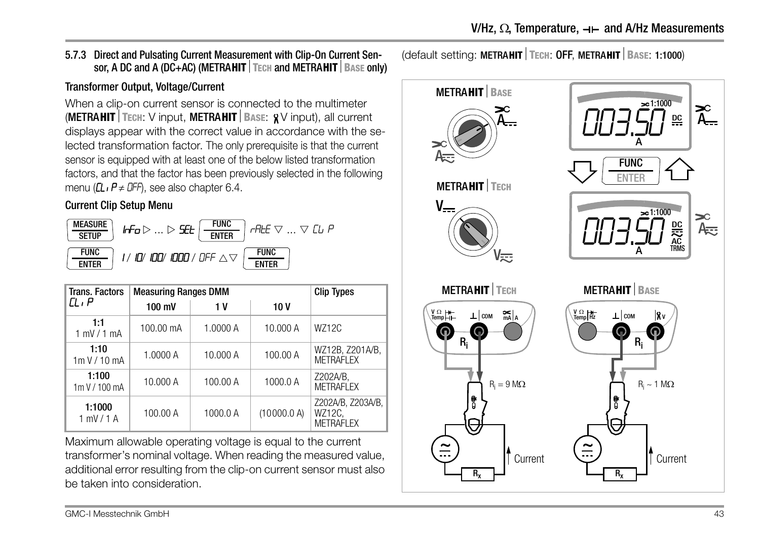### 5.7.3 Direct and Pulsating Current Measurement with Clip-On Current Sensor, A DC and A (DC+AC) (METRAHIT | TECH and METRAHIT | BASE only)

#### Transformer Output, Voltage/Current

When a clip-on current sensor is connected to the multimeter (**METRAHIT** | TECH: V input, **METRAHIT** | BASE: V input), all current displays appear with the correct value in accordance with the selected transformation factor. The only prerequisite is that the current sensor is equipped with at least one of the below listed transformation factors, and that the factor has been previously selected in the following menu (CLIP ≠ OFF), see also chapter 6.4.

#### Current Clip Setup Menu

MEASURE/SETUP  InFo ▷ ... ▷ SEt  FUNC/ENTER  rAtE ▽ ... ▽ CLIP

FUNC/ENTER  1 / 10 / 100 / 1000 / OFF △▽  FUNC/ENTER

| Trans. Factors CLIP | Measuring Ranges DMM | | | Clip Types |
|---|---|---|---|---|
| | 100 mV | 1 V | 10 V | |
| **1:1** 1 mV / 1 mA | 100.00 mA | 1.0000 A | 10.000 A | WZ12C |
| **1:10** 1m V / 10 mA | 1.0000 A | 10.000 A | 100.00 A | WZ12B, Z201A/B, METRAFLEX |
| **1:100** 1m V / 100 mA | 10.000 A | 100.00 A | 1000.0 A | Z202A/B, METRAFLEX |
| **1:1000** 1 mV / 1 A | 100.00 A | 1000.0 A | (10000.0 A) | Z202A/B, Z203A/B, WZ12C, METRAFLEX |

Maximum allowable operating voltage is equal to the current transformer's nominal voltage. When reading the measured value, additional error resulting from the clip-on current sensor must also be taken into consideration.

(default setting: METRAHIT | TECH: OFF, METRAHIT | BASE: 1:1000)

METRAHIT | BASE

A⎓ 

A≂

METRAHIT | TECH

V⎓

V≂

1:1000 003.50 DC A

FUNC ENTER

1:1000 003.50 DC AC TRMS A

METRAHIT | TECH

V Ω Temp ⊥ COM mA A

$R_i$

$R_i$ = 9 MΩ

Current

$R_x$

METRAHIT | BASE

V Ω Temp Hz ⊥ COM V

$R_i$

$R_i$ ~ 1 MΩ

Current

$R_x$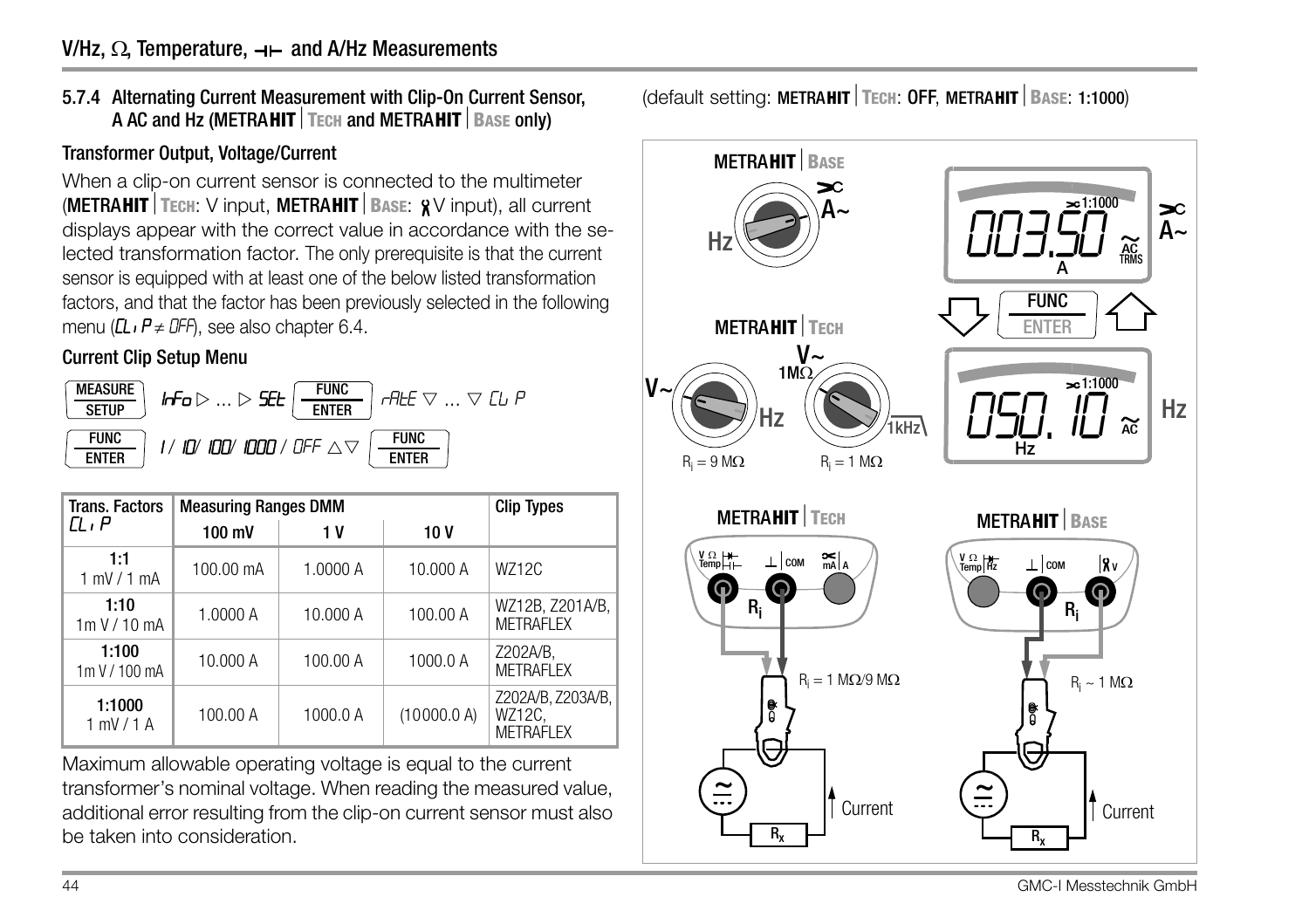## 5.7.4 Alternating Current Measurement with Clip-On Current Sensor, A AC and Hz (METRAHIT | TECH and METRAHIT | BASE only)

### Transformer Output, Voltage/Current

When a clip-on current sensor is connected to the multimeter (METRAHIT | TECH: V input, METRAHIT | BASE: V input), all current displays appear with the correct value in accordance with the selected transformation factor. The only prerequisite is that the current sensor is equipped with at least one of the below listed transformation factors, and that the factor has been previously selected in the following menu (CLIP ≠ OFF), see also chapter 6.4.

### Current Clip Setup Menu

MEASURE/SETUP InFo ▷ ... ▷ SEt FUNC/ENTER rAtE ▽ ... ▽ CLIP

FUNC/ENTER 1 / 10/ 100/ 1000 / OFF △▽ FUNC/ENTER

| Trans. Factors CLIP | Measuring Ranges DMM | | | Clip Types |
|---|---|---|---|---|
| | 100 mV | 1 V | 10 V | |
| 1:1<br>1 mV / 1 mA | 100.00 mA | 1.0000 A | 10.000 A | WZ12C |
| 1:10<br>1m V / 10 mA | 1.0000 A | 10.000 A | 100.00 A | WZ12B, Z201A/B, METRAFLEX |
| 1:100<br>1m V / 100 mA | 10.000 A | 100.00 A | 1000.0 A | Z202A/B, METRAFLEX |
| 1:1000<br>1 mV / 1 A | 100.00 A | 1000.0 A | (10000.0 A) | Z202A/B, Z203A/B, WZ12C, METRAFLEX |

Maximum allowable operating voltage is equal to the current transformer's nominal voltage. When reading the measured value, additional error resulting from the clip-on current sensor must also be taken into consideration.

(default setting: METRAHIT | TECH: OFF, METRAHIT | BASE: 1:1000)

METRAHIT | BASE
Hz
A~
1:1000
003.50
A
AC TRMS
FUNC
ENTER
METRAHIT | TECH
V~
Hz
V~
1MΩ
1kHz
$R_i$ = 9 MΩ
$R_i$ = 1 MΩ
1:1000
050.10
Hz
AC

METRAHIT | TECH
V Ω Temp
COM
mA A
$R_i$
$R_i$ = 1 MΩ/9 MΩ
Current
$R_x$

METRAHIT | BASE
V Ω Temp Hz
COM
V
$R_i$
$R_i$ ~ 1 MΩ
Current
$R_x$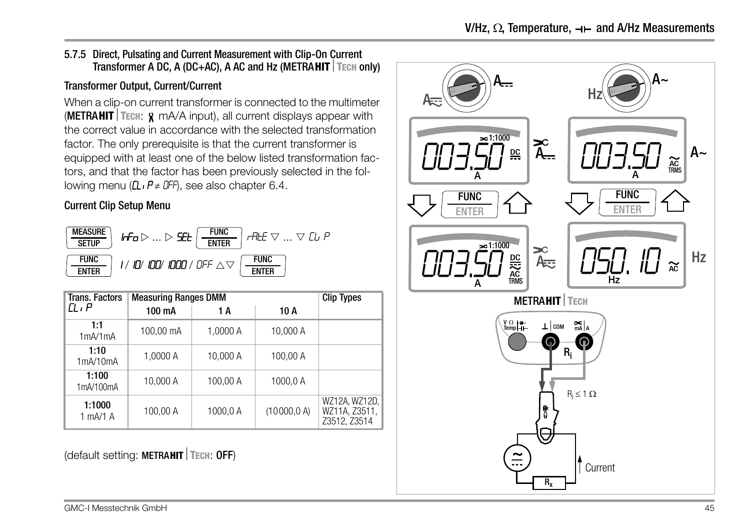### 5.7.5 Direct, Pulsating and Current Measurement with Clip-On Current Transformer A DC, A (DC+AC), A AC and Hz (METRAHIT | TECH only)

#### Transformer Output, Current/Current

When a clip-on current transformer is connected to the multimeter (METRAHIT | TECH: mA/A input), all current displays appear with the correct value in accordance with the selected transformation factor. The only prerequisite is that the current transformer is equipped with at least one of the below listed transformation factors, and that the factor has been previously selected in the following menu (CLIP ≠ OFF), see also chapter 6.4.

#### Current Clip Setup Menu

MEASURE/SETUP InFo ▷ ... ▷ SEt FUNC/ENTER rAtE ▽ ... ▽ CLIP

FUNC/ENTER 1 / 10/ 100/ 1000 / OFF △▽ FUNC/ENTER

| Trans. Factors CLIP | Measuring Ranges DMM | | | Clip Types |
|---|---|---|---|---|
| | 100 mA | 1 A | 10 A | |
| 1:1 1mA/1mA | 100,00 mA | 1,0000 A | 10,000 A | |
| 1:10 1mA/10mA | 1,0000 A | 10,000 A | 100,00 A | |
| 1:100 1mA/100mA | 10,000 A | 100,00 A | 1000,0 A | |
| 1:1000 1 mA/1 A | 100,00 A | 1000,0 A | (10000,0 A) | WZ12A, WZ12D, WZ11A, Z3511, Z3512, Z3514 |

(default setting: METRAHIT | TECH: OFF)

A⎓ A≂ A~ Hz

1:1000 003.50 DC A

003.50 AC TRMS A

FUNC ENTER

1:1000 003.50 DC AC TRMS A

050.10 AC Hz

METRAHIT | TECH

V Ω Temp COM mA A

$R_i$

$R_i \leq 1\ \Omega$

Current

$R_x$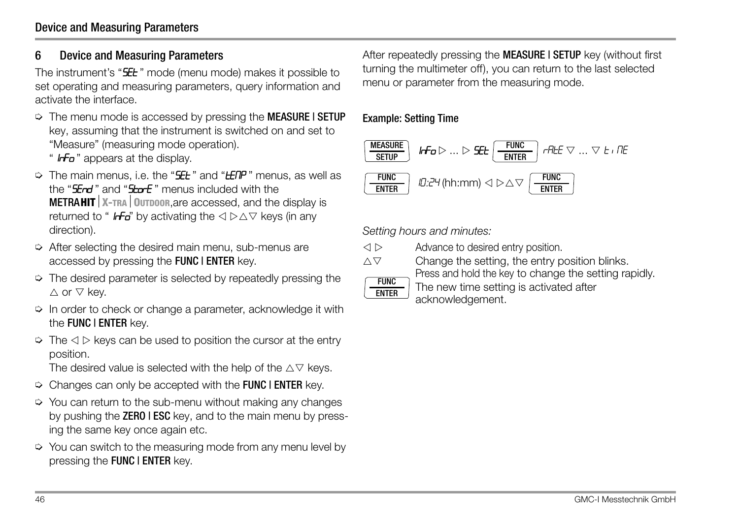## 6 Device and Measuring Parameters

The instrument's "SEt" mode (menu mode) makes it possible to set operating and measuring parameters, query information and activate the interface.

- ➩ The menu mode is accessed by pressing the **MEASURE | SETUP** key, assuming that the instrument is switched on and set to "Measure" (measuring mode operation).
  " InFo " appears at the display.
- ➩ The main menus, i.e. the "SEt " and "tEMP " menus, as well as the "SEnd " and "StorE " menus included with the **METRAHIT | X-TRA | OUTDOOR**,are accessed, and the display is returned to " InFo" by activating the ◁ ▷△▽ keys (in any direction).
- ➩ After selecting the desired main menu, sub-menus are accessed by pressing the **FUNC | ENTER** key.
- ➩ The desired parameter is selected by repeatedly pressing the △ or ▽ key.
- ➩ In order to check or change a parameter, acknowledge it with the **FUNC | ENTER** key.
- ➩ The ◁ ▷ keys can be used to position the cursor at the entry position.
  The desired value is selected with the help of the △▽ keys.
- ➩ Changes can only be accepted with the **FUNC | ENTER** key.
- ➩ You can return to the sub-menu without making any changes by pushing the **ZERO | ESC** key, and to the main menu by pressing the same key once again etc.
- ➩ You can switch to the measuring mode from any menu level by pressing the **FUNC | ENTER** key.

After repeatedly pressing the **MEASURE | SETUP** key (without first turning the multimeter off), you can return to the last selected menu or parameter from the measuring mode.

**Example: Setting Time**

MEASURE | SETUP  InFo ▷ ... ▷ SEt  FUNC | ENTER  rAtE ▽ ... ▽ tiME

FUNC | ENTER  10:24 (hh:mm) ◁ ▷△▽  FUNC | ENTER

*Setting hours and minutes:*

◁ ▷ Advance to desired entry position.

△▽ Change the setting, the entry position blinks. Press and hold the key to change the setting rapidly.

FUNC | ENTER The new time setting is activated after acknowledgement.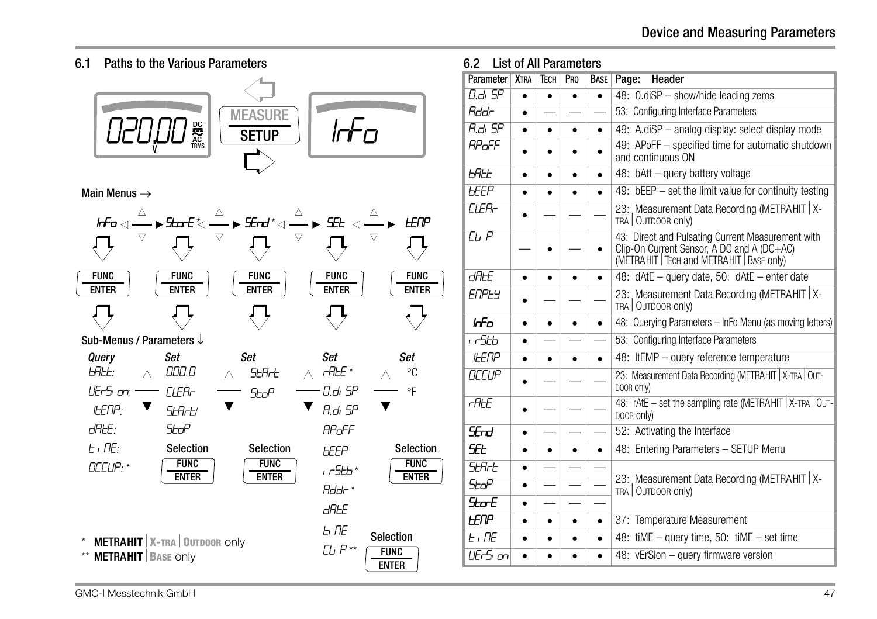## 6.1 Paths to the Various Parameters

020.00 V DC/AC TRMS — MEASURE / SETUP — InFo

Main Menus →

InFo ◁ △▽ ▶ StorE* ◁ △▽ ▶ SEnd* ◁ △▽ ▶ SEt ◁ △▽ ▶ tEMP

FUNC ENTER (under each main menu)

Sub-Menus / Parameters ↓

| InFo | StorE* | SEnd* | SEt | tEMP |
|---|---|---|---|---|
| *Query* | *Set* | *Set* | *Set* | *Set* |
| bAtt: | 000.0 | StArt | rAtE * | °C |
| VErSion: | CLEAr | StoP | 0.diSP | °F |
| ItEMP: | StArt/ | | A.diSP | |
| dAtE: | StoP | | APoFF | |
| tiME: | Selection FUNC ENTER | Selection FUNC ENTER | bEEP | Selection FUNC ENTER |
| OCCUP: * | | | irStb * | |
| | | | Addr * | |
| | | | dAtE | |
| | | | tiME | |
| | | | CL P ** | |
| | | | Selection FUNC ENTER | |

\* METRAHIT | X-TRA | OUTDOOR only
\*\* METRAHIT | BASE only

## 6.2 List of All Parameters

| Parameter | XTRA | TECH | PRO | BASE | Page: Header |
|---|---|---|---|---|---|
| 0.diSP | ● | ● | ● | ● | 48: 0.diSP – show/hide leading zeros |
| Addr | ● | — | — | — | 53: Configuring Interface Parameters |
| A.diSP | ● | ● | ● | ● | 49: A.diSP – analog display: select display mode |
| APoFF | ● | ● | ● | ● | 49: APoFF – specified time for automatic shutdown and continuous ON |
| bAtt | ● | ● | ● | ● | 48: bAtt – query battery voltage |
| bEEP | ● | ● | ● | ● | 49: bEEP – set the limit value for continuity testing |
| CLEAr | ● | — | — | — | 23: Measurement Data Recording (METRAHIT X-TRA OUTDOOR only) |
| CL P | — | ● | — | ● | 43: Direct and Pulsating Current Measurement with Clip-On Current Sensor, A DC and A (DC+AC) (METRAHIT TECH and METRAHIT BASE only) |
| dAtE | ● | ● | ● | ● | 48: dAtE – query date, 50: dAtE – enter date |
| EMPtY | ● | — | — | — | 23: Measurement Data Recording (METRAHIT X-TRA OUTDOOR only) |
| InFo | ● | ● | ● | ● | 48: Querying Parameters – InFo Menu (as moving letters) |
| irStb | ● | — | — | — | 53: Configuring Interface Parameters |
| ItEMP | ● | ● | ● | ● | 48: ItEMP – query reference temperature |
| OCCUP | ● | — | — | — | 23: Measurement Data Recording (METRAHIT X-TRA OUTDOOR only) |
| rAtE | ● | — | — | — | 48: rAtE – set the sampling rate (METRAHIT X-TRA OUTDOOR only) |
| SEnd | ● | — | — | — | 52: Activating the Interface |
| SEt | ● | ● | ● | ● | 48: Entering Parameters – SETUP Menu |
| StArt | ● | — | — | — | 23: Measurement Data Recording (METRAHIT X-TRA OUTDOOR only) |
| StoP | ● | — | — | — | |
| StorE | ● | — | — | — | |
| tEMP | ● | ● | ● | ● | 37: Temperature Measurement |
| tiME | ● | ● | ● | ● | 48: tiME – query time, 50: tiME – set time |
| VErSion | ● | ● | ● | ● | 48: vErSion – query firmware version |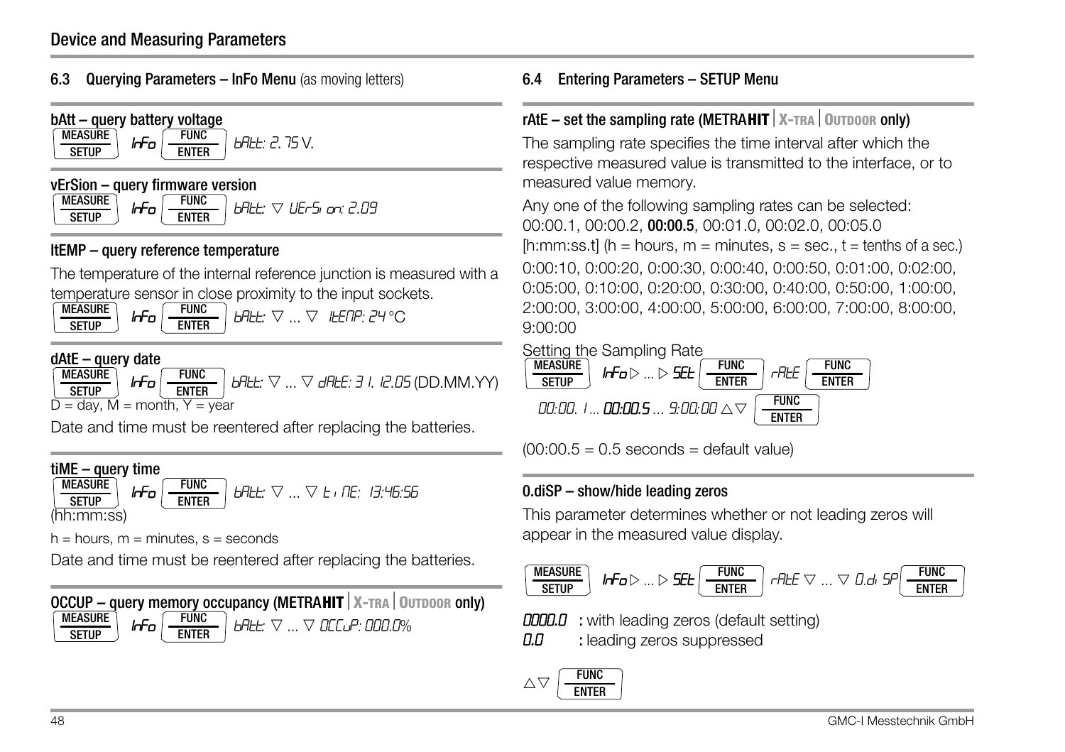## 6.3 Querying Parameters – InFo Menu (as moving letters)

**bAtt – query battery voltage**

MEASURE/SETUP InFo FUNC/ENTER bAtt: 2.75 V.

**vErSion – query firmware version**

MEASURE/SETUP InFo FUNC/ENTER bAtt: ▽ VErSion: 2.09

**ItEMP – query reference temperature**

The temperature of the internal reference junction is measured with a temperature sensor in close proximity to the input sockets.

MEASURE/SETUP InFo FUNC/ENTER bAtt: ▽ ... ▽ ItEMP: 24 °C

**dAtE – query date**

MEASURE/SETUP InFo FUNC/ENTER bAtt: ▽ ... ▽ dAtE: 31.12.05 (DD.MM.YY)

D = day, M = month, Y = year

Date and time must be reentered after replacing the batteries.

**tiME – query time**

MEASURE/SETUP InFo FUNC/ENTER bAtt: ▽ ... ▽ tiME: 13:46:56

(hh:mm:ss)

h = hours, m = minutes, s = seconds

Date and time must be reentered after replacing the batteries.

**OCCUP – query memory occupancy (METRAHIT | X-TRA | OUTDOOR only)**

MEASURE/SETUP InFo FUNC/ENTER bAtt: ▽ ... ▽ OCCUP: 000.0%

## 6.4 Entering Parameters – SETUP Menu

**rAtE – set the sampling rate (METRAHIT | X-TRA | OUTDOOR only)**

The sampling rate specifies the time interval after which the respective measured value is transmitted to the interface, or to measured value memory.

Any one of the following sampling rates can be selected:
00:00.1, 00:00.2, **00:00.5**, 00:01.0, 00:02.0, 00:05.0
[h:mm:ss.t] (h = hours, m = minutes, s = sec., t = tenths of a sec.)
0:00:10, 0:00:20, 0:00:30, 0:00:40, 0:00:50, 0:01:00, 0:02:00, 0:05:00, 0:10:00, 0:20:00, 0:30:00, 0:40:00, 0:50:00, 1:00:00, 2:00:00, 3:00:00, 4:00:00, 5:00:00, 6:00:00, 7:00:00, 8:00:00, 9:00:00

Setting the Sampling Rate

MEASURE/SETUP InFo ▷ ... ▷ SEt FUNC/ENTER rAtE FUNC/ENTER

00:00.1 ... **00:00.5** ... 9:00:00 △▽ FUNC/ENTER

(00:00.5 = 0.5 seconds = default value)

**0.diSP – show/hide leading zeros**

This parameter determines whether or not leading zeros will appear in the measured value display.

MEASURE/SETUP InFo ▷ ... ▷ SEt FUNC/ENTER rAtE ▽ ... ▽ 0.diSP FUNC/ENTER

**0000.0** : with leading zeros (default setting)
**0.0** : leading zeros suppressed

△▽ FUNC/ENTER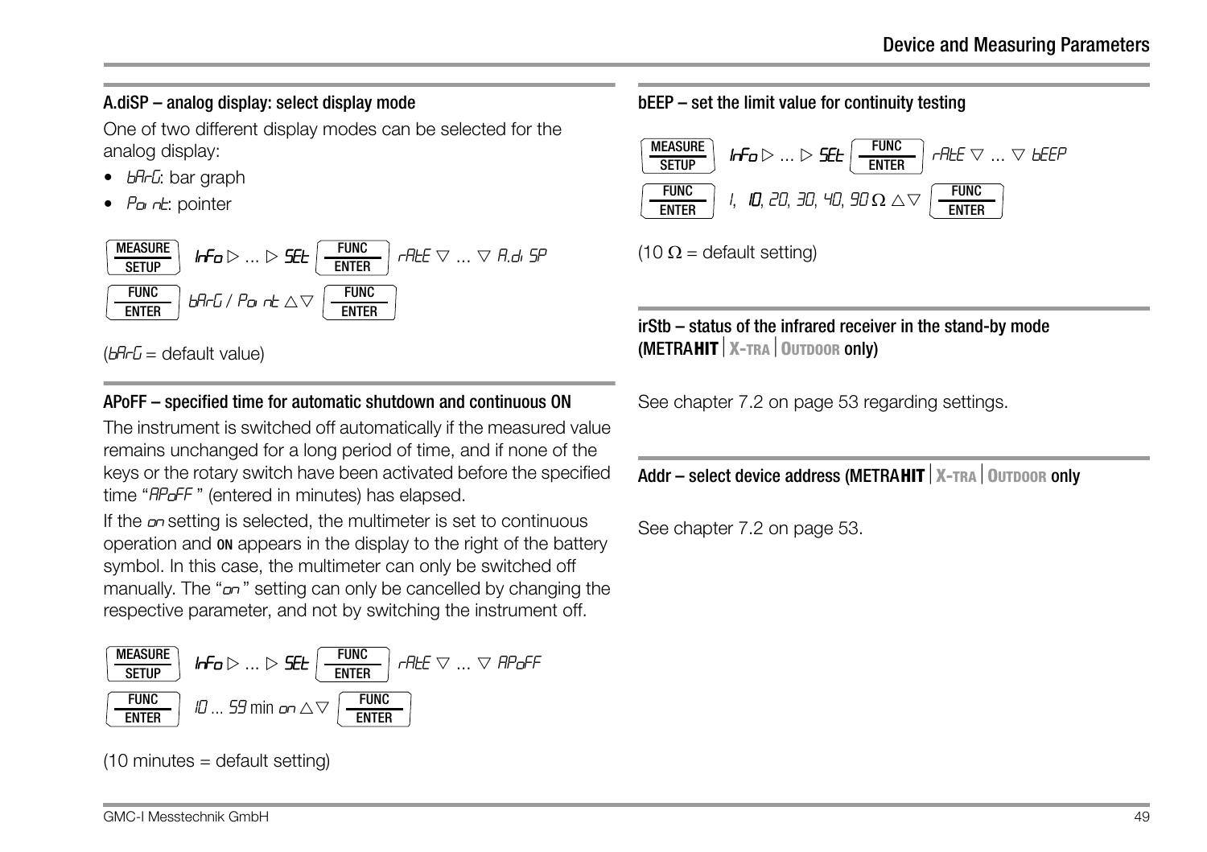### A.diSP – analog display: select display mode

One of two different display modes can be selected for the analog display:

- bArG: bar graph
- Point: pointer

MEASURE/SETUP InFo ▷ ... ▷ SEt FUNC/ENTER rAtE ▽ ... ▽ A.diSP

FUNC/ENTER bArG / Point △▽ FUNC/ENTER

(bArG = default value)

### APoFF – specified time for automatic shutdown and continuous ON

The instrument is switched off automatically if the measured value remains unchanged for a long period of time, and if none of the keys or the rotary switch have been activated before the specified time "APoFF" (entered in minutes) has elapsed.

If the on setting is selected, the multimeter is set to continuous operation and ON appears in the display to the right of the battery symbol. In this case, the multimeter can only be switched off manually. The "on" setting can only be cancelled by changing the respective parameter, and not by switching the instrument off.

MEASURE/SETUP InFo ▷ ... ▷ SEt FUNC/ENTER rAtE ▽ ... ▽ APoFF

FUNC/ENTER 10 ... 59 min on △▽ FUNC/ENTER

(10 minutes = default setting)

### bEEP – set the limit value for continuity testing

MEASURE/SETUP InFo ▷ ... ▷ SEt FUNC/ENTER rAtE ▽ ... ▽ bEEP

FUNC/ENTER 1, **10**, 20, 30, 40, 90 Ω △▽ FUNC/ENTER

(10 Ω = default setting)

### irStb – status of the infrared receiver in the stand-by mode (METRAHIT | X-TRA | OUTDOOR only)

See chapter 7.2 on page 53 regarding settings.

### Addr – select device address (METRAHIT | X-TRA | OUTDOOR only

See chapter 7.2 on page 53.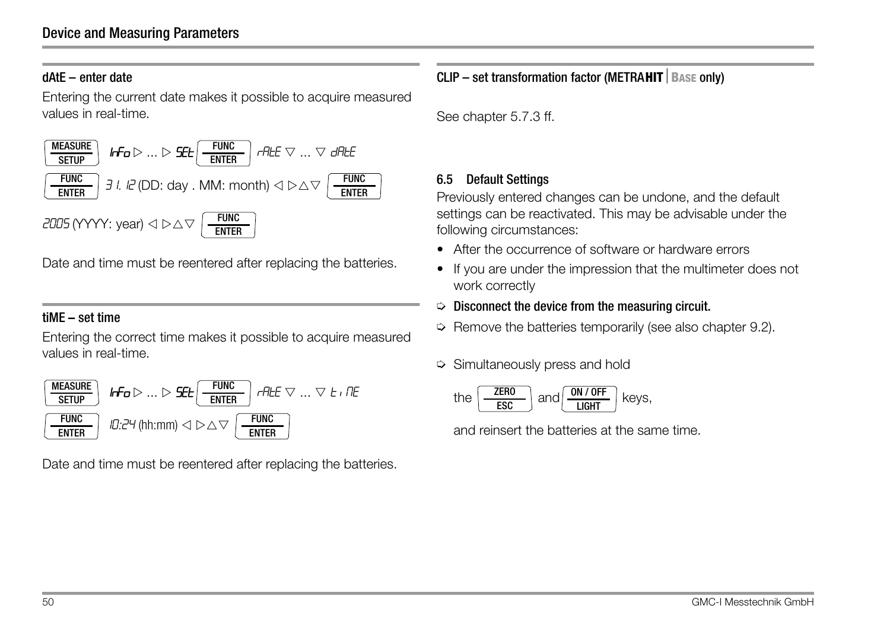## dAtE – enter date

Entering the current date makes it possible to acquire measured values in real-time.

MEASURE/SETUP   InFo ▷ ... ▷ SEt   FUNC/ENTER   rAtE ▽ ... ▽ dAtE

FUNC/ENTER   31.12 (DD: day . MM: month) ◁ ▷△▽   FUNC/ENTER

2005 (YYYY: year) ◁ ▷△▽   FUNC/ENTER

Date and time must be reentered after replacing the batteries.

## tiME – set time

Entering the correct time makes it possible to acquire measured values in real-time.

MEASURE/SETUP   InFo ▷ ... ▷ SEt   FUNC/ENTER   rAtE ▽ ... ▽ tiME

FUNC/ENTER   10:24 (hh:mm) ◁ ▷△▽   FUNC/ENTER

Date and time must be reentered after replacing the batteries.

## CLIP – set transformation factor (METRAHIT | BASE only)

See chapter 5.7.3 ff.

## 6.5 Default Settings

Previously entered changes can be undone, and the default settings can be reactivated. This may be advisable under the following circumstances:

- After the occurrence of software or hardware errors
- If you are under the impression that the multimeter does not work correctly

⇨ **Disconnect the device from the measuring circuit.**

⇨ Remove the batteries temporarily (see also chapter 9.2).

⇨ Simultaneously press and hold the ZERO/ESC and ON / OFF/LIGHT keys,

and reinsert the batteries at the same time.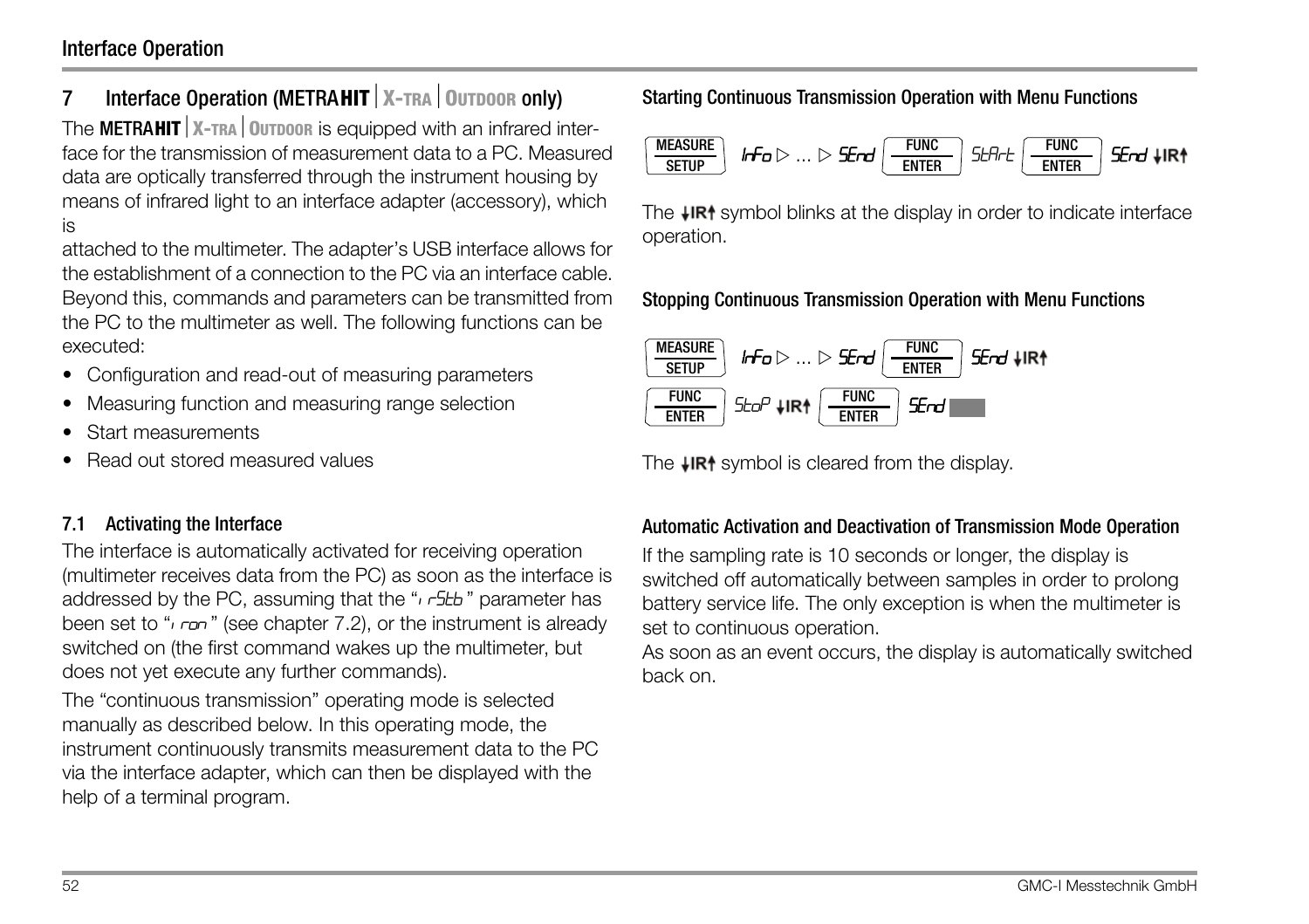# 7 Interface Operation (METRAHIT | X-TRA | OUTDOOR only)

The **METRAHIT** | **X-TRA** | **OUTDOOR** is equipped with an infrared interface for the transmission of measurement data to a PC. Measured data are optically transferred through the instrument housing by means of infrared light to an interface adapter (accessory), which is

attached to the multimeter. The adapter's USB interface allows for the establishment of a connection to the PC via an interface cable. Beyond this, commands and parameters can be transmitted from the PC to the multimeter as well. The following functions can be executed:

- Configuration and read-out of measuring parameters
- Measuring function and measuring range selection
- Start measurements
- Read out stored measured values

## 7.1 Activating the Interface

The interface is automatically activated for receiving operation (multimeter receives data from the PC) as soon as the interface is addressed by the PC, assuming that the "irStb" parameter has been set to "iron" (see chapter 7.2), or the instrument is already switched on (the first command wakes up the multimeter, but does not yet execute any further commands).

The "continuous transmission" operating mode is selected manually as described below. In this operating mode, the instrument continuously transmits measurement data to the PC via the interface adapter, which can then be displayed with the help of a terminal program.

### Starting Continuous Transmission Operation with Menu Functions

MEASURE/SETUP InFo ▷ ... ▷ SEnd FUNC/ENTER StArt FUNC/ENTER SEnd ↓IR↑

The ↓IR↑ symbol blinks at the display in order to indicate interface operation.

### Stopping Continuous Transmission Operation with Menu Functions

MEASURE/SETUP InFo ▷ ... ▷ SEnd FUNC/ENTER SEnd ↓IR↑

FUNC/ENTER StoP ↓IR↑ FUNC/ENTER SEnd

The ↓IR↑ symbol is cleared from the display.

### Automatic Activation and Deactivation of Transmission Mode Operation

If the sampling rate is 10 seconds or longer, the display is switched off automatically between samples in order to prolong battery service life. The only exception is when the multimeter is set to continuous operation.

As soon as an event occurs, the display is automatically switched back on.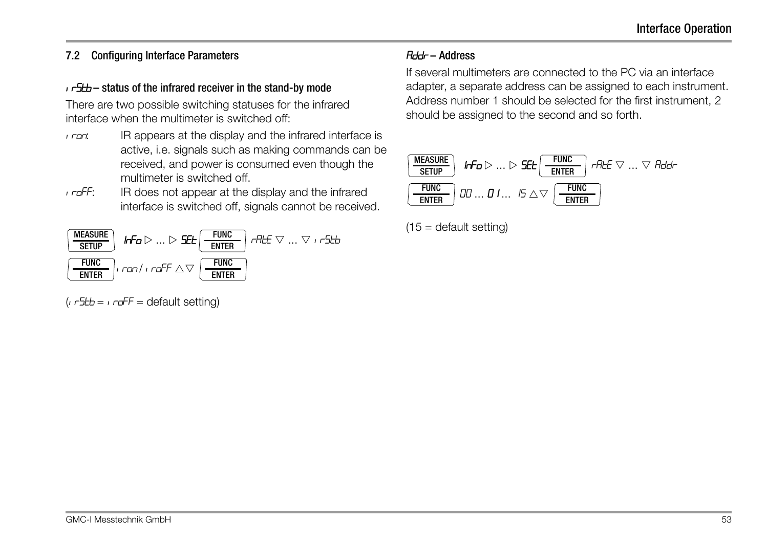## 7.2 Configuring Interface Parameters

### irStb – status of the infrared receiver in the stand-by mode

There are two possible switching statuses for the infrared interface when the multimeter is switched off:

- iron: IR appears at the display and the infrared interface is active, i.e. signals such as making commands can be received, and power is consumed even though the multimeter is switched off.
- iroFF: IR does not appear at the display and the infrared interface is switched off, signals cannot be received.

MEASURE/SETUP InFo ▷ ... ▷ SEt FUNC/ENTER rAtE ▽ ... ▽ irStb
FUNC/ENTER iron / iroFF △▽ FUNC/ENTER

(irStb = iroFF = default setting)

### Addr – Address

If several multimeters are connected to the PC via an interface adapter, a separate address can be assigned to each instrument. Address number 1 should be selected for the first instrument, 2 should be assigned to the second and so forth.

MEASURE/SETUP InFo ▷ ... ▷ SEt FUNC/ENTER rAtE ▽ ... ▽ Addr
FUNC/ENTER 00 ... 01 ... 15 △▽ FUNC/ENTER

(15 = default setting)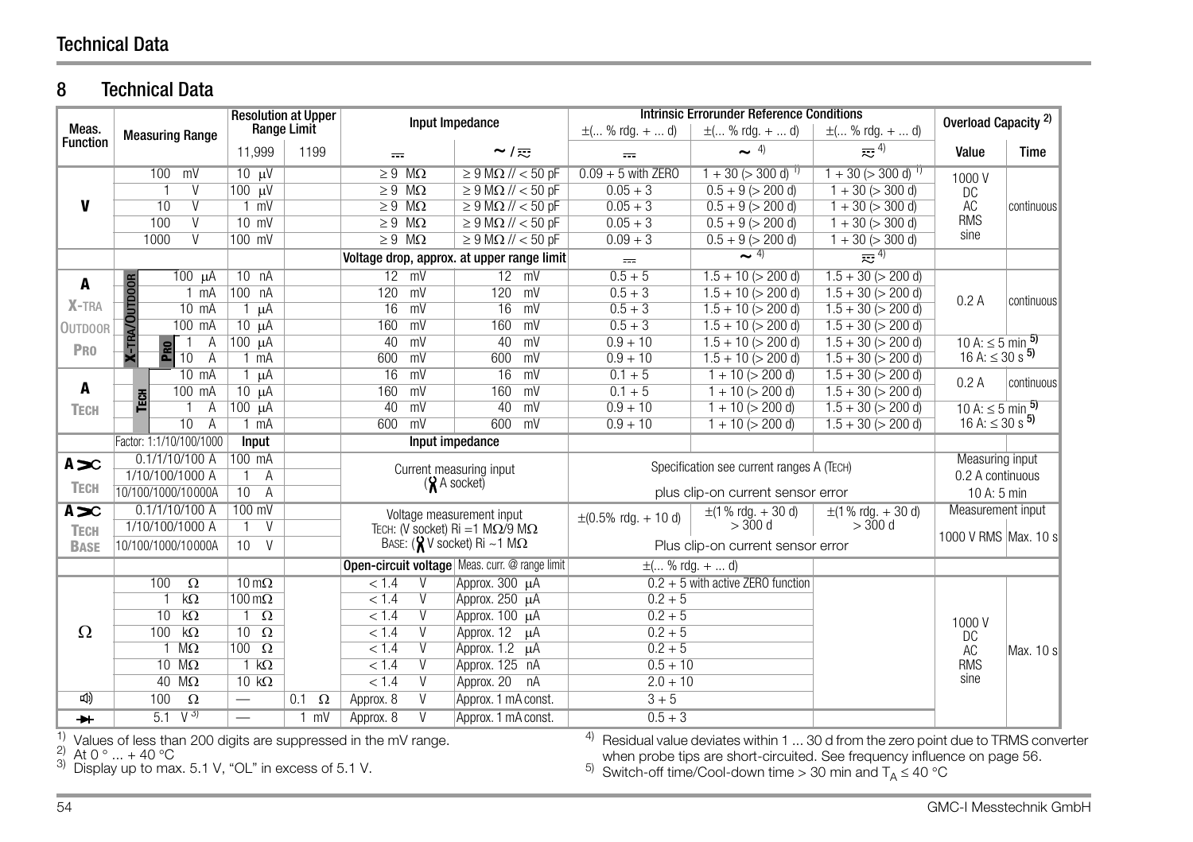# 8 Technical Data

| Meas. Function | Measuring Range | Resolution at Upper Range Limit | | Input Impedance | | Intrinsic Error under Reference Conditions | | | Overload Capacity [2] | |
|---|---|---|---|---|---|---|---|---|---|---|
| | | 11,999 | 1199 | ⎓ | ~ / ≂ | ±(... % rdg. + ... d) ⎓ | ±(... % rdg. + ... d) ~ [4] | ±(... % rdg. + ... d) ≂ [4] | Value | Time |
| V | 100 mV | 10 µV | | ≥ 9 MΩ | ≥ 9 MΩ // < 50 pF | 0.09 + 5 with ZERO | 1 + 30 (> 300 d) [1] | 1 + 30 (> 300 d) [1] | 1000 V DC AC RMS sine | continuous |
| | 1 V | 100 µV | | ≥ 9 MΩ | ≥ 9 MΩ // < 50 pF | 0.05 + 3 | 0.5 + 9 (> 200 d) | 1 + 30 (> 300 d) | | |
| | 10 V | 1 mV | | ≥ 9 MΩ | ≥ 9 MΩ // < 50 pF | 0.05 + 3 | 0.5 + 9 (> 200 d) | 1 + 30 (> 300 d) | | |
| | 100 V | 10 mV | | ≥ 9 MΩ | ≥ 9 MΩ // < 50 pF | 0.05 + 3 | 0.5 + 9 (> 200 d) | 1 + 30 (> 300 d) | | |
| | 1000 V | 100 mV | | ≥ 9 MΩ | ≥ 9 MΩ // < 50 pF | 0.09 + 3 | 0.5 + 9 (> 200 d) | 1 + 30 (> 300 d) | | |
| | | | | Voltage drop, approx. at upper range limit | | ⎓ | ~ [4] | ≂ [4] | | |
| A X-TRA OUTDOOR PRO | X-TRA/OUTDOOR 100 µA | 10 nA | | 12 mV | 12 mV | 0.5 + 5 | 1.5 + 10 (> 200 d) | 1.5 + 30 (> 200 d) | 0.2 A | continuous |
| | 1 mA | 100 nA | | 120 mV | 120 mV | 0.5 + 3 | 1.5 + 10 (> 200 d) | 1.5 + 30 (> 200 d) | | |
| | 10 mA | 1 µA | | 16 mV | 16 mV | 0.5 + 3 | 1.5 + 10 (> 200 d) | 1.5 + 30 (> 200 d) | | |
| | 100 mA | 10 µA | | 160 mV | 160 mV | 0.5 + 3 | 1.5 + 10 (> 200 d) | 1.5 + 30 (> 200 d) | | |
| | PRO 1 A | 100 µA | | 40 mV | 40 mV | 0.9 + 10 | 1.5 + 10 (> 200 d) | 1.5 + 30 (> 200 d) | 10 A: ≤ 5 min [5] 16 A: ≤ 30 s [5] | |
| | PRO 10 A | 1 mA | | 600 mV | 600 mV | 0.9 + 10 | 1.5 + 10 (> 200 d) | 1.5 + 30 (> 200 d) | | |
| A TECH | TECH 10 mA | 1 µA | | 16 mV | 16 mV | 0.1 + 5 | 1 + 10 (> 200 d) | 1.5 + 30 (> 200 d) | 0.2 A | continuous |
| | 100 mA | 10 µA | | 160 mV | 160 mV | 0.1 + 5 | 1 + 10 (> 200 d) | 1.5 + 30 (> 200 d) | | |
| | 1 A | 100 µA | | 40 mV | 40 mV | 0.9 + 10 | 1 + 10 (> 200 d) | 1.5 + 30 (> 200 d) | 10 A: ≤ 5 min [5] 16 A: ≤ 30 s [5] | |
| | 10 A | 1 mA | | 600 mV | 600 mV | 0.9 + 10 | 1 + 10 (> 200 d) | 1.5 + 30 (> 200 d) | | |
| | Factor: 1:1/10/100/1000 | Input | | Input impedance | | | | | | |
| A⋗C TECH | 0.1/1/10/100 A | 100 mA | | Current measuring input (A socket) | | Specification see current ranges A (TECH) | | | Measuring input 0.2 A continuous 10 A: 5 min | |
| | 1/10/100/1000 A | 1 A | | | | | | | | |
| | 10/100/1000/10000A | 10 A | | | | plus clip-on current sensor error | | | | |
| A⋗C TECH BASE | 0.1/1/10/100 A | 100 mV | | Voltage measurement input TECH: (V socket) Ri =1 MΩ/9 MΩ BASE: (V socket) Ri ~1 MΩ | | ±(0.5% rdg. + 10 d) | ±(1% rdg. + 30 d) > 300 d | ±(1% rdg. + 30 d) > 300 d | Measurement input | |
| | 1/10/100/1000 A | 1 V | | | | | | | 1000 V RMS | Max. 10 s |
| | 10/100/1000/10000A | 10 V | | | | Plus clip-on current sensor error | | | | |
| | | | | Open-circuit voltage | Meas. curr. @ range limit | ±(... % rdg. + ... d) | | | | |
| Ω | 100 Ω | 10 mΩ | | < 1.4 V | Approx. 300 µA | 0.2 + 5 with active ZERO function | | | 1000 V DC AC RMS sine | Max. 10 s |
| | 1 kΩ | 100 mΩ | | < 1.4 V | Approx. 250 µA | 0.2 + 5 | | | | |
| | 10 kΩ | 1 Ω | | < 1.4 V | Approx. 100 µA | 0.2 + 5 | | | | |
| | 100 kΩ | 10 Ω | | < 1.4 V | Approx. 12 µA | 0.2 + 5 | | | | |
| | 1 MΩ | 100 Ω | | < 1.4 V | Approx. 1.2 µA | 0.2 + 5 | | | | |
| | 10 MΩ | 1 kΩ | | < 1.4 V | Approx. 125 nA | 0.5 + 10 | | | | |
| | 40 MΩ | 10 kΩ | | < 1.4 V | Approx. 20 nA | 2.0 + 10 | | | | |
| 🔊 | 100 Ω | — | 0.1 Ω | Approx. 8 V | Approx. 1 mA const. | 3 + 5 | | | | |
| ⊳⊢ | 5.1 V [3] | — | 1 mV | Approx. 8 V | Approx. 1 mA const. | 0.5 + 3 | | | | |

[1] Values of less than 200 digits are suppressed in the mV range.
[2] At 0 ° ... + 40 °C
[3] Display up to max. 5.1 V, "OL" in excess of 5.1 V.
[4] Residual value deviates within 1 ... 30 d from the zero point due to TRMS converter when probe tips are short-circuited. See frequency influence on page 56.
[5] Switch-off time/Cool-down time > 30 min and $T_A \leq 40$ °C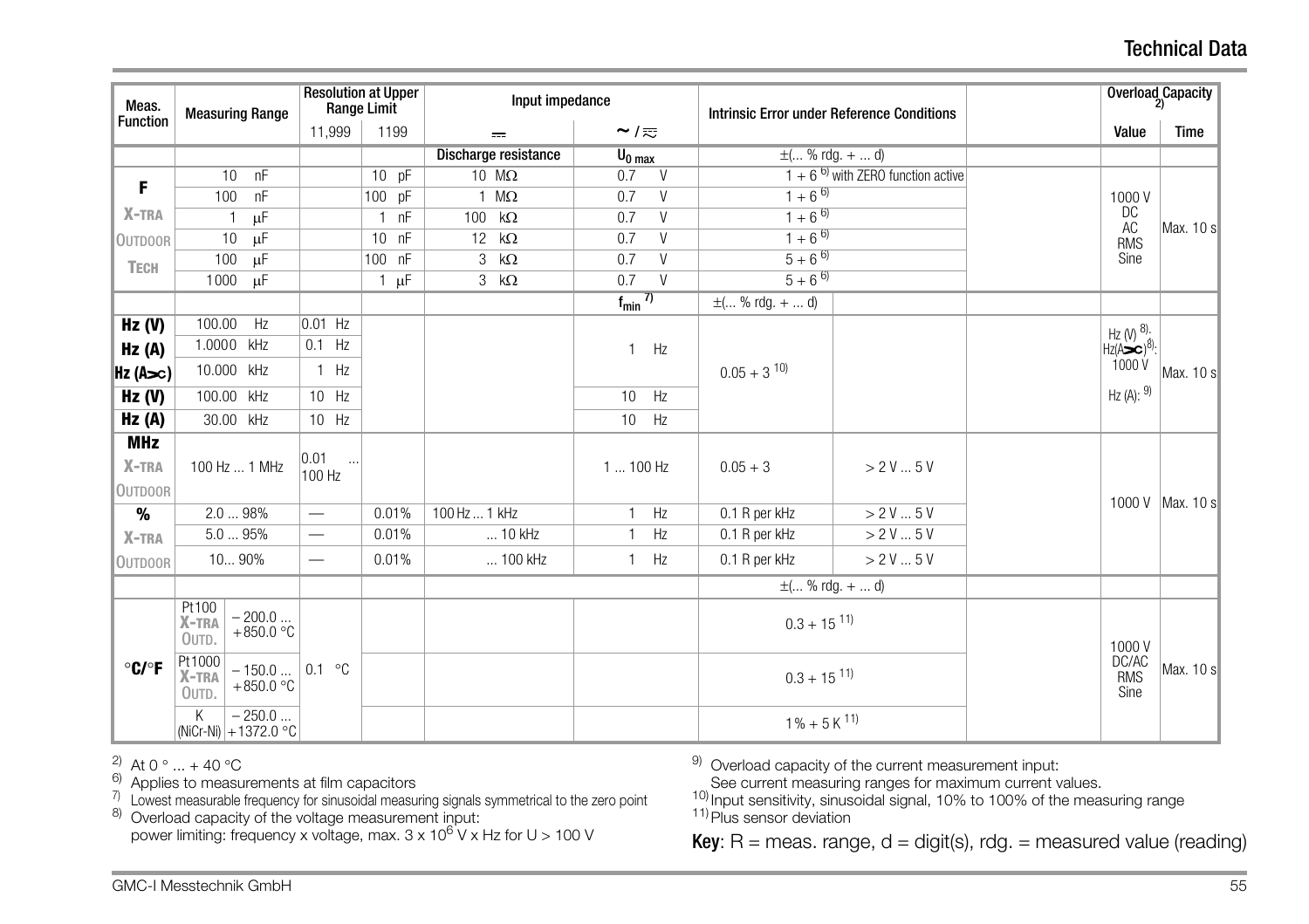## Technical Data

| Meas. Function | Measuring Range | | Resolution at Upper Range Limit | | Input impedance | | Intrinsic Error under Reference Conditions | | | Overload Capacity [2] | |
|---|---|---|---|---|---|---|---|---|---|---|---|
| | | | 11,999 | 1199 | ⎓ | ~ / ≂ | | | | Value | Time |
| | | | | | Discharge resistance | $U_{0\,max}$ | ±(... % rdg. + ... d) | | | | |
| F X-TRA OUTDOOR TECH | 10 nF | | | 10 pF | 10 MΩ | 0.7 V | 1 + 6 [6] with ZERO function active | | | 1000 V DC AC RMS Sine | Max. 10 s |
| | 100 nF | | | 100 pF | 1 MΩ | 0.7 V | 1 + 6 [6] | | | | |
| | 1 µF | | | 1 nF | 100 kΩ | 0.7 V | 1 + 6 [6] | | | | |
| | 10 µF | | | 10 nF | 12 kΩ | 0.7 V | 1 + 6 [6] | | | | |
| | 100 µF | | | 100 nF | 3 kΩ | 0.7 V | 5 + 6 [6] | | | | |
| | 1000 µF | | | 1 µF | 3 kΩ | 0.7 V | 5 + 6 [6] | | | | |
| | | | | | | $f_{min}$ [7] | ±(... % rdg. + ... d) | | | | |
| Hz (V) | 100.00 Hz | | 0.01 Hz | | | 1 Hz | 0.05 + 3 [10] | | | Hz (V) [8]; Hz(A⫘) [8]: 1000 V Hz (A): [9] | Max. 10 s |
| Hz (A) | 1.0000 kHz | | 0.1 Hz | | | | | | | | |
| Hz (A⫘) | 10.000 kHz | | 1 Hz | | | | | | | | |
| Hz (V) | 100.00 kHz | | 10 Hz | | | 10 Hz | | | | | |
| Hz (A) | 30.00 kHz | | 10 Hz | | | 10 Hz | | | | | |
| MHz X-TRA OUTDOOR | 100 Hz ... 1 MHz | | 0.01 ... 100 Hz | | | 1 ... 100 Hz | 0.05 + 3 | > 2 V ... 5 V | | 1000 V | Max. 10 s |
| % X-TRA OUTDOOR | 2.0 ... 98% | | — | 0.01% | 100 Hz ... 1 kHz | 1 Hz | 0.1 R per kHz | > 2 V ... 5 V | | | |
| | 5.0 ... 95% | | — | 0.01% | ... 10 kHz | 1 Hz | 0.1 R per kHz | > 2 V ... 5 V | | | |
| | 10... 90% | | — | 0.01% | ... 100 kHz | 1 Hz | 0.1 R per kHz | > 2 V ... 5 V | | | |
| | | | | | | | ±(... % rdg. + ... d) | | | | |
| °C/°F | Pt100 X-TRA OUTD. | − 200.0 ... +850.0 °C | 0.1 °C | | | | 0.3 + 15 [11] | | | 1000 V DC/AC RMS Sine | Max. 10 s |
| | Pt1000 X-TRA OUTD. | − 150.0 ... +850.0 °C | | | | | 0.3 + 15 [11] | | | | |
| | K (NiCr-Ni) | − 250.0 ... +1372.0 °C | | | | | 1% + 5 K [11] | | | | |

[2] At 0 ° ... + 40 °C
[6] Applies to measurements at film capacitors
[7] Lowest measurable frequency for sinusoidal measuring signals symmetrical to the zero point
[8] Overload capacity of the voltage measurement input: power limiting: frequency x voltage, max. $3 \times 10^6$ V x Hz for U > 100 V
[9] Overload capacity of the current measurement input: See current measuring ranges for maximum current values.
[10] Input sensitivity, sinusoidal signal, 10% to 100% of the measuring range
[11] Plus sensor deviation

**Key**: R = meas. range, d = digit(s), rdg. = measured value (reading)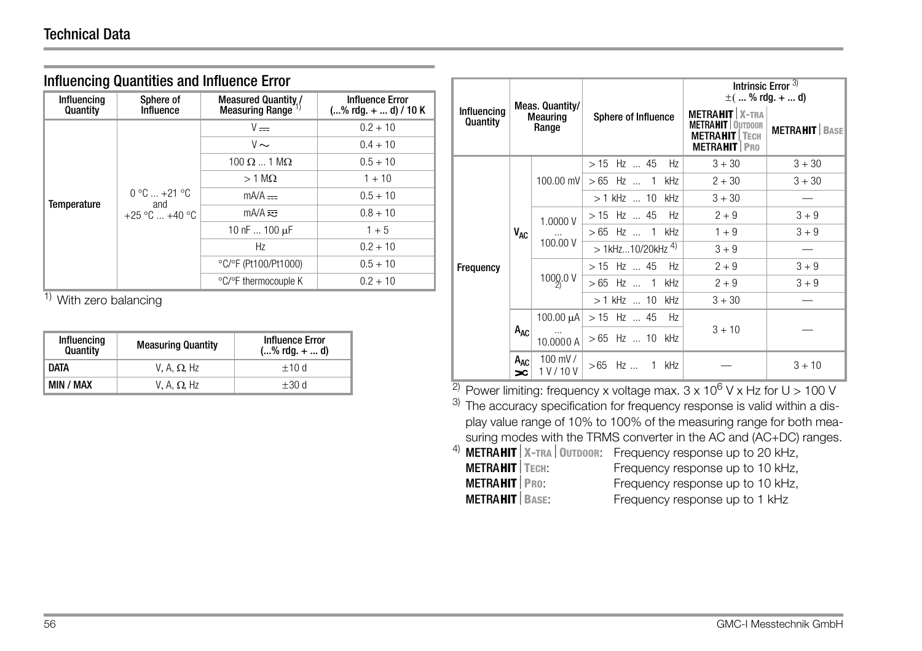## Technical Data

### Influencing Quantities and Influence Error

| Influencing Quantity | Sphere of Influence | Measured Quantity / Measuring Range [1] | Influence Error (...% rdg. + ... d) / 10 K |
|---|---|---|---|
| **Temperature** | 0 °C ... +21 °C and +25 °C ... +40 °C | V ⎓ | 0.2 + 10 |
| | | V ~ | 0.4 + 10 |
| | | 100 Ω ... 1 MΩ | 0.5 + 10 |
| | | > 1 MΩ | 1 + 10 |
| | | mA/A ⎓ | 0.5 + 10 |
| | | mA/A ≂ | 0.8 + 10 |
| | | 10 nF ... 100 μF | 1 + 5 |
| | | Hz | 0.2 + 10 |
| | | °C/°F (Pt100/Pt1000) | 0.5 + 10 |
| | | °C/°F thermocouple K | 0.2 + 10 |

[1] With zero balancing

| Influencing Quantity | Measuring Quantity | Influence Error (...% rdg. + ... d) |
|---|---|---|
| **DATA** | V, A, Ω, Hz | ±10 d |
| **MIN / MAX** | V, A, Ω, Hz | ±30 d |

| Influencing Quantity | Meas. Quantity/ Measuring Range | | Sphere of Influence | Intrinsic Error [3] ±( ... % rdg. + ... d) METRA**HIT** X-TRA, METRA**HIT** OUTDOOR, METRA**HIT** TECH, METRA**HIT** PRO | METRA**HIT** BASE |
|---|---|---|---|---|---|
| **Frequency** | $V_{AC}$ | 100.00 mV | > 15 Hz ... 45 Hz | 3 + 30 | 3 + 30 |
| | | | > 65 Hz ... 1 kHz | 2 + 30 | 3 + 30 |
| | | | > 1 kHz ... 10 kHz | 3 + 30 | — |
| | | 1.0000 V ... 100.00 V | > 15 Hz ... 45 Hz | 2 + 9 | 3 + 9 |
| | | | > 65 Hz ... 1 kHz | 1 + 9 | 3 + 9 |
| | | | > 1kHz...10/20kHz [4] | 3 + 9 | — |
| | | 1000.0 V [2] | > 15 Hz ... 45 Hz | 2 + 9 | 3 + 9 |
| | | | > 65 Hz ... 1 kHz | 2 + 9 | 3 + 9 |
| | | | > 1 kHz ... 10 kHz | 3 + 30 | — |
| | $A_{AC}$ | 100.00 μA ... 10.0000 A | > 15 Hz ... 45 Hz | 3 + 10 | — |
| | | | > 65 Hz ... 10 kHz | | |
| | $A_{AC}$ ⫘ | 100 mV / 1 V / 10 V | >65 Hz ... 1 kHz | — | 3 + 10 |

[2] Power limiting: frequency x voltage max. 3 x $10^6$ V x Hz for U > 100 V

[3] The accuracy specification for frequency response is valid within a display value range of 10% to 100% of the measuring range for both measuring modes with the TRMS converter in the AC and (AC+DC) ranges.

[4] METRA**HIT** X-TRA | OUTDOOR: Frequency response up to 20 kHz,
METRA**HIT** TECH: Frequency response up to 10 kHz,
METRA**HIT** PRO: Frequency response up to 10 kHz,
METRA**HIT** BASE: Frequency response up to 1 kHz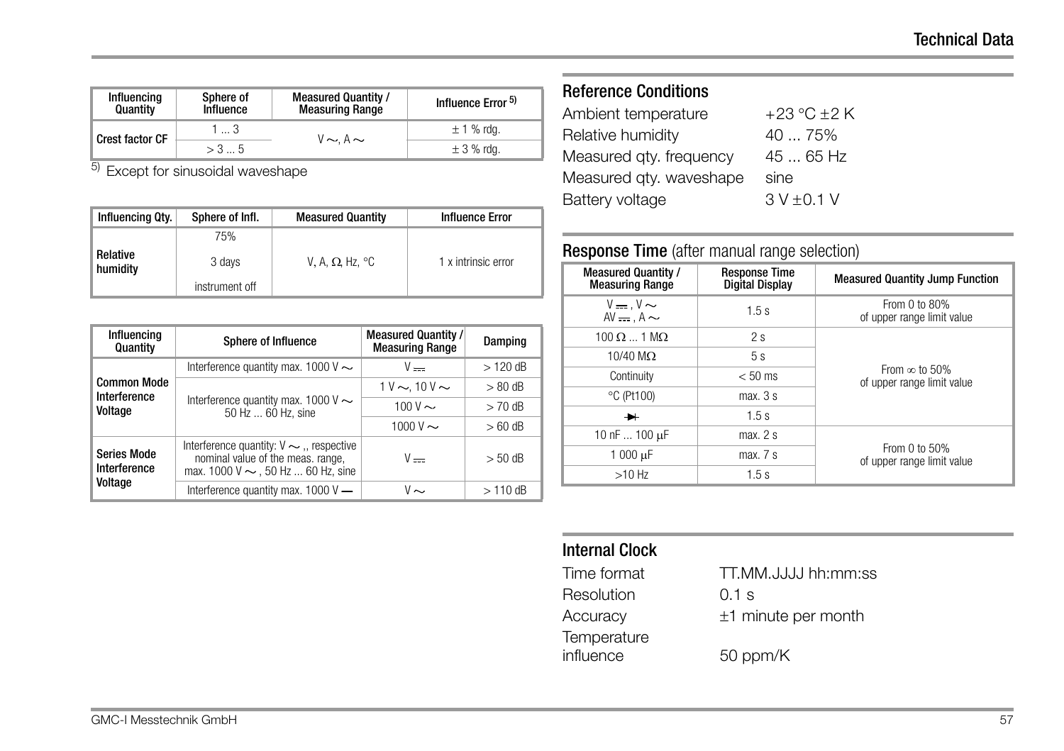| Influencing Quantity | Sphere of Influence | Measured Quantity / Measuring Range | Influence Error [5] |
|---|---|---|---|
| Crest factor CF | 1 ... 3 | V ~, A ~ | ± 1 % rdg. |
| | > 3 ... 5 | | ± 3 % rdg. |

[5] Except for sinusoidal waveshape

| Influencing Qty. | Sphere of Infl. | Measured Quantity | Influence Error |
|---|---|---|---|
| Relative humidity | 75% <br> 3 days <br> instrument off | V, A, Ω, Hz, °C | 1 x intrinsic error |

| Influencing Quantity | Sphere of Influence | Measured Quantity / Measuring Range | Damping |
|---|---|---|---|
| Common Mode Interference Voltage | Interference quantity max. 1000 V ~ | V ⎓ | > 120 dB |
| | Interference quantity max. 1000 V ~ 50 Hz ... 60 Hz, sine | 1 V ~, 10 V ~ | > 80 dB |
| | | 100 V ~ | > 70 dB |
| | | 1000 V ~ | > 60 dB |
| Series Mode Interference Voltage | Interference quantity: V ~ ,, respective nominal value of the meas. range, max. 1000 V ~ , 50 Hz ... 60 Hz, sine | V ⎓ | > 50 dB |
| | Interference quantity max. 1000 V — | V ~ | > 110 dB |

## Reference Conditions

| | |
|---|---|
| Ambient temperature | +23 °C ±2 K |
| Relative humidity | 40 ... 75% |
| Measured qty. frequency | 45 ... 65 Hz |
| Measured qty. waveshape | sine |
| Battery voltage | 3 V ±0.1 V |

## Response Time (after manual range selection)

| Measured Quantity / Measuring Range | Response Time Digital Display | Measured Quantity Jump Function |
|---|---|---|
| V ⎓ , V ~ <br> AV ⎓ , A ~ | 1.5 s | From 0 to 80% of upper range limit value |
| 100 Ω ... 1 MΩ | 2 s | From ∞ to 50% of upper range limit value |
| 10/40 MΩ | 5 s | |
| Continuity | < 50 ms | |
| °C (Pt100) | max. 3 s | |
| ⯈ | 1.5 s | |
| 10 nF ... 100 µF | max. 2 s | From 0 to 50% of upper range limit value |
| 1 000 µF | max. 7 s | |
| >10 Hz | 1.5 s | |

## Internal Clock

| | |
|---|---|
| Time format | TT.MM.JJJJ hh:mm:ss |
| Resolution | 0.1 s |
| Accuracy | ±1 minute per month |
| Temperature influence | 50 ppm/K |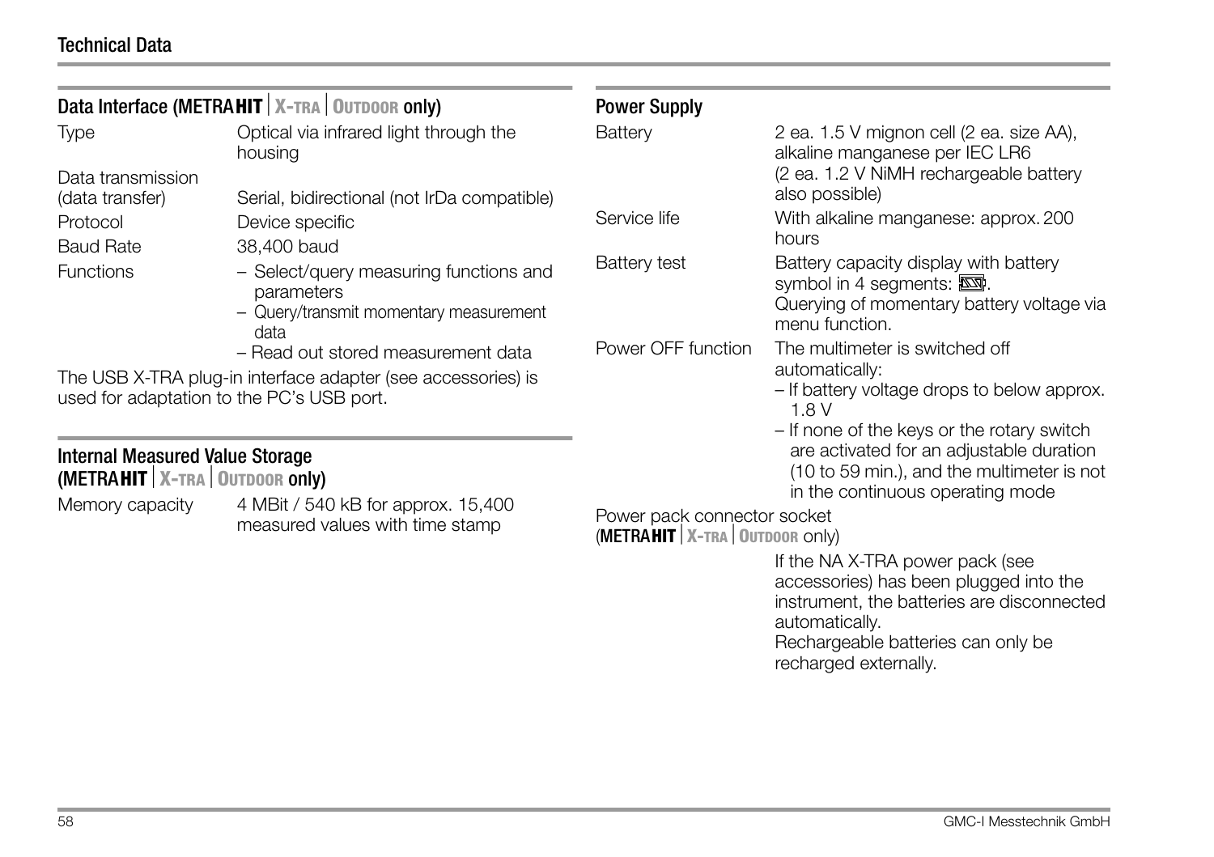# Technical Data

## Data Interface (METRAHIT | X-TRA | OUTDOOR only)

| | |
|---|---|
| Type | Optical via infrared light through the housing |
| Data transmission (data transfer) | Serial, bidirectional (not IrDa compatible) |
| Protocol | Device specific |
| Baud Rate | 38,400 baud |
| Functions | – Select/query measuring functions and parameters<br>– Query/transmit momentary measurement data<br>– Read out stored measurement data |

The USB X-TRA plug-in interface adapter (see accessories) is used for adaptation to the PC's USB port.

## Internal Measured Value Storage (METRAHIT | X-TRA | OUTDOOR only)

| | |
|---|---|
| Memory capacity | 4 MBit / 540 kB for approx. 15,400 measured values with time stamp |

## Power Supply

| | |
|---|---|
| Battery | 2 ea. 1.5 V mignon cell (2 ea. size AA), alkaline manganese per IEC LR6 (2 ea. 1.2 V NiMH rechargeable battery also possible) |
| Service life | With alkaline manganese: approx. 200 hours |
| Battery test | Battery capacity display with battery symbol in 4 segments: . Querying of momentary battery voltage via menu function. |
| Power OFF function | The multimeter is switched off automatically:<br>– If battery voltage drops to below approx. 1.8 V<br>– If none of the keys or the rotary switch are activated for an adjustable duration (10 to 59 min.), and the multimeter is not in the continuous operating mode |

Power pack connector socket (METRAHIT | X-TRA | OUTDOOR only)

If the NA X-TRA power pack (see accessories) has been plugged into the instrument, the batteries are disconnected automatically.
Rechargeable batteries can only be recharged externally.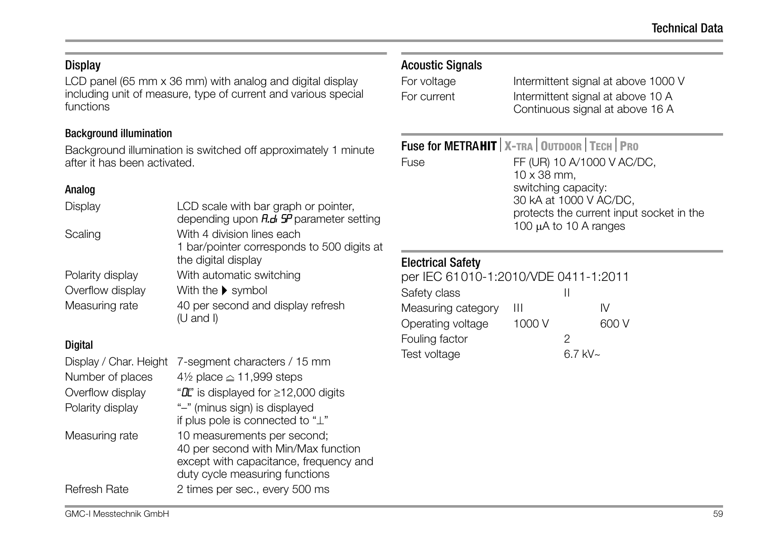## Display

LCD panel (65 mm x 36 mm) with analog and digital display including unit of measure, type of current and various special functions

### Background illumination

Background illumination is switched off approximately 1 minute after it has been activated.

### Analog

| | |
|---|---|
| Display | LCD scale with bar graph or pointer, depending upon A.di SP parameter setting |
| Scaling | With 4 division lines each 1 bar/pointer corresponds to 500 digits at the digital display |
| Polarity display | With automatic switching |
| Overflow display | With the ▶ symbol |
| Measuring rate | 40 per second and display refresh (U and I) |

### Digital

| | |
|---|---|
| Display / Char. Height | 7-segment characters / 15 mm |
| Number of places | 4½ place ≙ 11,999 steps |
| Overflow display | "OL" is displayed for ≥12,000 digits |
| Polarity display | "–" (minus sign) is displayed if plus pole is connected to "⊥" |
| Measuring rate | 10 measurements per second; 40 per second with Min/Max function except with capacitance, frequency and duty cycle measuring functions |
| Refresh Rate | 2 times per sec., every 500 ms |

## Acoustic Signals

| | |
|---|---|
| For voltage | Intermittent signal at above 1000 V |
| For current | Intermittent signal at above 10 A<br>Continuous signal at above 16 A |

## Fuse for METRAHIT | X-TRA | OUTDOOR | TECH | PRO

| | |
|---|---|
| Fuse | FF (UR) 10 A/1000 V AC/DC, 10 x 38 mm, switching capacity: 30 kA at 1000 V AC/DC, protects the current input socket in the 100 µA to 10 A ranges |

## Electrical Safety

per IEC 61010-1:2010/VDE 0411-1:2011

| | | | |
|---|---|---|---|
| Safety class | | II | |
| Measuring category | III | | IV |
| Operating voltage | 1000 V | | 600 V |
| Fouling factor | | 2 | |
| Test voltage | | 6.7 kV~ | |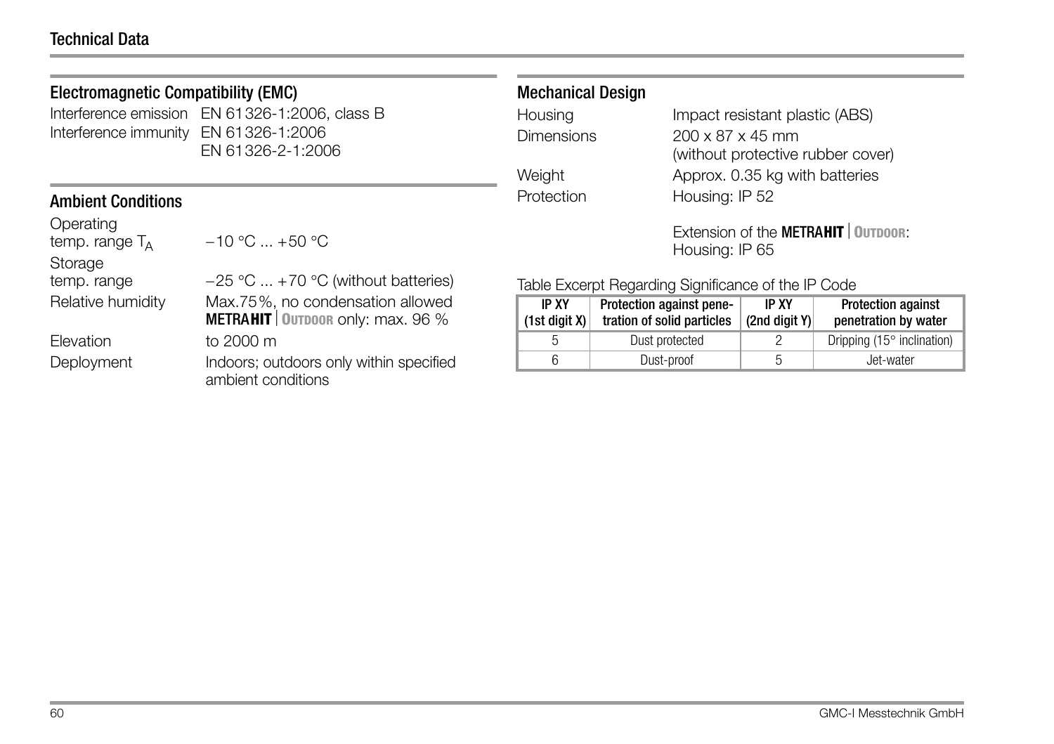## Electromagnetic Compatibility (EMC)

| | |
|---|---|
| Interference emission | EN 61326-1:2006, class B |
| Interference immunity | EN 61326-1:2006<br>EN 61326-2-1:2006 |

## Ambient Conditions

| | |
|---|---|
| Operating temp. range $T_A$ | −10 °C ... +50 °C |
| Storage temp. range | −25 °C ... +70 °C (without batteries) |
| Relative humidity | Max.75%, no condensation allowed<br>**METRAHIT** \| **OUTDOOR** only: max. 96 % |
| Elevation | to 2000 m |
| Deployment | Indoors; outdoors only within specified ambient conditions |

## Mechanical Design

| | |
|---|---|
| Housing | Impact resistant plastic (ABS) |
| Dimensions | 200 x 87 x 45 mm<br>(without protective rubber cover) |
| Weight | Approx. 0.35 kg with batteries |
| Protection | Housing: IP 52<br><br>Extension of the **METRAHIT** \| **OUTDOOR**:<br>Housing: IP 65 |

Table Excerpt Regarding Significance of the IP Code

| IP XY (1st digit X) | Protection against penetration of solid particles | IP XY (2nd digit Y) | Protection against penetration by water |
|---|---|---|---|
| 5 | Dust protected | 2 | Dripping (15° inclination) |
| 6 | Dust-proof | 5 | Jet-water |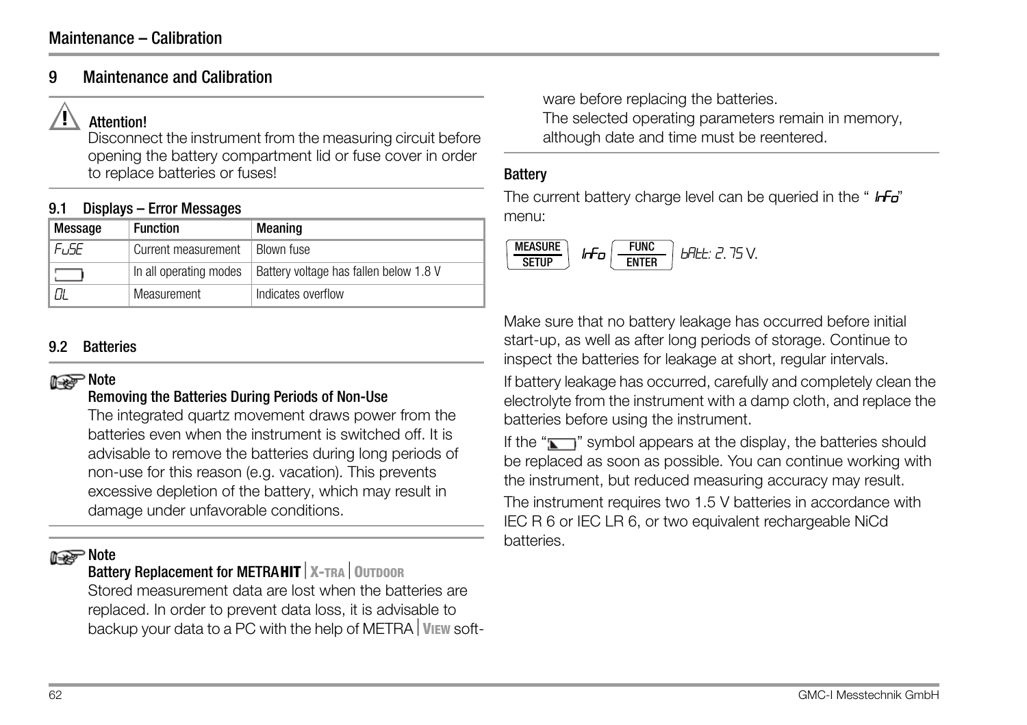# 9 Maintenance and Calibration

**Attention!**

Disconnect the instrument from the measuring circuit before opening the battery compartment lid or fuse cover in order to replace batteries or fuses!

## 9.1 Displays – Error Messages

| Message | Function | Meaning |
|---|---|---|
| FuSE | Current measurement | Blown fuse |
| ▭ | In all operating modes | Battery voltage has fallen below 1.8 V |
| OL | Measurement | Indicates overflow |

## 9.2 Batteries

**Note**

**Removing the Batteries During Periods of Non-Use**

The integrated quartz movement draws power from the batteries even when the instrument is switched off. It is advisable to remove the batteries during long periods of non-use for this reason (e.g. vacation). This prevents excessive depletion of the battery, which may result in damage under unfavorable conditions.

**Note**

**Battery Replacement for METRAHIT | X-TRA | OUTDOOR**

Stored measurement data are lost when the batteries are replaced. In order to prevent data loss, it is advisable to backup your data to a PC with the help of METRA | VIEW software before replacing the batteries.

The selected operating parameters remain in memory, although date and time must be reentered.

### Battery

The current battery charge level can be queried in the " InFo" menu:

MEASURE/SETUP InFo FUNC/ENTER bAtt: 2.75 V.

Make sure that no battery leakage has occurred before initial start-up, as well as after long periods of storage. Continue to inspect the batteries for leakage at short, regular intervals.

If battery leakage has occurred, carefully and completely clean the electrolyte from the instrument with a damp cloth, and replace the batteries before using the instrument.

If the "▭" symbol appears at the display, the batteries should be replaced as soon as possible. You can continue working with the instrument, but reduced measuring accuracy may result.

The instrument requires two 1.5 V batteries in accordance with IEC R 6 or IEC LR 6, or two equivalent rechargeable NiCd batteries.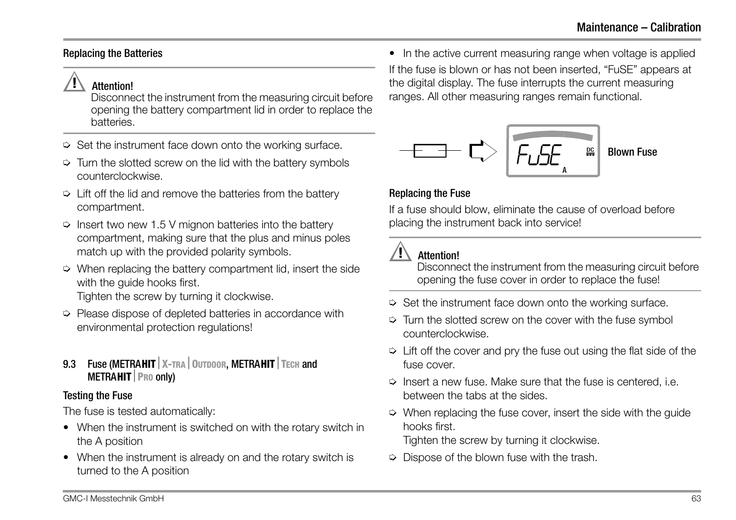### Replacing the Batteries

> **Attention!**
> Disconnect the instrument from the measuring circuit before opening the battery compartment lid in order to replace the batteries.

- ⇨ Set the instrument face down onto the working surface.
- ⇨ Turn the slotted screw on the lid with the battery symbols counterclockwise.
- ⇨ Lift off the lid and remove the batteries from the battery compartment.
- ⇨ Insert two new 1.5 V mignon batteries into the battery compartment, making sure that the plus and minus poles match up with the provided polarity symbols.
- ⇨ When replacing the battery compartment lid, insert the side with the guide hooks first.
  Tighten the screw by turning it clockwise.
- ⇨ Please dispose of depleted batteries in accordance with environmental protection regulations!

## 9.3 Fuse (METRAHIT | X-TRA | OUTDOOR, METRAHIT | TECH and METRAHIT | PRO only)

### Testing the Fuse

The fuse is tested automatically:

- When the instrument is switched on with the rotary switch in the A position
- When the instrument is already on and the rotary switch is turned to the A position
- In the active current measuring range when voltage is applied

If the fuse is blown or has not been inserted, “FuSE” appears at the digital display. The fuse interrupts the current measuring ranges. All other measuring ranges remain functional.

FuSE A DC — Blown Fuse

### Replacing the Fuse

If a fuse should blow, eliminate the cause of overload before placing the instrument back into service!

> **Attention!**
> Disconnect the instrument from the measuring circuit before opening the fuse cover in order to replace the fuse!

- ⇨ Set the instrument face down onto the working surface.
- ⇨ Turn the slotted screw on the cover with the fuse symbol counterclockwise.
- ⇨ Lift off the cover and pry the fuse out using the flat side of the fuse cover.
- ⇨ Insert a new fuse. Make sure that the fuse is centered, i.e. between the tabs at the sides.
- ⇨ When replacing the fuse cover, insert the side with the guide hooks first.
  Tighten the screw by turning it clockwise.
- ⇨ Dispose of the blown fuse with the trash.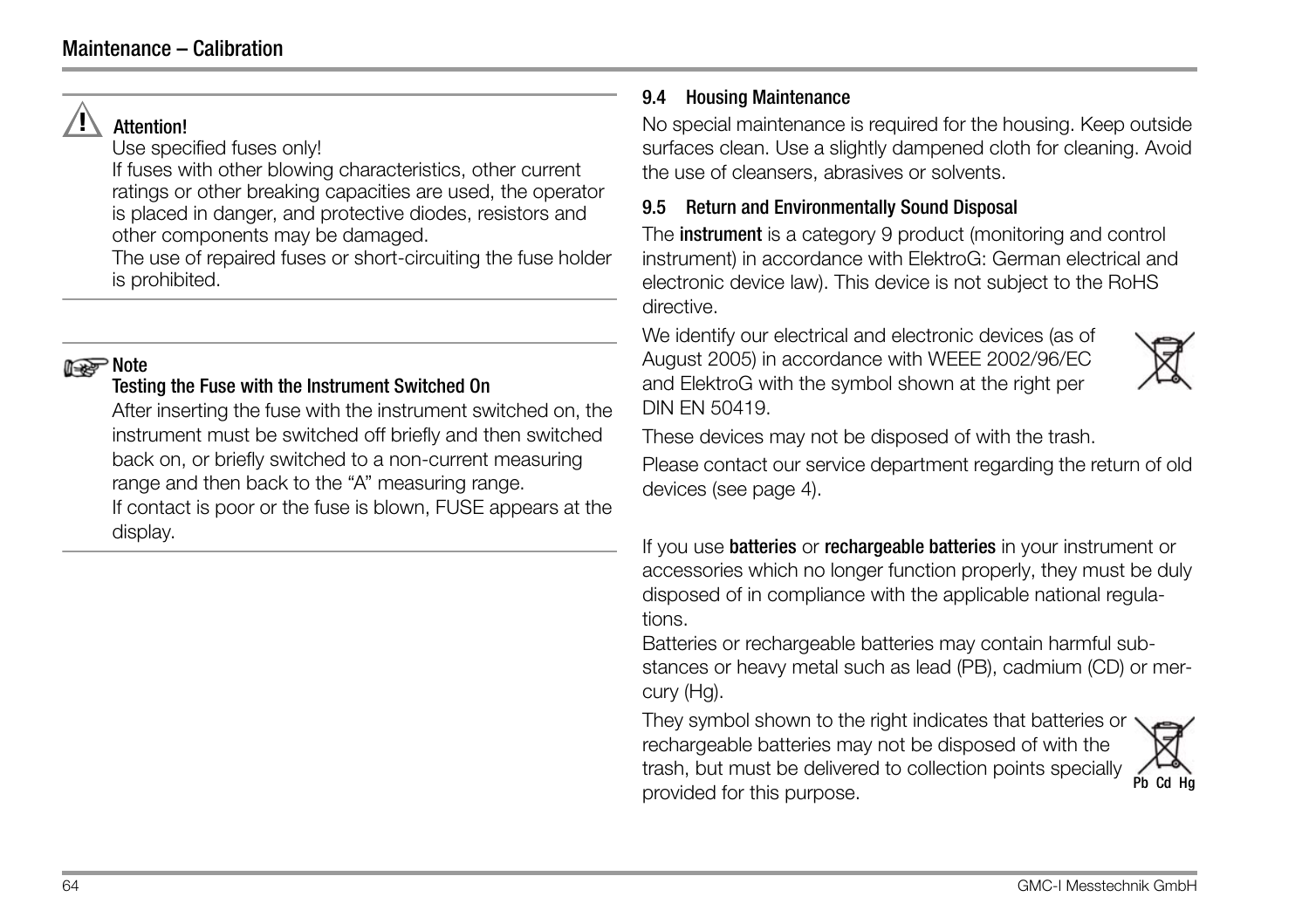**Attention!**

Use specified fuses only!

If fuses with other blowing characteristics, other current ratings or other breaking capacities are used, the operator is placed in danger, and protective diodes, resistors and other components may be damaged.

The use of repaired fuses or short-circuiting the fuse holder is prohibited.

**Note**

**Testing the Fuse with the Instrument Switched On**

After inserting the fuse with the instrument switched on, the instrument must be switched off briefly and then switched back on, or briefly switched to a non-current measuring range and then back to the "A" measuring range.

If contact is poor or the fuse is blown, FUSE appears at the display.

## 9.4 Housing Maintenance

No special maintenance is required for the housing. Keep outside surfaces clean. Use a slightly dampened cloth for cleaning. Avoid the use of cleansers, abrasives or solvents.

## 9.5 Return and Environmentally Sound Disposal

The **instrument** is a category 9 product (monitoring and control instrument) in accordance with ElektroG: German electrical and electronic device law). This device is not subject to the RoHS directive.

We identify our electrical and electronic devices (as of August 2005) in accordance with WEEE 2002/96/EC and ElektroG with the symbol shown at the right per DIN EN 50419.

These devices may not be disposed of with the trash.

Please contact our service department regarding the return of old devices (see page 4).

If you use **batteries** or **rechargeable batteries** in your instrument or accessories which no longer function properly, they must be duly disposed of in compliance with the applicable national regulations.

Batteries or rechargeable batteries may contain harmful substances or heavy metal such as lead (PB), cadmium (CD) or mercury (Hg).

They symbol shown to the right indicates that batteries or rechargeable batteries may not be disposed of with the trash, but must be delivered to collection points specially provided for this purpose.

Pb Cd Hg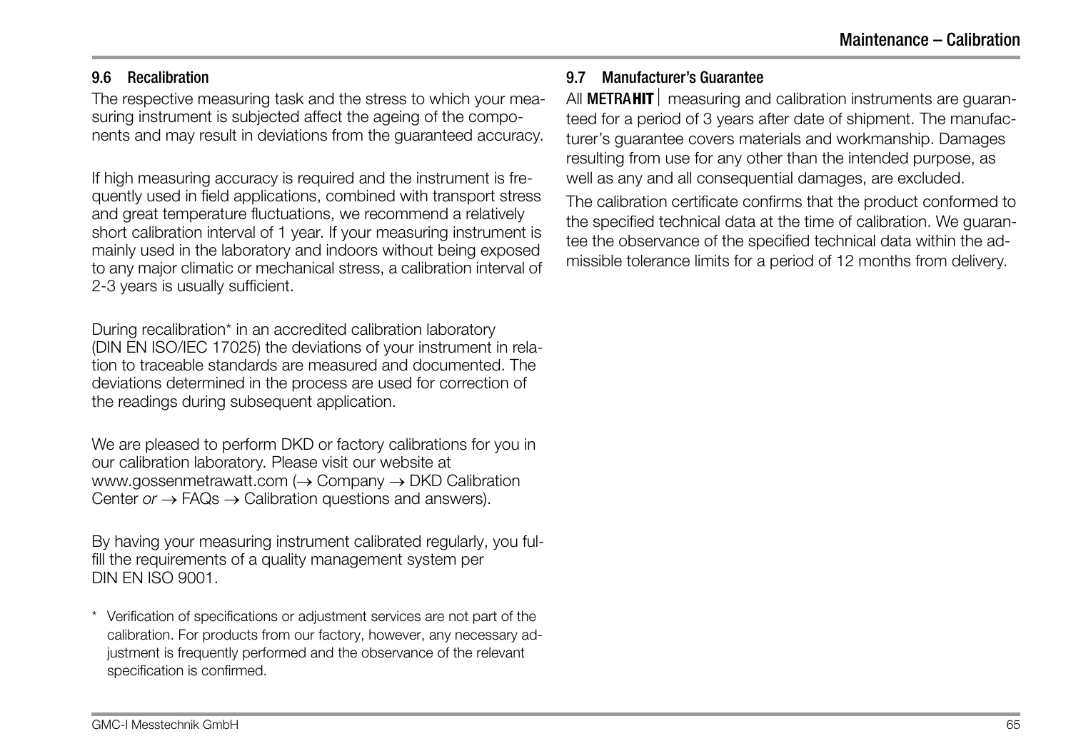## 9.6 Recalibration

The respective measuring task and the stress to which your measuring instrument is subjected affect the ageing of the components and may result in deviations from the guaranteed accuracy.

If high measuring accuracy is required and the instrument is frequently used in field applications, combined with transport stress and great temperature fluctuations, we recommend a relatively short calibration interval of 1 year. If your measuring instrument is mainly used in the laboratory and indoors without being exposed to any major climatic or mechanical stress, a calibration interval of 2-3 years is usually sufficient.

During recalibration* in an accredited calibration laboratory (DIN EN ISO/IEC 17025) the deviations of your instrument in relation to traceable standards are measured and documented. The deviations determined in the process are used for correction of the readings during subsequent application.

We are pleased to perform DKD or factory calibrations for you in our calibration laboratory. Please visit our website at www.gossenmetrawatt.com (→ Company → DKD Calibration Center *or* → FAQs → Calibration questions and answers).

By having your measuring instrument calibrated regularly, you fulfill the requirements of a quality management system per DIN EN ISO 9001.

\* Verification of specifications or adjustment services are not part of the calibration. For products from our factory, however, any necessary adjustment is frequently performed and the observance of the relevant specification is confirmed.

## 9.7 Manufacturer's Guarantee

All **METRAHIT** measuring and calibration instruments are guaranteed for a period of 3 years after date of shipment. The manufacturer's guarantee covers materials and workmanship. Damages resulting from use for any other than the intended purpose, as well as any and all consequential damages, are excluded.

The calibration certificate confirms that the product conformed to the specified technical data at the time of calibration. We guarantee the observance of the specified technical data within the admissible tolerance limits for a period of 12 months from delivery.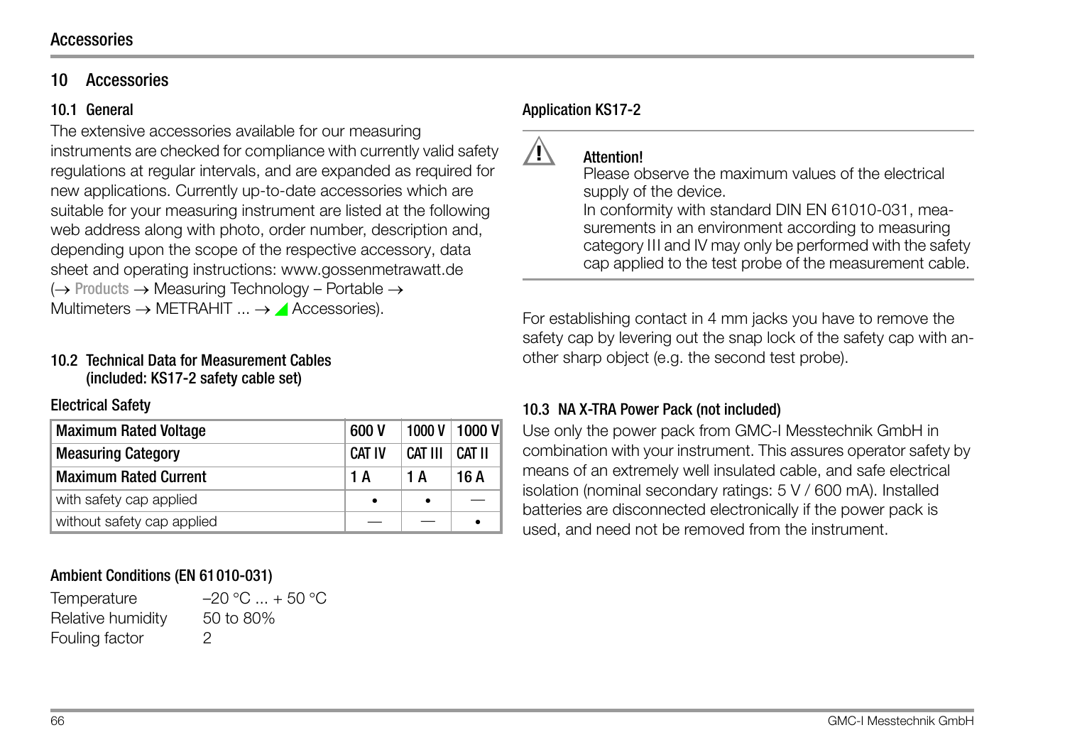# 10 Accessories

## 10.1 General

The extensive accessories available for our measuring instruments are checked for compliance with currently valid safety regulations at regular intervals, and are expanded as required for new applications. Currently up-to-date accessories which are suitable for your measuring instrument are listed at the following web address along with photo, order number, description and, depending upon the scope of the respective accessory, data sheet and operating instructions: www.gossenmetrawatt.de (→ Products → Measuring Technology – Portable → Multimeters → METRAHIT ... → Accessories).

## 10.2 Technical Data for Measurement Cables (included: KS17-2 safety cable set)

### Electrical Safety

| Maximum Rated Voltage | 600 V | 1000 V | 1000 V |
|---|---|---|---|
| **Measuring Category** | **CAT IV** | **CAT III** | **CAT II** |
| **Maximum Rated Current** | **1 A** | **1 A** | **16 A** |
| with safety cap applied | • | • | — |
| without safety cap applied | — | — | • |

### Ambient Conditions (EN 61010-031)

| | |
|---|---|
| Temperature | –20 °C ... + 50 °C |
| Relative humidity | 50 to 80% |
| Fouling factor | 2 |

### Application KS17-2

**Attention!**
Please observe the maximum values of the electrical supply of the device.
In conformity with standard DIN EN 61010-031, measurements in an environment according to measuring category III and IV may only be performed with the safety cap applied to the test probe of the measurement cable.

For establishing contact in 4 mm jacks you have to remove the safety cap by levering out the snap lock of the safety cap with another sharp object (e.g. the second test probe).

## 10.3 NA X-TRA Power Pack (not included)

Use only the power pack from GMC-I Messtechnik GmbH in combination with your instrument. This assures operator safety by means of an extremely well insulated cable, and safe electrical isolation (nominal secondary ratings: 5 V / 600 mA). Installed batteries are disconnected electronically if the power pack is used, and need not be removed from the instrument.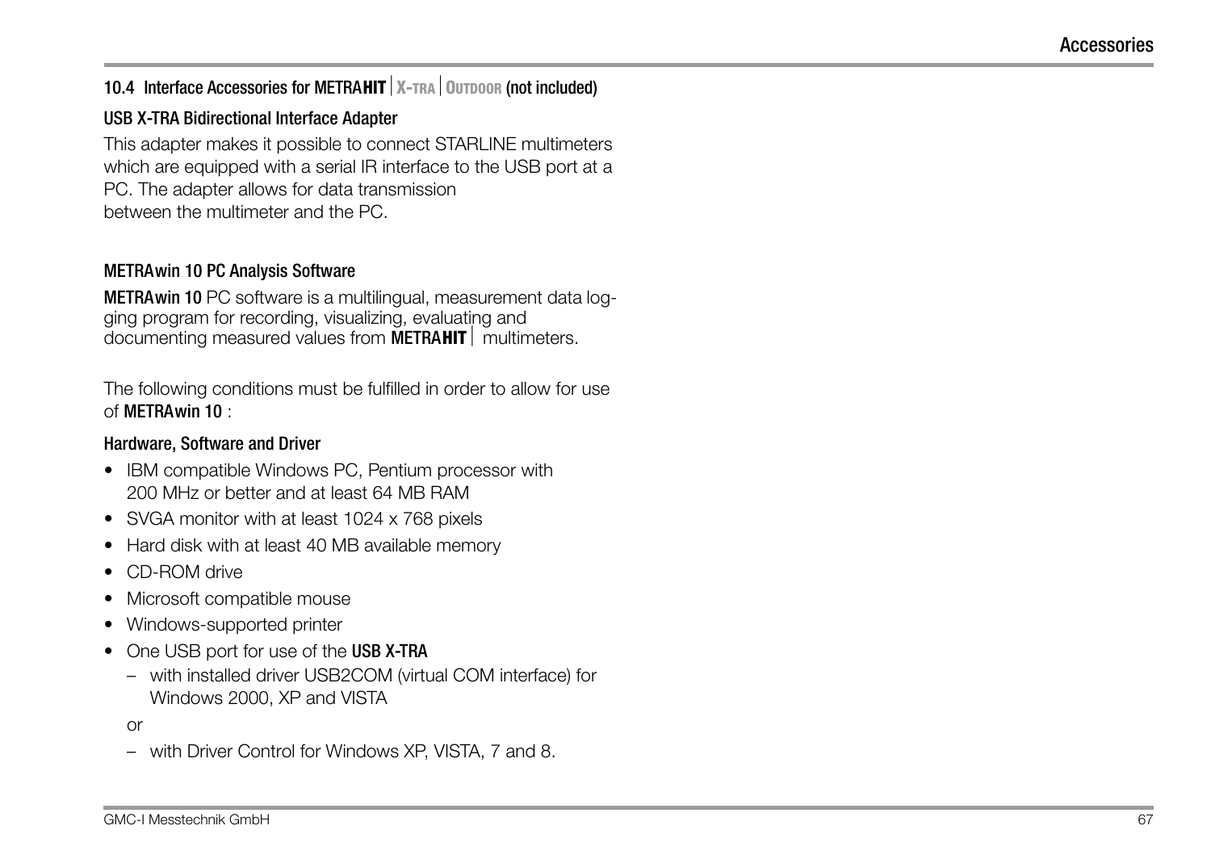## 10.4 Interface Accessories for METRAHIT | X-TRA | OUTDOOR (not included)

### USB X-TRA Bidirectional Interface Adapter

This adapter makes it possible to connect STARLINE multimeters which are equipped with a serial IR interface to the USB port at a PC. The adapter allows for data transmission between the multimeter and the PC.

### METRAwin 10 PC Analysis Software

**METRAwin 10** PC software is a multilingual, measurement data logging program for recording, visualizing, evaluating and documenting measured values from **METRAHIT** multimeters.

The following conditions must be fulfilled in order to allow for use of **METRAwin 10** :

### Hardware, Software and Driver

- IBM compatible Windows PC, Pentium processor with 200 MHz or better and at least 64 MB RAM
- SVGA monitor with at least 1024 x 768 pixels
- Hard disk with at least 40 MB available memory
- CD-ROM drive
- Microsoft compatible mouse
- Windows-supported printer
- One USB port for use of the **USB X-TRA**
  - with installed driver USB2COM (virtual COM interface) for Windows 2000, XP and VISTA

  or

  - with Driver Control for Windows XP, VISTA, 7 and 8.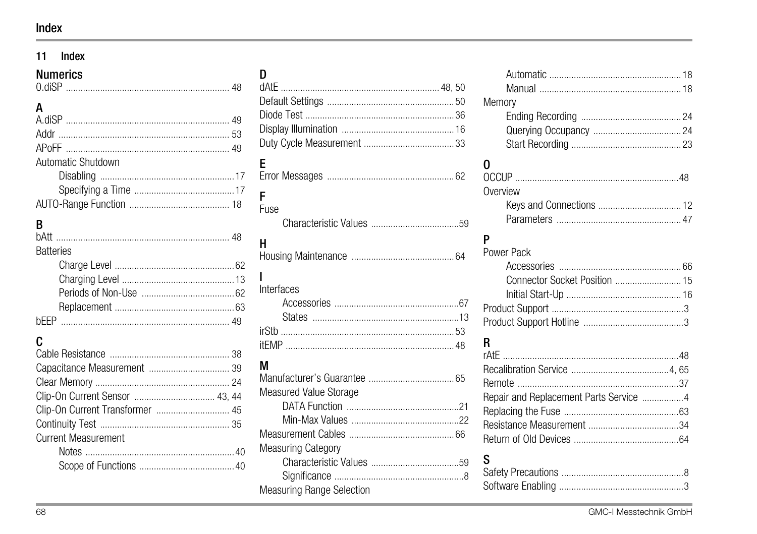# 11 Index

## Numerics

0.diSP ..... 48

## A

A.diSP ..... 49
Addr ..... 53
APoFF ..... 49
Automatic Shutdown
- Disabling ..... 17
- Specifying a Time ..... 17

AUTO-Range Function ..... 18

## B

bAtt ..... 48
Batteries
- Charge Level ..... 62
- Charging Level ..... 13
- Periods of Non-Use ..... 62
- Replacement ..... 63

bEEP ..... 49

## C

Cable Resistance ..... 38
Capacitance Measurement ..... 39
Clear Memory ..... 24
Clip-On Current Sensor ..... 43, 44
Clip-On Current Transformer ..... 45
Continuity Test ..... 35
Current Measurement
- Notes ..... 40
- Scope of Functions ..... 40

## D

dAtE ..... 48, 50
Default Settings ..... 50
Diode Test ..... 36
Display Illumination ..... 16
Duty Cycle Measurement ..... 33

## E

Error Messages ..... 62

## F

Fuse
- Characteristic Values ..... 59

## H

Housing Maintenance ..... 64

## I

Interfaces
- Accessories ..... 67
- States ..... 13

irStb ..... 53
itEMP ..... 48

## M

Manufacturer's Guarantee ..... 65
Measured Value Storage
- DATA Function ..... 21
- Min-Max Values ..... 22

Measurement Cables ..... 66
Measuring Category
- Characteristic Values ..... 59
- Significance ..... 8

Measuring Range Selection
- Automatic ..... 18
- Manual ..... 18

Memory
- Ending Recording ..... 24
- Querying Occupancy ..... 24
- Start Recording ..... 23

## O

OCCUP ..... 48
Overview
- Keys and Connections ..... 12
- Parameters ..... 47

## P

Power Pack
- Accessories ..... 66
- Connector Socket Position ..... 15
- Initial Start-Up ..... 16

Product Support ..... 3
Product Support Hotline ..... 3

## R

rAtE ..... 48
Recalibration Service ..... 4, 65
Remote ..... 37
Repair and Replacement Parts Service ..... 4
Replacing the Fuse ..... 63
Resistance Measurement ..... 34
Return of Old Devices ..... 64

## S

Safety Precautions ..... 8
Software Enabling ..... 3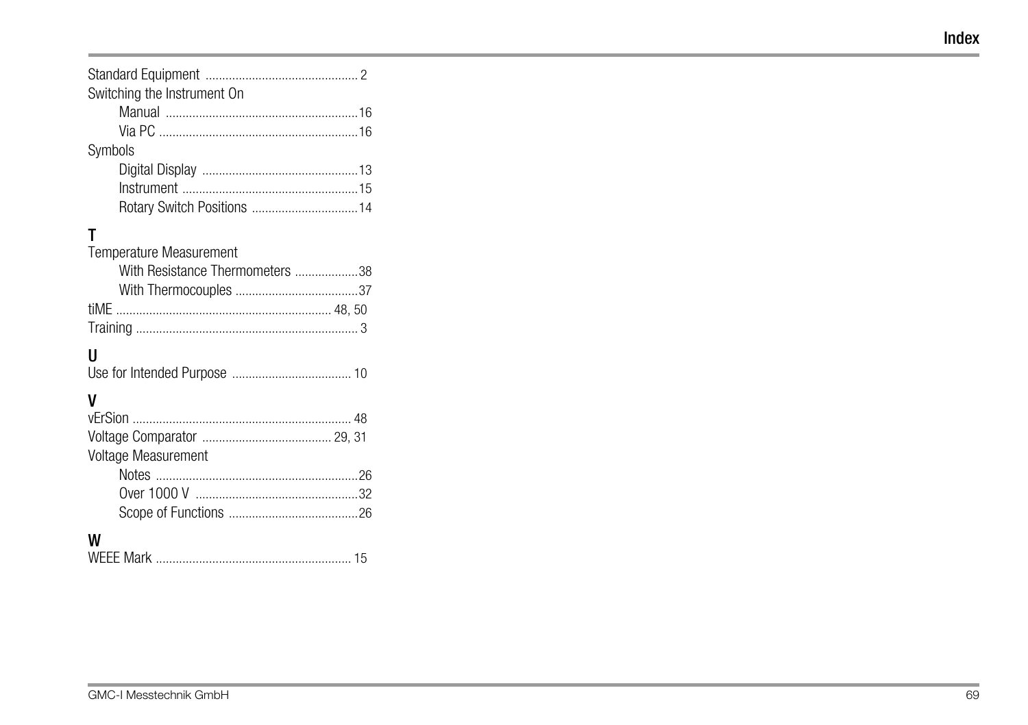Standard Equipment ............................................. 2

Switching the Instrument On

- Manual .........................................................16
- Via PC ...........................................................16

Symbols

- Digital Display ..............................................13
- Instrument ....................................................15
- Rotary Switch Positions ................................14

## T

Temperature Measurement

- With Resistance Thermometers ...................38
- With Thermocouples .....................................37

tiME ................................................................ 48, 50

Training .................................................................. 3

## U

Use for Intended Purpose .................................... 10

## V

vErSion ................................................................. 48

Voltage Comparator ....................................... 29, 31

Voltage Measurement

- Notes ............................................................26
- Over 1000 V ................................................32
- Scope of Functions ......................................26

## W

WEEE Mark .......................................................... 15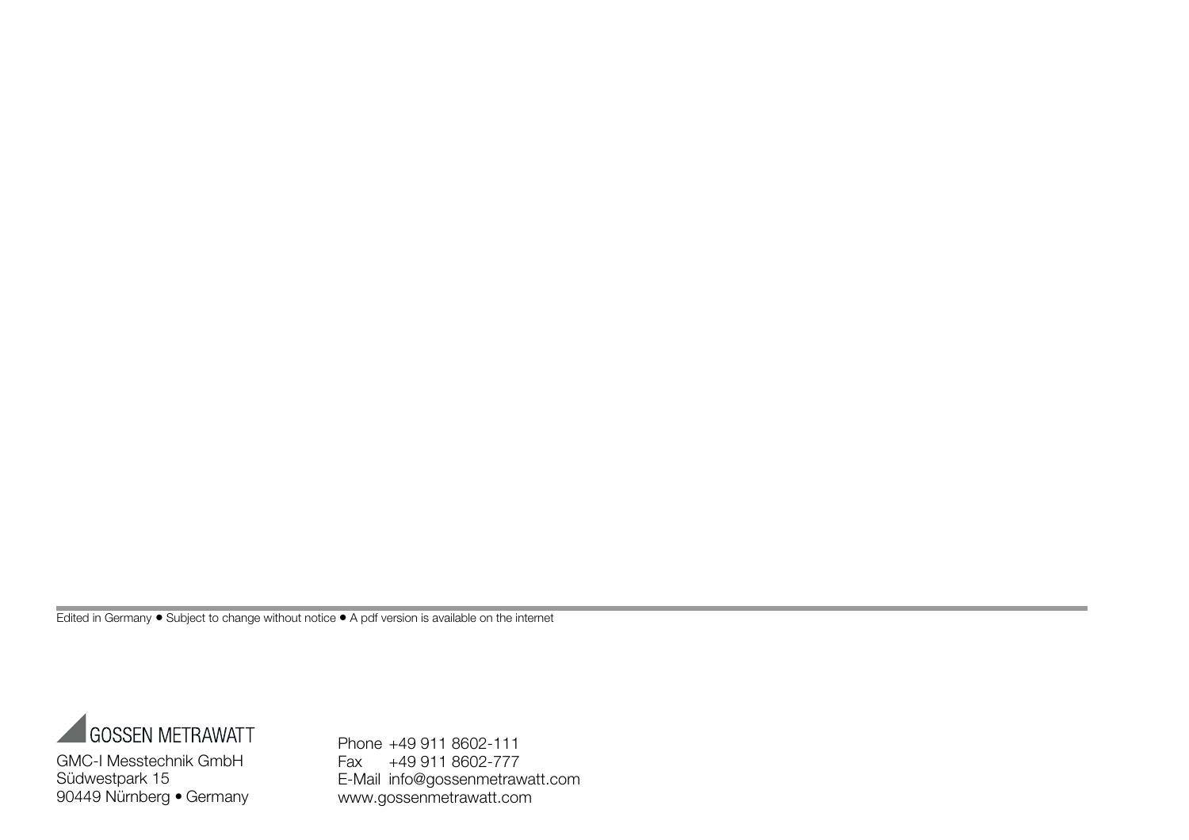Edited in Germany • Subject to change without notice • A pdf version is available on the internet

GOSSEN METRAWATT

GMC-I Messtechnik GmbH
Südwestpark 15
90449 Nürnberg • Germany

Phone +49 911 8602-111
Fax +49 911 8602-777
E-Mail info@gossenmetrawatt.com
www.gossenmetrawatt.com